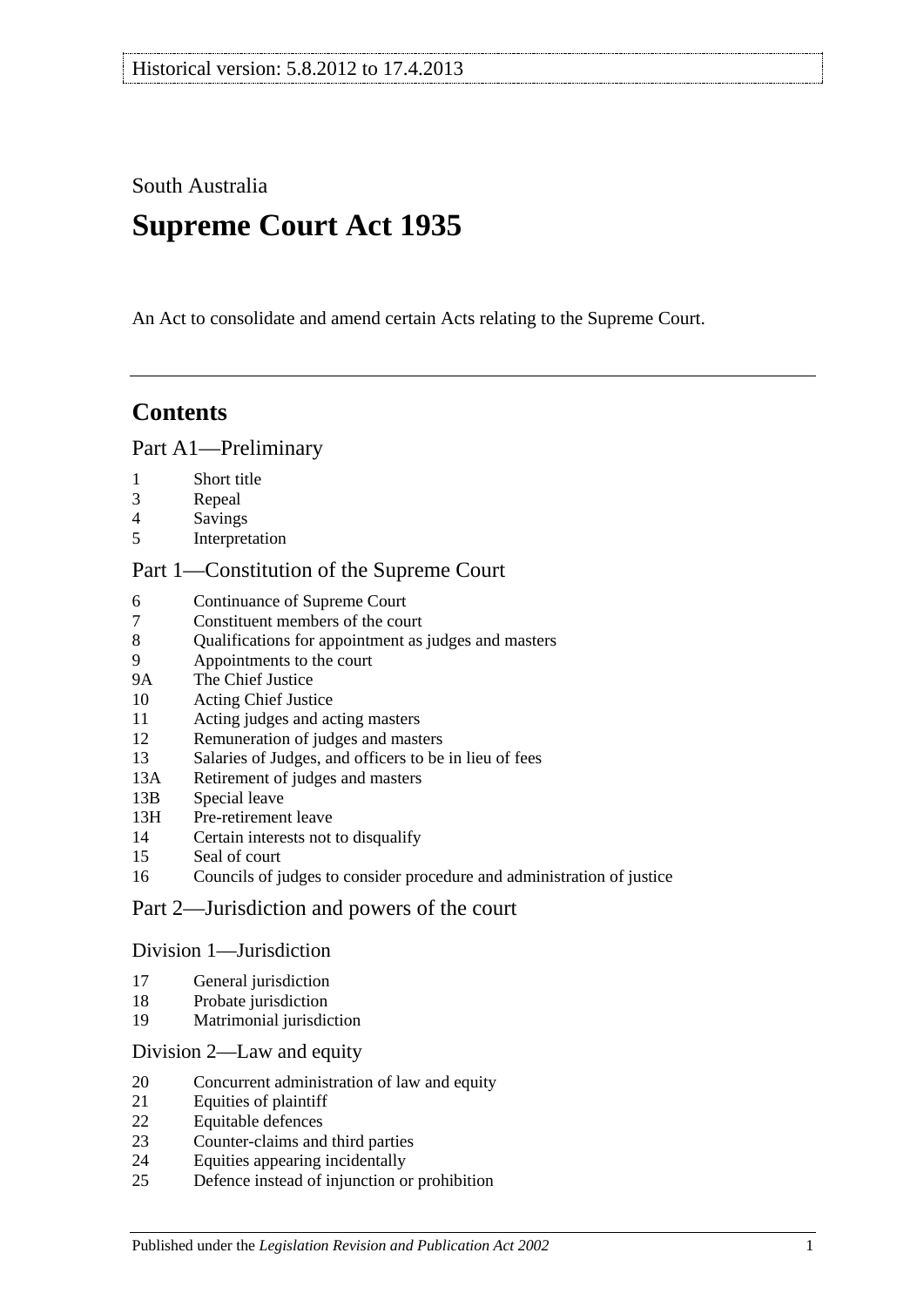Historical version: 5.8.2012 to 17.4.2013

South Australia

# Supreme Court Act 1935

An Act to consolidate and amend certain Acts relating to the Supreme Court.

## Contents

### Part A1—Preliminary

- 1 Short title
- 3 Repeal
- 4 Savings
- 5 Interpretation

### Part 1—Constitution of the Supreme Court

- 6 Continuance of Supreme Court
- 7 Constituent members of the court
- 8 Qualifications for appointment as judges and masters
- 9 Appointments to the court
- 9A The Chief Justice
- 10 Acting Chief Justice
- 11 Acting judges and acting masters
- 12 Remuneration of judges and masters
- 13 Salaries of Judges, and officers to be in lieu of fees
- 13A Retirement of judges and masters
- 13B Special leave
- 13H Pre-retirement leave
- 14 Certain interests not to disqualify
- 15 Seal of court
- 16 Councils of judges to consider procedure and administration of justice

### Part 2—Jurisdiction and powers of the court

#### Division 1—Jurisdiction

- 17 General jurisdiction
- 18 Probate jurisdiction
- 19 Matrimonial jurisdiction

#### Division 2—Law and equity

- 20 Concurrent administration of law and equity
- 21 Equities of plaintiff
- 22 Equitable defences
- 23 Counter-claims and third parties
- 24 Equities appearing incidentally
- 25 Defence instead of injunction or prohibition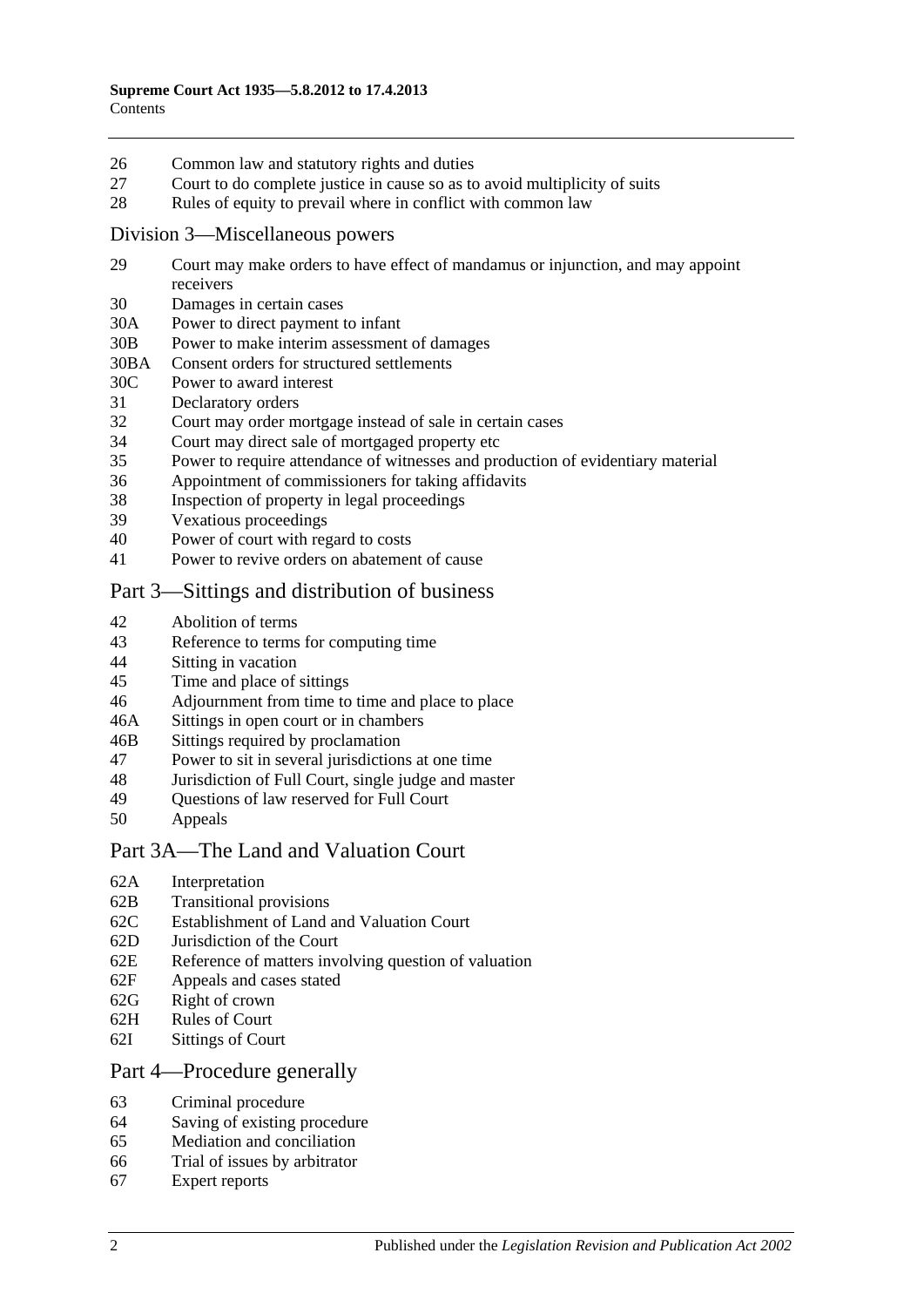26 Common law and statutory rights and duties
27 Court to do complete justice in cause so as to avoid multiplicity of suits
28 Rules of equity to prevail where in conflict with common law

## Division 3—Miscellaneous powers

29 Court may make orders to have effect of mandamus or injunction, and may appoint receivers
30 Damages in certain cases
30A Power to direct payment to infant
30B Power to make interim assessment of damages
30BA Consent orders for structured settlements
30C Power to award interest
31 Declaratory orders
32 Court may order mortgage instead of sale in certain cases
34 Court may direct sale of mortgaged property etc
35 Power to require attendance of witnesses and production of evidentiary material
36 Appointment of commissioners for taking affidavits
38 Inspection of property in legal proceedings
39 Vexatious proceedings
40 Power of court with regard to costs
41 Power to revive orders on abatement of cause

## Part 3—Sittings and distribution of business

42 Abolition of terms
43 Reference to terms for computing time
44 Sitting in vacation
45 Time and place of sittings
46 Adjournment from time to time and place to place
46A Sittings in open court or in chambers
46B Sittings required by proclamation
47 Power to sit in several jurisdictions at one time
48 Jurisdiction of Full Court, single judge and master
49 Questions of law reserved for Full Court
50 Appeals

## Part 3A—The Land and Valuation Court

62A Interpretation
62B Transitional provisions
62C Establishment of Land and Valuation Court
62D Jurisdiction of the Court
62E Reference of matters involving question of valuation
62F Appeals and cases stated
62G Right of crown
62H Rules of Court
62I Sittings of Court

## Part 4—Procedure generally

63 Criminal procedure
64 Saving of existing procedure
65 Mediation and conciliation
66 Trial of issues by arbitrator
67 Expert reports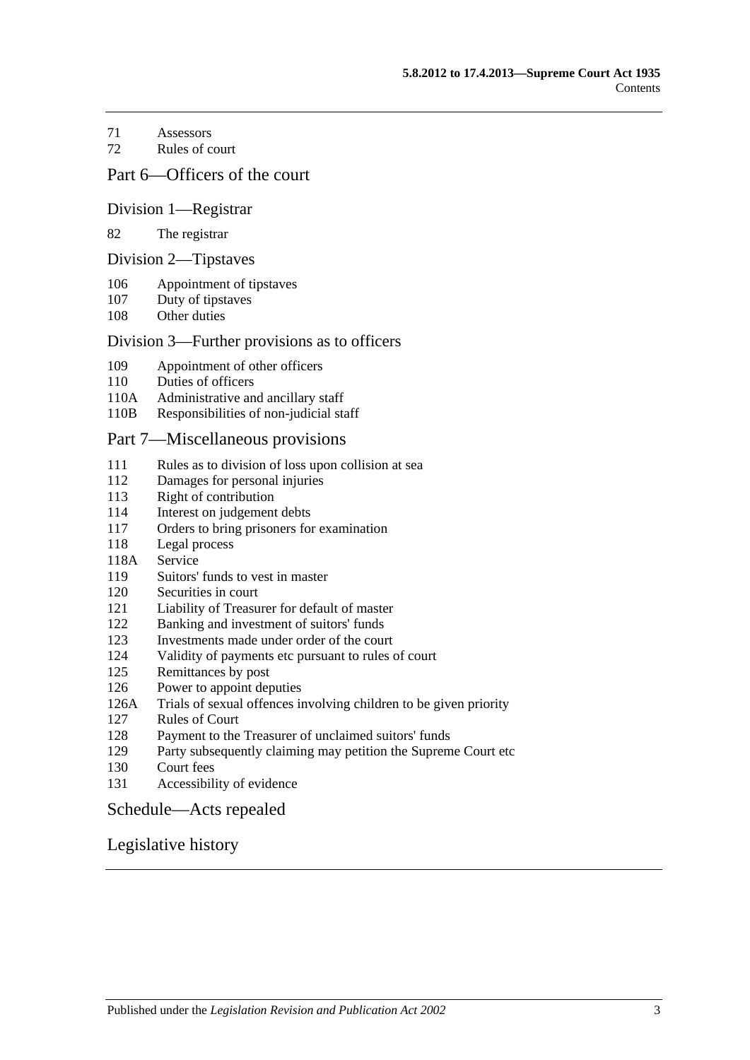71 Assessors
72 Rules of court

## Part 6—Officers of the court

### Division 1—Registrar

82 The registrar

### Division 2—Tipstaves

106 Appointment of tipstaves
107 Duty of tipstaves
108 Other duties

### Division 3—Further provisions as to officers

109 Appointment of other officers
110 Duties of officers
110A Administrative and ancillary staff
110B Responsibilities of non-judicial staff

## Part 7—Miscellaneous provisions

111 Rules as to division of loss upon collision at sea
112 Damages for personal injuries
113 Right of contribution
114 Interest on judgement debts
117 Orders to bring prisoners for examination
118 Legal process
118A Service
119 Suitors' funds to vest in master
120 Securities in court
121 Liability of Treasurer for default of master
122 Banking and investment of suitors' funds
123 Investments made under order of the court
124 Validity of payments etc pursuant to rules of court
125 Remittances by post
126 Power to appoint deputies
126A Trials of sexual offences involving children to be given priority
127 Rules of Court
128 Payment to the Treasurer of unclaimed suitors' funds
129 Party subsequently claiming may petition the Supreme Court etc
130 Court fees
131 Accessibility of evidence

## Schedule—Acts repealed

## Legislative history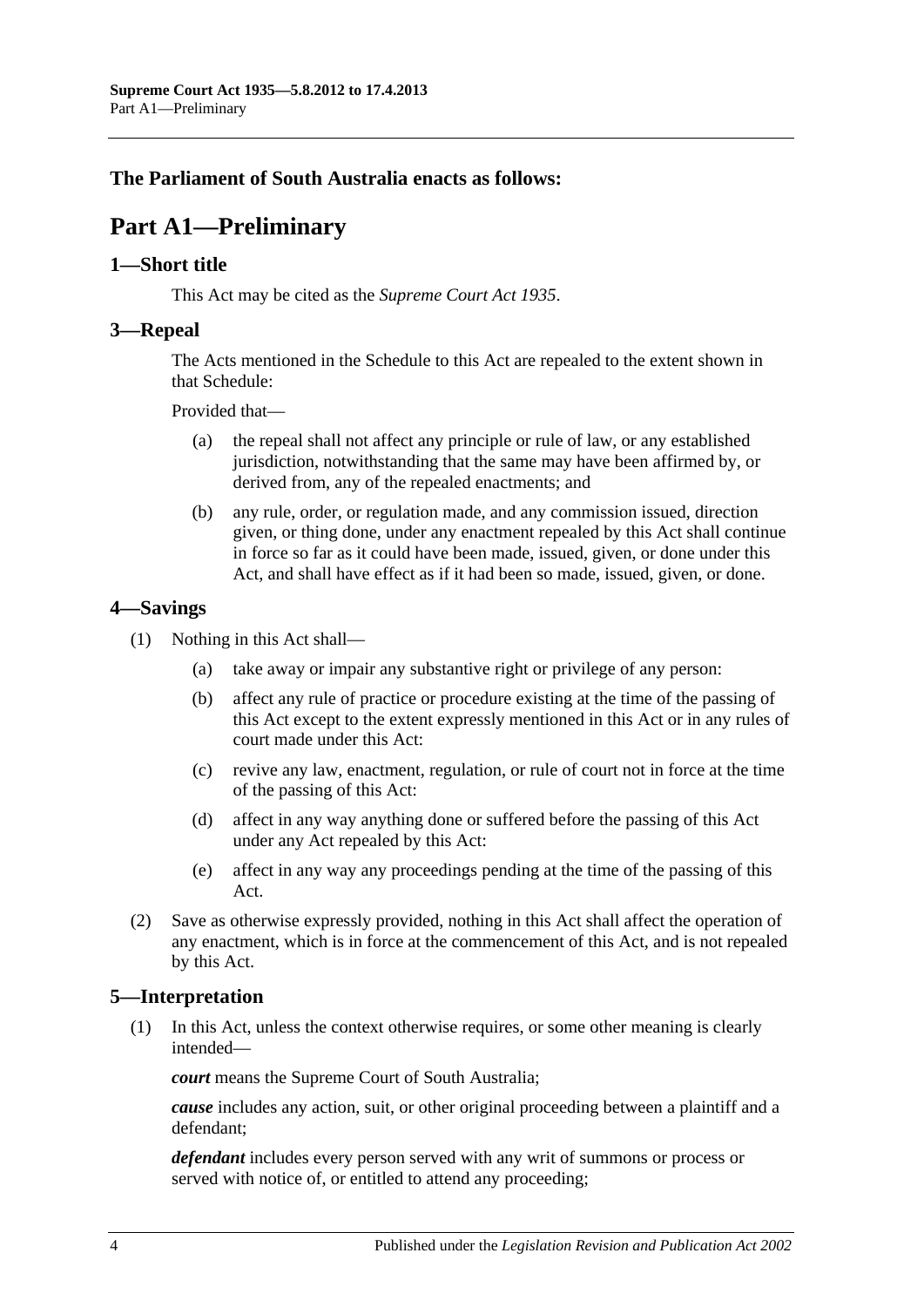**The Parliament of South Australia enacts as follows:**

# Part A1—Preliminary

## 1—Short title

This Act may be cited as the *Supreme Court Act 1935*.

## 3—Repeal

The Acts mentioned in the Schedule to this Act are repealed to the extent shown in that Schedule:

Provided that—

(a) the repeal shall not affect any principle or rule of law, or any established jurisdiction, notwithstanding that the same may have been affirmed by, or derived from, any of the repealed enactments; and

(b) any rule, order, or regulation made, and any commission issued, direction given, or thing done, under any enactment repealed by this Act shall continue in force so far as it could have been made, issued, given, or done under this Act, and shall have effect as if it had been so made, issued, given, or done.

## 4—Savings

(1) Nothing in this Act shall—

(a) take away or impair any substantive right or privilege of any person:

(b) affect any rule of practice or procedure existing at the time of the passing of this Act except to the extent expressly mentioned in this Act or in any rules of court made under this Act:

(c) revive any law, enactment, regulation, or rule of court not in force at the time of the passing of this Act:

(d) affect in any way anything done or suffered before the passing of this Act under any Act repealed by this Act:

(e) affect in any way any proceedings pending at the time of the passing of this Act.

(2) Save as otherwise expressly provided, nothing in this Act shall affect the operation of any enactment, which is in force at the commencement of this Act, and is not repealed by this Act.

## 5—Interpretation

(1) In this Act, unless the context otherwise requires, or some other meaning is clearly intended—

***court*** means the Supreme Court of South Australia;

***cause*** includes any action, suit, or other original proceeding between a plaintiff and a defendant;

***defendant*** includes every person served with any writ of summons or process or served with notice of, or entitled to attend any proceeding;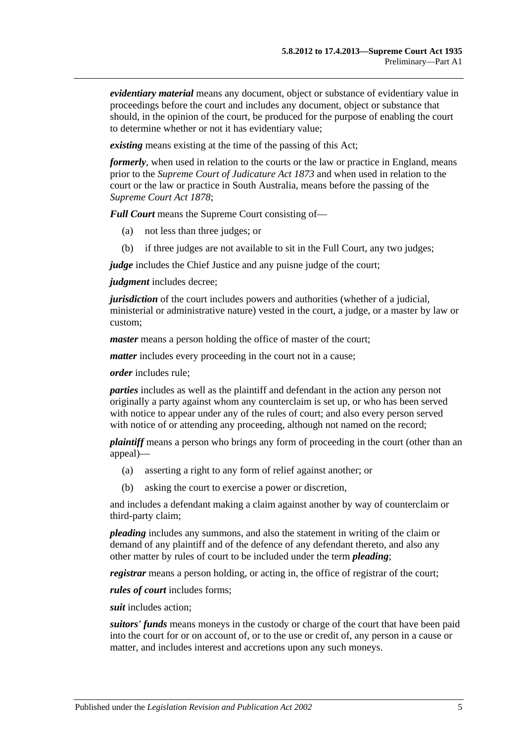***evidentiary material*** means any document, object or substance of evidentiary value in proceedings before the court and includes any document, object or substance that should, in the opinion of the court, be produced for the purpose of enabling the court to determine whether or not it has evidentiary value;

***existing*** means existing at the time of the passing of this Act;

***formerly***, when used in relation to the courts or the law or practice in England, means prior to the *Supreme Court of Judicature Act 1873* and when used in relation to the court or the law or practice in South Australia, means before the passing of the *Supreme Court Act 1878*;

***Full Court*** means the Supreme Court consisting of—

(a) not less than three judges; or

(b) if three judges are not available to sit in the Full Court, any two judges;

***judge*** includes the Chief Justice and any puisne judge of the court;

***judgment*** includes decree;

***jurisdiction*** of the court includes powers and authorities (whether of a judicial, ministerial or administrative nature) vested in the court, a judge, or a master by law or custom;

***master*** means a person holding the office of master of the court;

***matter*** includes every proceeding in the court not in a cause;

***order*** includes rule;

***parties*** includes as well as the plaintiff and defendant in the action any person not originally a party against whom any counterclaim is set up, or who has been served with notice to appear under any of the rules of court; and also every person served with notice of or attending any proceeding, although not named on the record;

***plaintiff*** means a person who brings any form of proceeding in the court (other than an appeal)—

(a) asserting a right to any form of relief against another; or

(b) asking the court to exercise a power or discretion,

and includes a defendant making a claim against another by way of counterclaim or third-party claim;

***pleading*** includes any summons, and also the statement in writing of the claim or demand of any plaintiff and of the defence of any defendant thereto, and also any other matter by rules of court to be included under the term ***pleading***;

***registrar*** means a person holding, or acting in, the office of registrar of the court;

***rules of court*** includes forms;

***suit*** includes action;

***suitors' funds*** means moneys in the custody or charge of the court that have been paid into the court for or on account of, or to the use or credit of, any person in a cause or matter, and includes interest and accretions upon any such moneys.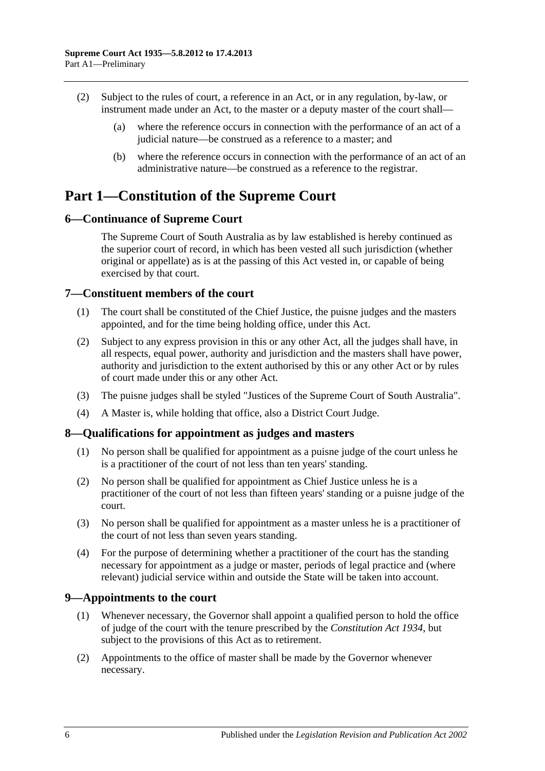(2) Subject to the rules of court, a reference in an Act, or in any regulation, by-law, or instrument made under an Act, to the master or a deputy master of the court shall—

(a) where the reference occurs in connection with the performance of an act of a judicial nature—be construed as a reference to a master; and

(b) where the reference occurs in connection with the performance of an act of an administrative nature—be construed as a reference to the registrar.

# Part 1—Constitution of the Supreme Court

## 6—Continuance of Supreme Court

The Supreme Court of South Australia as by law established is hereby continued as the superior court of record, in which has been vested all such jurisdiction (whether original or appellate) as is at the passing of this Act vested in, or capable of being exercised by that court.

## 7—Constituent members of the court

(1) The court shall be constituted of the Chief Justice, the puisne judges and the masters appointed, and for the time being holding office, under this Act.

(2) Subject to any express provision in this or any other Act, all the judges shall have, in all respects, equal power, authority and jurisdiction and the masters shall have power, authority and jurisdiction to the extent authorised by this or any other Act or by rules of court made under this or any other Act.

(3) The puisne judges shall be styled "Justices of the Supreme Court of South Australia".

(4) A Master is, while holding that office, also a District Court Judge.

## 8—Qualifications for appointment as judges and masters

(1) No person shall be qualified for appointment as a puisne judge of the court unless he is a practitioner of the court of not less than ten years' standing.

(2) No person shall be qualified for appointment as Chief Justice unless he is a practitioner of the court of not less than fifteen years' standing or a puisne judge of the court.

(3) No person shall be qualified for appointment as a master unless he is a practitioner of the court of not less than seven years standing.

(4) For the purpose of determining whether a practitioner of the court has the standing necessary for appointment as a judge or master, periods of legal practice and (where relevant) judicial service within and outside the State will be taken into account.

## 9—Appointments to the court

(1) Whenever necessary, the Governor shall appoint a qualified person to hold the office of judge of the court with the tenure prescribed by the *Constitution Act 1934*, but subject to the provisions of this Act as to retirement.

(2) Appointments to the office of master shall be made by the Governor whenever necessary.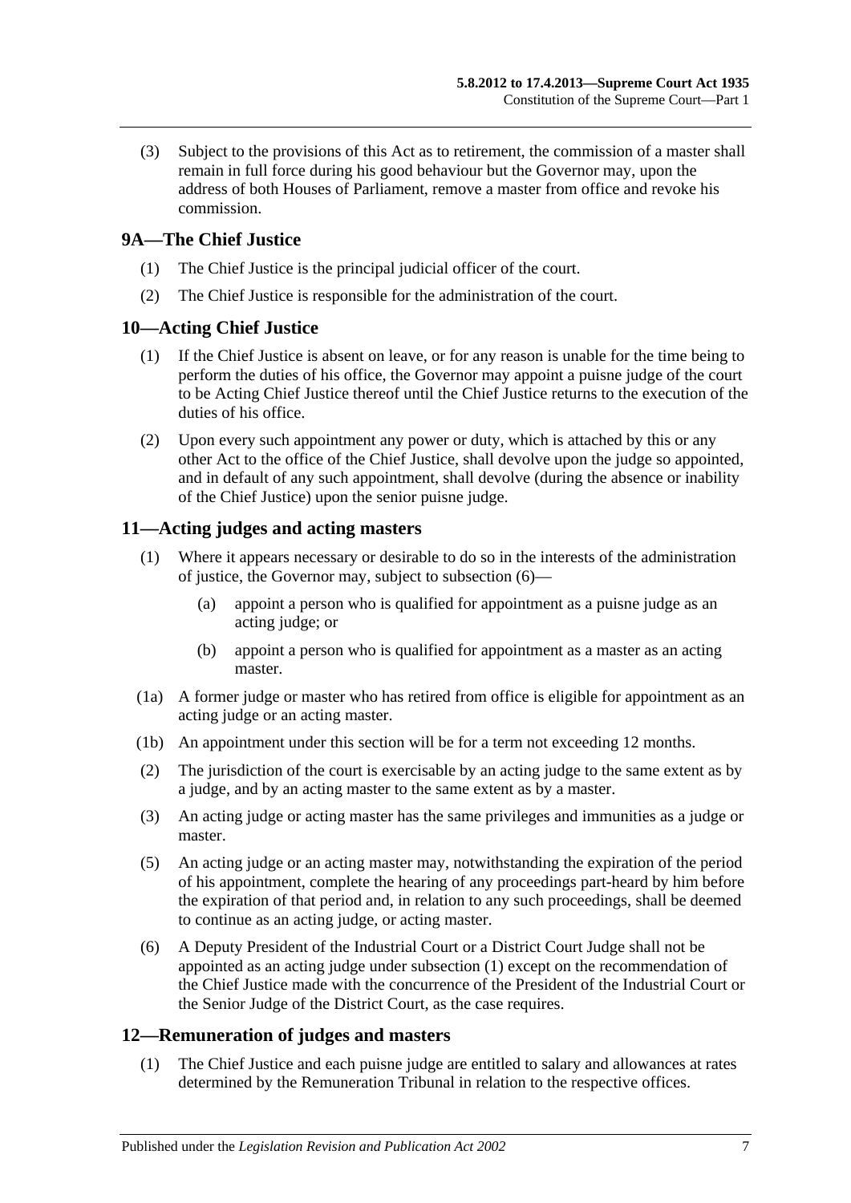(3) Subject to the provisions of this Act as to retirement, the commission of a master shall remain in full force during his good behaviour but the Governor may, upon the address of both Houses of Parliament, remove a master from office and revoke his commission.

## 9A—The Chief Justice

(1) The Chief Justice is the principal judicial officer of the court.

(2) The Chief Justice is responsible for the administration of the court.

## 10—Acting Chief Justice

(1) If the Chief Justice is absent on leave, or for any reason is unable for the time being to perform the duties of his office, the Governor may appoint a puisne judge of the court to be Acting Chief Justice thereof until the Chief Justice returns to the execution of the duties of his office.

(2) Upon every such appointment any power or duty, which is attached by this or any other Act to the office of the Chief Justice, shall devolve upon the judge so appointed, and in default of any such appointment, shall devolve (during the absence or inability of the Chief Justice) upon the senior puisne judge.

## 11—Acting judges and acting masters

(1) Where it appears necessary or desirable to do so in the interests of the administration of justice, the Governor may, subject to subsection (6)—

- (a) appoint a person who is qualified for appointment as a puisne judge as an acting judge; or
- (b) appoint a person who is qualified for appointment as a master as an acting master.

(1a) A former judge or master who has retired from office is eligible for appointment as an acting judge or an acting master.

(1b) An appointment under this section will be for a term not exceeding 12 months.

(2) The jurisdiction of the court is exercisable by an acting judge to the same extent as by a judge, and by an acting master to the same extent as by a master.

(3) An acting judge or acting master has the same privileges and immunities as a judge or master.

(5) An acting judge or an acting master may, notwithstanding the expiration of the period of his appointment, complete the hearing of any proceedings part-heard by him before the expiration of that period and, in relation to any such proceedings, shall be deemed to continue as an acting judge, or acting master.

(6) A Deputy President of the Industrial Court or a District Court Judge shall not be appointed as an acting judge under subsection (1) except on the recommendation of the Chief Justice made with the concurrence of the President of the Industrial Court or the Senior Judge of the District Court, as the case requires.

## 12—Remuneration of judges and masters

(1) The Chief Justice and each puisne judge are entitled to salary and allowances at rates determined by the Remuneration Tribunal in relation to the respective offices.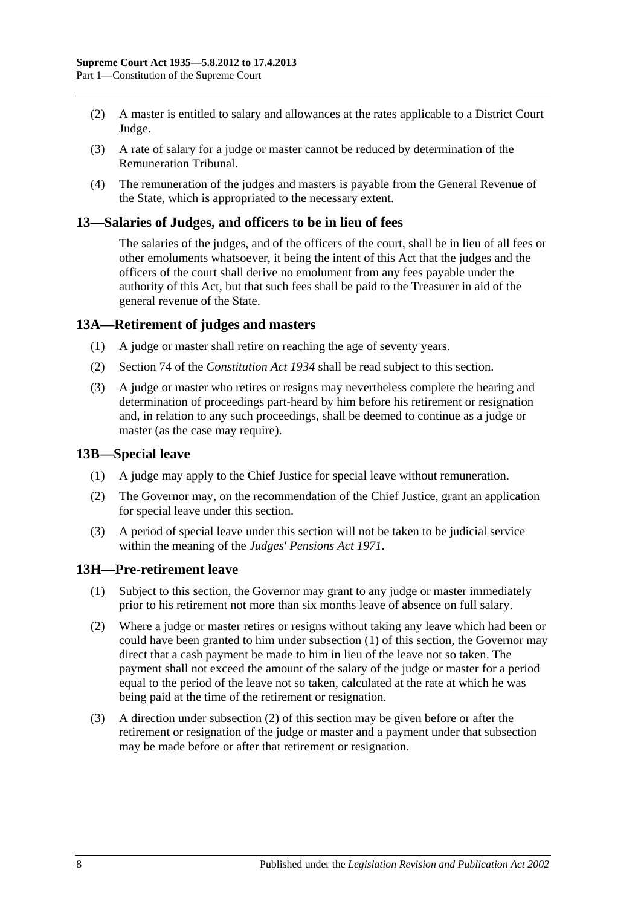(2) A master is entitled to salary and allowances at the rates applicable to a District Court Judge.

(3) A rate of salary for a judge or master cannot be reduced by determination of the Remuneration Tribunal.

(4) The remuneration of the judges and masters is payable from the General Revenue of the State, which is appropriated to the necessary extent.

## 13—Salaries of Judges, and officers to be in lieu of fees

The salaries of the judges, and of the officers of the court, shall be in lieu of all fees or other emoluments whatsoever, it being the intent of this Act that the judges and the officers of the court shall derive no emolument from any fees payable under the authority of this Act, but that such fees shall be paid to the Treasurer in aid of the general revenue of the State.

## 13A—Retirement of judges and masters

(1) A judge or master shall retire on reaching the age of seventy years.

(2) Section 74 of the *Constitution Act 1934* shall be read subject to this section.

(3) A judge or master who retires or resigns may nevertheless complete the hearing and determination of proceedings part-heard by him before his retirement or resignation and, in relation to any such proceedings, shall be deemed to continue as a judge or master (as the case may require).

## 13B—Special leave

(1) A judge may apply to the Chief Justice for special leave without remuneration.

(2) The Governor may, on the recommendation of the Chief Justice, grant an application for special leave under this section.

(3) A period of special leave under this section will not be taken to be judicial service within the meaning of the *Judges' Pensions Act 1971*.

## 13H—Pre-retirement leave

(1) Subject to this section, the Governor may grant to any judge or master immediately prior to his retirement not more than six months leave of absence on full salary.

(2) Where a judge or master retires or resigns without taking any leave which had been or could have been granted to him under subsection (1) of this section, the Governor may direct that a cash payment be made to him in lieu of the leave not so taken. The payment shall not exceed the amount of the salary of the judge or master for a period equal to the period of the leave not so taken, calculated at the rate at which he was being paid at the time of the retirement or resignation.

(3) A direction under subsection (2) of this section may be given before or after the retirement or resignation of the judge or master and a payment under that subsection may be made before or after that retirement or resignation.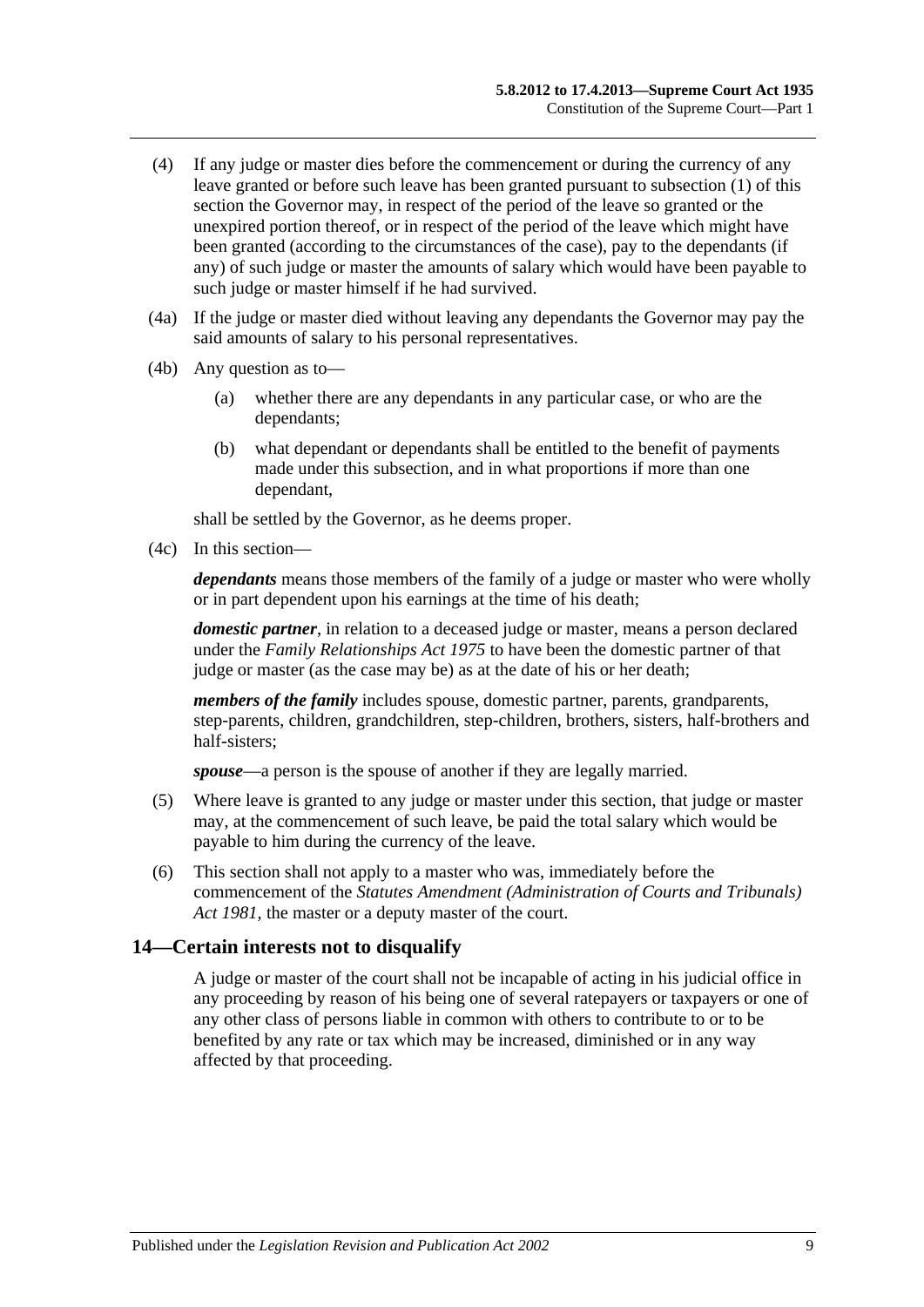(4) If any judge or master dies before the commencement or during the currency of any leave granted or before such leave has been granted pursuant to subsection (1) of this section the Governor may, in respect of the period of the leave so granted or the unexpired portion thereof, or in respect of the period of the leave which might have been granted (according to the circumstances of the case), pay to the dependants (if any) of such judge or master the amounts of salary which would have been payable to such judge or master himself if he had survived.

(4a) If the judge or master died without leaving any dependants the Governor may pay the said amounts of salary to his personal representatives.

(4b) Any question as to—

(a) whether there are any dependants in any particular case, or who are the dependants;

(b) what dependant or dependants shall be entitled to the benefit of payments made under this subsection, and in what proportions if more than one dependant,

shall be settled by the Governor, as he deems proper.

(4c) In this section—

***dependants*** means those members of the family of a judge or master who were wholly or in part dependent upon his earnings at the time of his death;

***domestic partner***, in relation to a deceased judge or master, means a person declared under the *Family Relationships Act 1975* to have been the domestic partner of that judge or master (as the case may be) as at the date of his or her death;

***members of the family*** includes spouse, domestic partner, parents, grandparents, step-parents, children, grandchildren, step-children, brothers, sisters, half-brothers and half-sisters;

***spouse***—a person is the spouse of another if they are legally married.

(5) Where leave is granted to any judge or master under this section, that judge or master may, at the commencement of such leave, be paid the total salary which would be payable to him during the currency of the leave.

(6) This section shall not apply to a master who was, immediately before the commencement of the *Statutes Amendment (Administration of Courts and Tribunals) Act 1981*, the master or a deputy master of the court.

## 14—Certain interests not to disqualify

A judge or master of the court shall not be incapable of acting in his judicial office in any proceeding by reason of his being one of several ratepayers or taxpayers or one of any other class of persons liable in common with others to contribute to or to be benefited by any rate or tax which may be increased, diminished or in any way affected by that proceeding.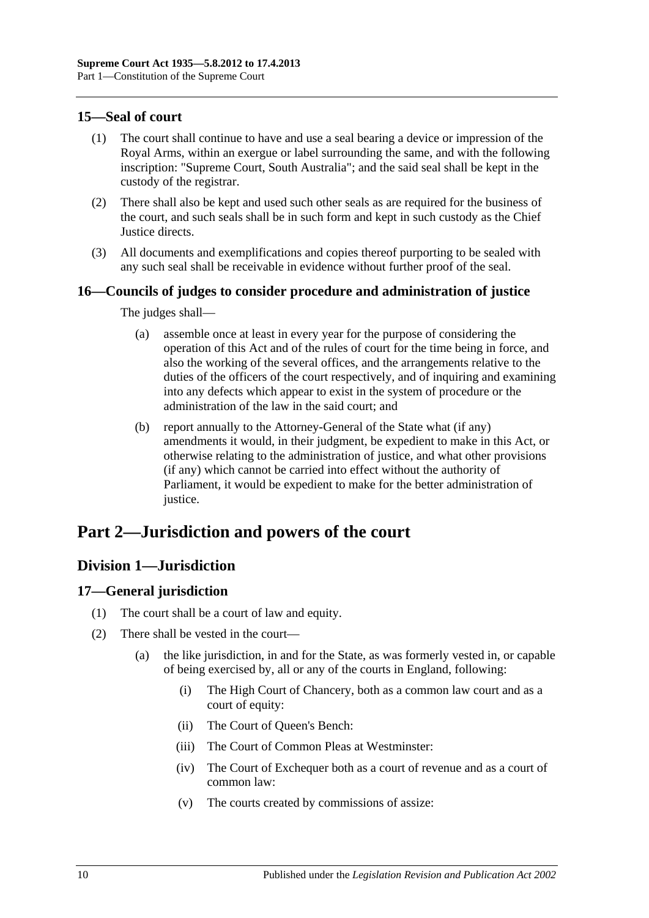### 15—Seal of court

(1) The court shall continue to have and use a seal bearing a device or impression of the Royal Arms, within an exergue or label surrounding the same, and with the following inscription: "Supreme Court, South Australia"; and the said seal shall be kept in the custody of the registrar.

(2) There shall also be kept and used such other seals as are required for the business of the court, and such seals shall be in such form and kept in such custody as the Chief Justice directs.

(3) All documents and exemplifications and copies thereof purporting to be sealed with any such seal shall be receivable in evidence without further proof of the seal.

### 16—Councils of judges to consider procedure and administration of justice

The judges shall—

(a) assemble once at least in every year for the purpose of considering the operation of this Act and of the rules of court for the time being in force, and also the working of the several offices, and the arrangements relative to the duties of the officers of the court respectively, and of inquiring and examining into any defects which appear to exist in the system of procedure or the administration of the law in the said court; and

(b) report annually to the Attorney-General of the State what (if any) amendments it would, in their judgment, be expedient to make in this Act, or otherwise relating to the administration of justice, and what other provisions (if any) which cannot be carried into effect without the authority of Parliament, it would be expedient to make for the better administration of justice.

# Part 2—Jurisdiction and powers of the court

## Division 1—Jurisdiction

### 17—General jurisdiction

(1) The court shall be a court of law and equity.

(2) There shall be vested in the court—

(a) the like jurisdiction, in and for the State, as was formerly vested in, or capable of being exercised by, all or any of the courts in England, following:

(i) The High Court of Chancery, both as a common law court and as a court of equity:

(ii) The Court of Queen's Bench:

(iii) The Court of Common Pleas at Westminster:

(iv) The Court of Exchequer both as a court of revenue and as a court of common law:

(v) The courts created by commissions of assize: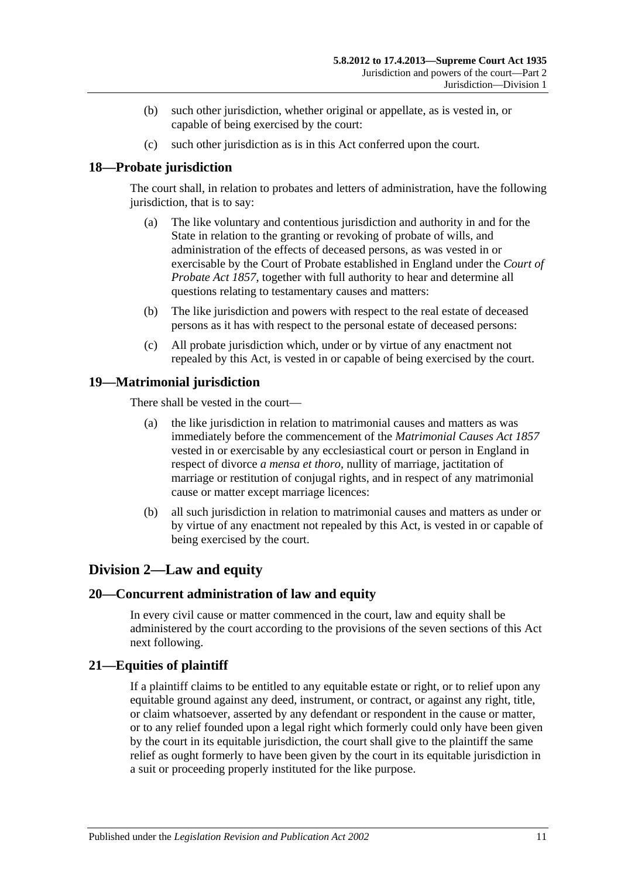(b) such other jurisdiction, whether original or appellate, as is vested in, or capable of being exercised by the court:

(c) such other jurisdiction as is in this Act conferred upon the court.

### 18—Probate jurisdiction

The court shall, in relation to probates and letters of administration, have the following jurisdiction, that is to say:

(a) The like voluntary and contentious jurisdiction and authority in and for the State in relation to the granting or revoking of probate of wills, and administration of the effects of deceased persons, as was vested in or exercisable by the Court of Probate established in England under the *Court of Probate Act 1857*, together with full authority to hear and determine all questions relating to testamentary causes and matters:

(b) The like jurisdiction and powers with respect to the real estate of deceased persons as it has with respect to the personal estate of deceased persons:

(c) All probate jurisdiction which, under or by virtue of any enactment not repealed by this Act, is vested in or capable of being exercised by the court.

### 19—Matrimonial jurisdiction

There shall be vested in the court—

(a) the like jurisdiction in relation to matrimonial causes and matters as was immediately before the commencement of the *Matrimonial Causes Act 1857* vested in or exercisable by any ecclesiastical court or person in England in respect of divorce *a mensa et thoro*, nullity of marriage, jactitation of marriage or restitution of conjugal rights, and in respect of any matrimonial cause or matter except marriage licences:

(b) all such jurisdiction in relation to matrimonial causes and matters as under or by virtue of any enactment not repealed by this Act, is vested in or capable of being exercised by the court.

## Division 2—Law and equity

### 20—Concurrent administration of law and equity

In every civil cause or matter commenced in the court, law and equity shall be administered by the court according to the provisions of the seven sections of this Act next following.

### 21—Equities of plaintiff

If a plaintiff claims to be entitled to any equitable estate or right, or to relief upon any equitable ground against any deed, instrument, or contract, or against any right, title, or claim whatsoever, asserted by any defendant or respondent in the cause or matter, or to any relief founded upon a legal right which formerly could only have been given by the court in its equitable jurisdiction, the court shall give to the plaintiff the same relief as ought formerly to have been given by the court in its equitable jurisdiction in a suit or proceeding properly instituted for the like purpose.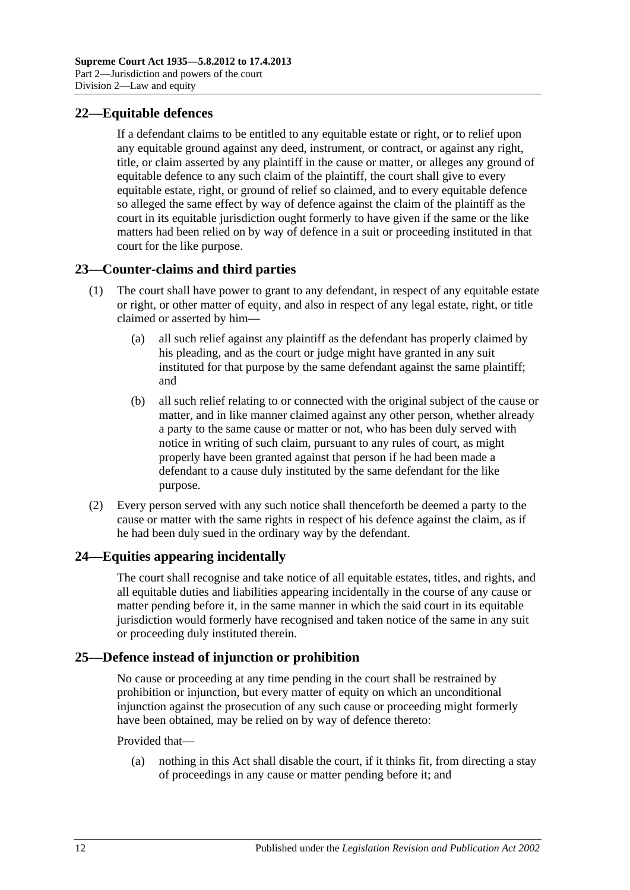## 22—Equitable defences

If a defendant claims to be entitled to any equitable estate or right, or to relief upon any equitable ground against any deed, instrument, or contract, or against any right, title, or claim asserted by any plaintiff in the cause or matter, or alleges any ground of equitable defence to any such claim of the plaintiff, the court shall give to every equitable estate, right, or ground of relief so claimed, and to every equitable defence so alleged the same effect by way of defence against the claim of the plaintiff as the court in its equitable jurisdiction ought formerly to have given if the same or the like matters had been relied on by way of defence in a suit or proceeding instituted in that court for the like purpose.

## 23—Counter-claims and third parties

(1) The court shall have power to grant to any defendant, in respect of any equitable estate or right, or other matter of equity, and also in respect of any legal estate, right, or title claimed or asserted by him—

(a) all such relief against any plaintiff as the defendant has properly claimed by his pleading, and as the court or judge might have granted in any suit instituted for that purpose by the same defendant against the same plaintiff; and

(b) all such relief relating to or connected with the original subject of the cause or matter, and in like manner claimed against any other person, whether already a party to the same cause or matter or not, who has been duly served with notice in writing of such claim, pursuant to any rules of court, as might properly have been granted against that person if he had been made a defendant to a cause duly instituted by the same defendant for the like purpose.

(2) Every person served with any such notice shall thenceforth be deemed a party to the cause or matter with the same rights in respect of his defence against the claim, as if he had been duly sued in the ordinary way by the defendant.

## 24—Equities appearing incidentally

The court shall recognise and take notice of all equitable estates, titles, and rights, and all equitable duties and liabilities appearing incidentally in the course of any cause or matter pending before it, in the same manner in which the said court in its equitable jurisdiction would formerly have recognised and taken notice of the same in any suit or proceeding duly instituted therein.

## 25—Defence instead of injunction or prohibition

No cause or proceeding at any time pending in the court shall be restrained by prohibition or injunction, but every matter of equity on which an unconditional injunction against the prosecution of any such cause or proceeding might formerly have been obtained, may be relied on by way of defence thereto:

Provided that—

(a) nothing in this Act shall disable the court, if it thinks fit, from directing a stay of proceedings in any cause or matter pending before it; and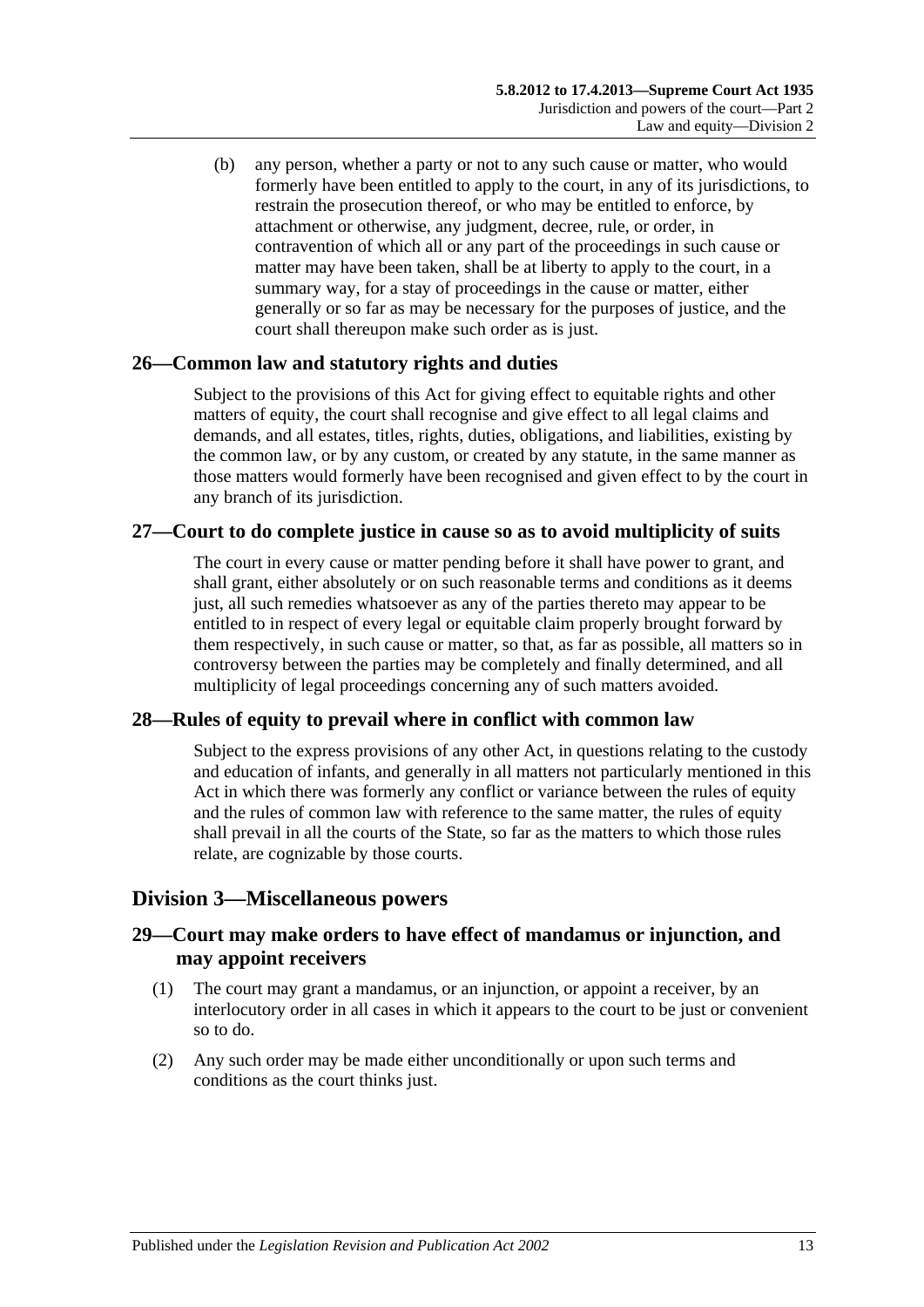(b) any person, whether a party or not to any such cause or matter, who would formerly have been entitled to apply to the court, in any of its jurisdictions, to restrain the prosecution thereof, or who may be entitled to enforce, by attachment or otherwise, any judgment, decree, rule, or order, in contravention of which all or any part of the proceedings in such cause or matter may have been taken, shall be at liberty to apply to the court, in a summary way, for a stay of proceedings in the cause or matter, either generally or so far as may be necessary for the purposes of justice, and the court shall thereupon make such order as is just.

## 26—Common law and statutory rights and duties

Subject to the provisions of this Act for giving effect to equitable rights and other matters of equity, the court shall recognise and give effect to all legal claims and demands, and all estates, titles, rights, duties, obligations, and liabilities, existing by the common law, or by any custom, or created by any statute, in the same manner as those matters would formerly have been recognised and given effect to by the court in any branch of its jurisdiction.

## 27—Court to do complete justice in cause so as to avoid multiplicity of suits

The court in every cause or matter pending before it shall have power to grant, and shall grant, either absolutely or on such reasonable terms and conditions as it deems just, all such remedies whatsoever as any of the parties thereto may appear to be entitled to in respect of every legal or equitable claim properly brought forward by them respectively, in such cause or matter, so that, as far as possible, all matters so in controversy between the parties may be completely and finally determined, and all multiplicity of legal proceedings concerning any of such matters avoided.

## 28—Rules of equity to prevail where in conflict with common law

Subject to the express provisions of any other Act, in questions relating to the custody and education of infants, and generally in all matters not particularly mentioned in this Act in which there was formerly any conflict or variance between the rules of equity and the rules of common law with reference to the same matter, the rules of equity shall prevail in all the courts of the State, so far as the matters to which those rules relate, are cognizable by those courts.

# Division 3—Miscellaneous powers

## 29—Court may make orders to have effect of mandamus or injunction, and may appoint receivers

(1) The court may grant a mandamus, or an injunction, or appoint a receiver, by an interlocutory order in all cases in which it appears to the court to be just or convenient so to do.

(2) Any such order may be made either unconditionally or upon such terms and conditions as the court thinks just.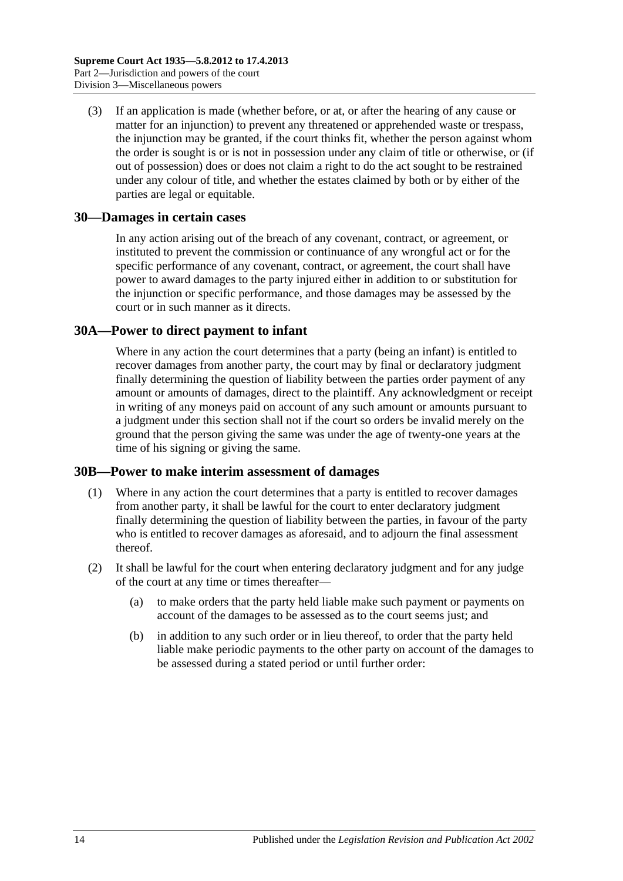(3) If an application is made (whether before, or at, or after the hearing of any cause or matter for an injunction) to prevent any threatened or apprehended waste or trespass, the injunction may be granted, if the court thinks fit, whether the person against whom the order is sought is or is not in possession under any claim of title or otherwise, or (if out of possession) does or does not claim a right to do the act sought to be restrained under any colour of title, and whether the estates claimed by both or by either of the parties are legal or equitable.

## 30—Damages in certain cases

In any action arising out of the breach of any covenant, contract, or agreement, or instituted to prevent the commission or continuance of any wrongful act or for the specific performance of any covenant, contract, or agreement, the court shall have power to award damages to the party injured either in addition to or substitution for the injunction or specific performance, and those damages may be assessed by the court or in such manner as it directs.

## 30A—Power to direct payment to infant

Where in any action the court determines that a party (being an infant) is entitled to recover damages from another party, the court may by final or declaratory judgment finally determining the question of liability between the parties order payment of any amount or amounts of damages, direct to the plaintiff. Any acknowledgment or receipt in writing of any moneys paid on account of any such amount or amounts pursuant to a judgment under this section shall not if the court so orders be invalid merely on the ground that the person giving the same was under the age of twenty-one years at the time of his signing or giving the same.

## 30B—Power to make interim assessment of damages

(1) Where in any action the court determines that a party is entitled to recover damages from another party, it shall be lawful for the court to enter declaratory judgment finally determining the question of liability between the parties, in favour of the party who is entitled to recover damages as aforesaid, and to adjourn the final assessment thereof.

(2) It shall be lawful for the court when entering declaratory judgment and for any judge of the court at any time or times thereafter—

(a) to make orders that the party held liable make such payment or payments on account of the damages to be assessed as to the court seems just; and

(b) in addition to any such order or in lieu thereof, to order that the party held liable make periodic payments to the other party on account of the damages to be assessed during a stated period or until further order: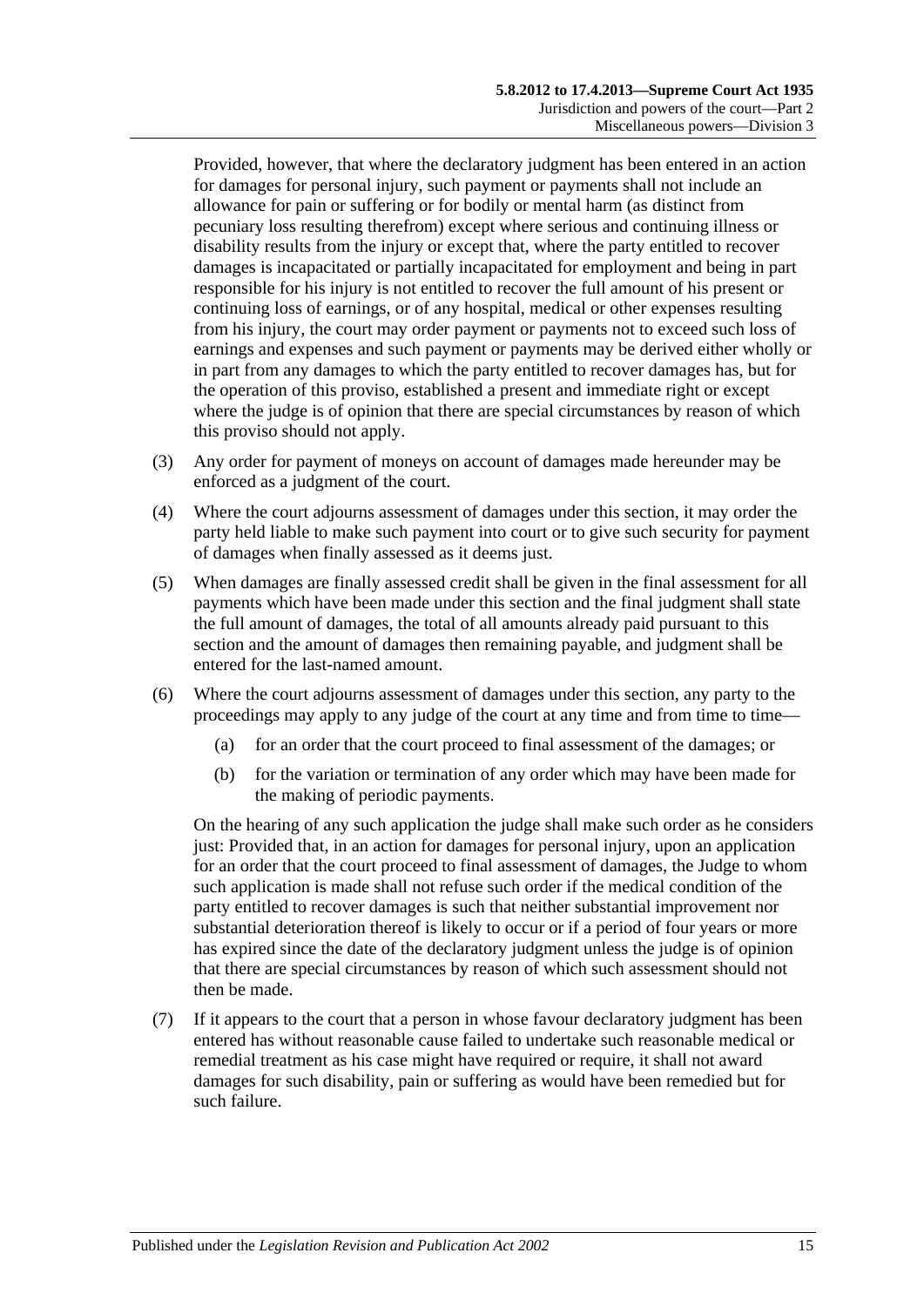Provided, however, that where the declaratory judgment has been entered in an action for damages for personal injury, such payment or payments shall not include an allowance for pain or suffering or for bodily or mental harm (as distinct from pecuniary loss resulting therefrom) except where serious and continuing illness or disability results from the injury or except that, where the party entitled to recover damages is incapacitated or partially incapacitated for employment and being in part responsible for his injury is not entitled to recover the full amount of his present or continuing loss of earnings, or of any hospital, medical or other expenses resulting from his injury, the court may order payment or payments not to exceed such loss of earnings and expenses and such payment or payments may be derived either wholly or in part from any damages to which the party entitled to recover damages has, but for the operation of this proviso, established a present and immediate right or except where the judge is of opinion that there are special circumstances by reason of which this proviso should not apply.

(3) Any order for payment of moneys on account of damages made hereunder may be enforced as a judgment of the court.

(4) Where the court adjourns assessment of damages under this section, it may order the party held liable to make such payment into court or to give such security for payment of damages when finally assessed as it deems just.

(5) When damages are finally assessed credit shall be given in the final assessment for all payments which have been made under this section and the final judgment shall state the full amount of damages, the total of all amounts already paid pursuant to this section and the amount of damages then remaining payable, and judgment shall be entered for the last-named amount.

(6) Where the court adjourns assessment of damages under this section, any party to the proceedings may apply to any judge of the court at any time and from time to time—

(a) for an order that the court proceed to final assessment of the damages; or

(b) for the variation or termination of any order which may have been made for the making of periodic payments.

On the hearing of any such application the judge shall make such order as he considers just: Provided that, in an action for damages for personal injury, upon an application for an order that the court proceed to final assessment of damages, the Judge to whom such application is made shall not refuse such order if the medical condition of the party entitled to recover damages is such that neither substantial improvement nor substantial deterioration thereof is likely to occur or if a period of four years or more has expired since the date of the declaratory judgment unless the judge is of opinion that there are special circumstances by reason of which such assessment should not then be made.

(7) If it appears to the court that a person in whose favour declaratory judgment has been entered has without reasonable cause failed to undertake such reasonable medical or remedial treatment as his case might have required or require, it shall not award damages for such disability, pain or suffering as would have been remedied but for such failure.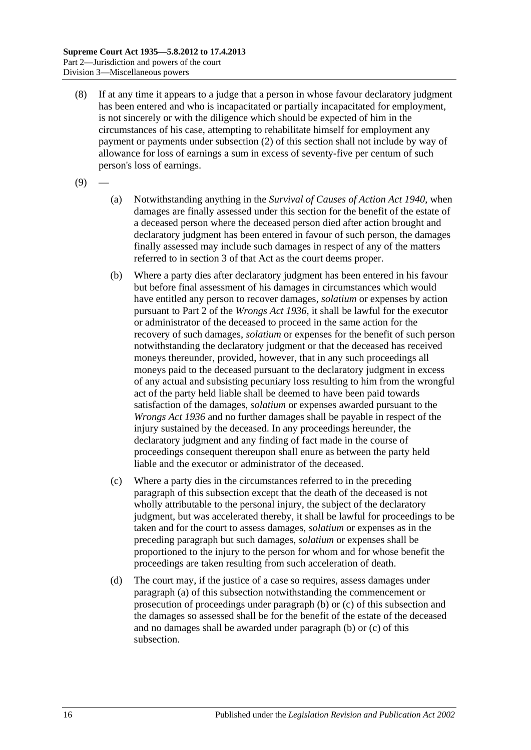(8) If at any time it appears to a judge that a person in whose favour declaratory judgment has been entered and who is incapacitated or partially incapacitated for employment, is not sincerely or with the diligence which should be expected of him in the circumstances of his case, attempting to rehabilitate himself for employment any payment or payments under subsection (2) of this section shall not include by way of allowance for loss of earnings a sum in excess of seventy-five per centum of such person's loss of earnings.

(9) —

(a) Notwithstanding anything in the *Survival of Causes of Action Act 1940*, when damages are finally assessed under this section for the benefit of the estate of a deceased person where the deceased person died after action brought and declaratory judgment has been entered in favour of such person, the damages finally assessed may include such damages in respect of any of the matters referred to in section 3 of that Act as the court deems proper.

(b) Where a party dies after declaratory judgment has been entered in his favour but before final assessment of his damages in circumstances which would have entitled any person to recover damages, *solatium* or expenses by action pursuant to Part 2 of the *Wrongs Act 1936*, it shall be lawful for the executor or administrator of the deceased to proceed in the same action for the recovery of such damages, *solatium* or expenses for the benefit of such person notwithstanding the declaratory judgment or that the deceased has received moneys thereunder, provided, however, that in any such proceedings all moneys paid to the deceased pursuant to the declaratory judgment in excess of any actual and subsisting pecuniary loss resulting to him from the wrongful act of the party held liable shall be deemed to have been paid towards satisfaction of the damages, *solatium* or expenses awarded pursuant to the *Wrongs Act 1936* and no further damages shall be payable in respect of the injury sustained by the deceased. In any proceedings hereunder, the declaratory judgment and any finding of fact made in the course of proceedings consequent thereupon shall enure as between the party held liable and the executor or administrator of the deceased.

(c) Where a party dies in the circumstances referred to in the preceding paragraph of this subsection except that the death of the deceased is not wholly attributable to the personal injury, the subject of the declaratory judgment, but was accelerated thereby, it shall be lawful for proceedings to be taken and for the court to assess damages, *solatium* or expenses as in the preceding paragraph but such damages, *solatium* or expenses shall be proportioned to the injury to the person for whom and for whose benefit the proceedings are taken resulting from such acceleration of death.

(d) The court may, if the justice of a case so requires, assess damages under paragraph (a) of this subsection notwithstanding the commencement or prosecution of proceedings under paragraph (b) or (c) of this subsection and the damages so assessed shall be for the benefit of the estate of the deceased and no damages shall be awarded under paragraph (b) or (c) of this subsection.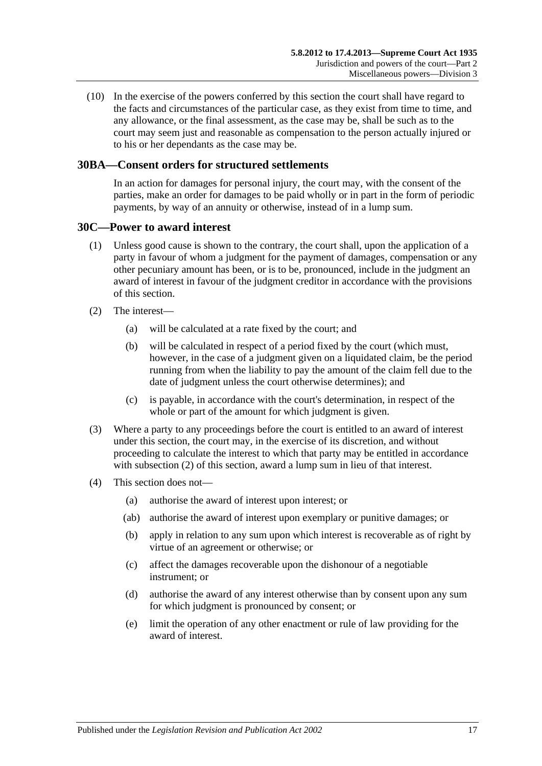(10) In the exercise of the powers conferred by this section the court shall have regard to the facts and circumstances of the particular case, as they exist from time to time, and any allowance, or the final assessment, as the case may be, shall be such as to the court may seem just and reasonable as compensation to the person actually injured or to his or her dependants as the case may be.

## 30BA—Consent orders for structured settlements

In an action for damages for personal injury, the court may, with the consent of the parties, make an order for damages to be paid wholly or in part in the form of periodic payments, by way of an annuity or otherwise, instead of in a lump sum.

## 30C—Power to award interest

(1) Unless good cause is shown to the contrary, the court shall, upon the application of a party in favour of whom a judgment for the payment of damages, compensation or any other pecuniary amount has been, or is to be, pronounced, include in the judgment an award of interest in favour of the judgment creditor in accordance with the provisions of this section.

(2) The interest—

- (a) will be calculated at a rate fixed by the court; and
- (b) will be calculated in respect of a period fixed by the court (which must, however, in the case of a judgment given on a liquidated claim, be the period running from when the liability to pay the amount of the claim fell due to the date of judgment unless the court otherwise determines); and
- (c) is payable, in accordance with the court's determination, in respect of the whole or part of the amount for which judgment is given.

(3) Where a party to any proceedings before the court is entitled to an award of interest under this section, the court may, in the exercise of its discretion, and without proceeding to calculate the interest to which that party may be entitled in accordance with subsection (2) of this section, award a lump sum in lieu of that interest.

(4) This section does not—

- (a) authorise the award of interest upon interest; or
- (ab) authorise the award of interest upon exemplary or punitive damages; or
- (b) apply in relation to any sum upon which interest is recoverable as of right by virtue of an agreement or otherwise; or
- (c) affect the damages recoverable upon the dishonour of a negotiable instrument; or
- (d) authorise the award of any interest otherwise than by consent upon any sum for which judgment is pronounced by consent; or
- (e) limit the operation of any other enactment or rule of law providing for the award of interest.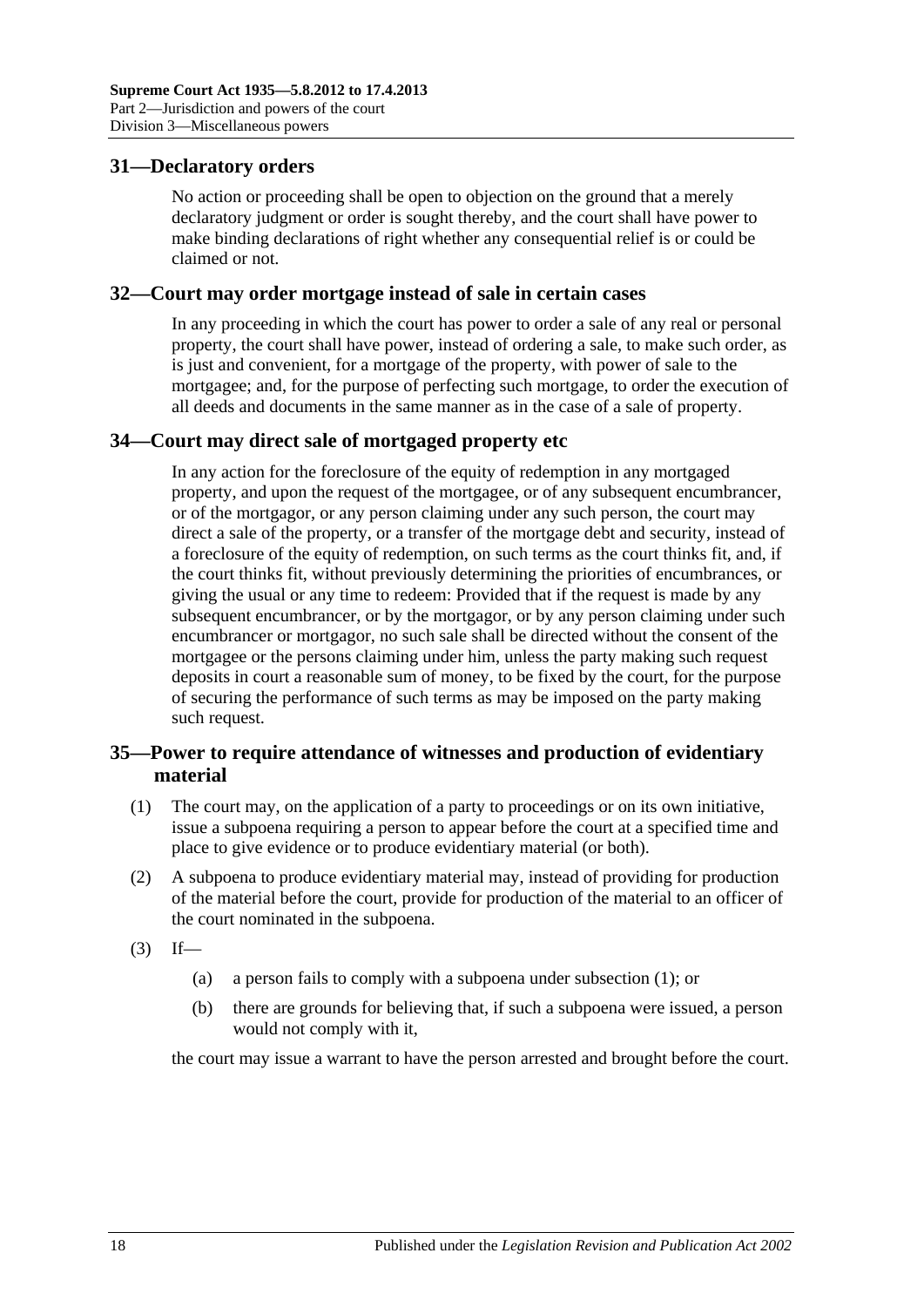## 31—Declaratory orders

No action or proceeding shall be open to objection on the ground that a merely declaratory judgment or order is sought thereby, and the court shall have power to make binding declarations of right whether any consequential relief is or could be claimed or not.

## 32—Court may order mortgage instead of sale in certain cases

In any proceeding in which the court has power to order a sale of any real or personal property, the court shall have power, instead of ordering a sale, to make such order, as is just and convenient, for a mortgage of the property, with power of sale to the mortgagee; and, for the purpose of perfecting such mortgage, to order the execution of all deeds and documents in the same manner as in the case of a sale of property.

## 34—Court may direct sale of mortgaged property etc

In any action for the foreclosure of the equity of redemption in any mortgaged property, and upon the request of the mortgagee, or of any subsequent encumbrancer, or of the mortgagor, or any person claiming under any such person, the court may direct a sale of the property, or a transfer of the mortgage debt and security, instead of a foreclosure of the equity of redemption, on such terms as the court thinks fit, and, if the court thinks fit, without previously determining the priorities of encumbrances, or giving the usual or any time to redeem: Provided that if the request is made by any subsequent encumbrancer, or by the mortgagor, or by any person claiming under such encumbrancer or mortgagor, no such sale shall be directed without the consent of the mortgagee or the persons claiming under him, unless the party making such request deposits in court a reasonable sum of money, to be fixed by the court, for the purpose of securing the performance of such terms as may be imposed on the party making such request.

## 35—Power to require attendance of witnesses and production of evidentiary material

(1) The court may, on the application of a party to proceedings or on its own initiative, issue a subpoena requiring a person to appear before the court at a specified time and place to give evidence or to produce evidentiary material (or both).

(2) A subpoena to produce evidentiary material may, instead of providing for production of the material before the court, provide for production of the material to an officer of the court nominated in the subpoena.

(3) If—

(a) a person fails to comply with a subpoena under subsection (1); or

(b) there are grounds for believing that, if such a subpoena were issued, a person would not comply with it,

the court may issue a warrant to have the person arrested and brought before the court.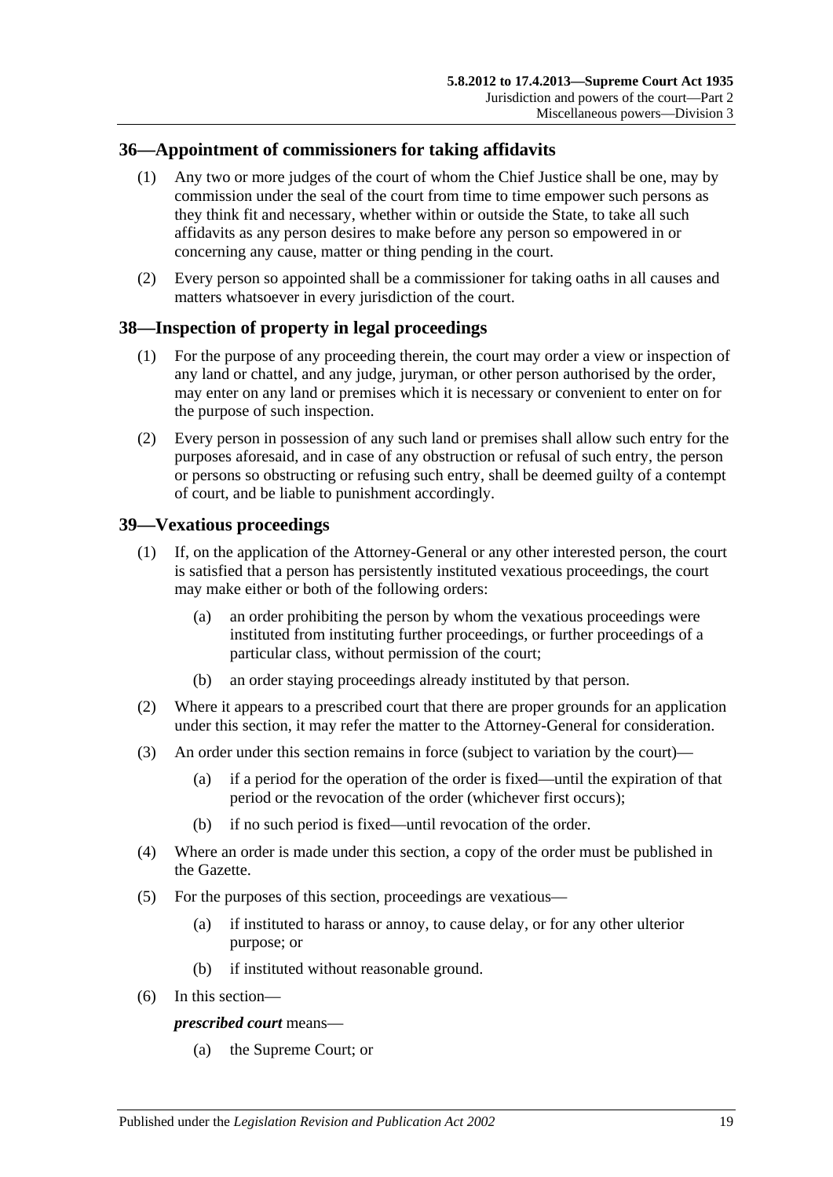## 36—Appointment of commissioners for taking affidavits

(1) Any two or more judges of the court of whom the Chief Justice shall be one, may by commission under the seal of the court from time to time empower such persons as they think fit and necessary, whether within or outside the State, to take all such affidavits as any person desires to make before any person so empowered in or concerning any cause, matter or thing pending in the court.

(2) Every person so appointed shall be a commissioner for taking oaths in all causes and matters whatsoever in every jurisdiction of the court.

## 38—Inspection of property in legal proceedings

(1) For the purpose of any proceeding therein, the court may order a view or inspection of any land or chattel, and any judge, juryman, or other person authorised by the order, may enter on any land or premises which it is necessary or convenient to enter on for the purpose of such inspection.

(2) Every person in possession of any such land or premises shall allow such entry for the purposes aforesaid, and in case of any obstruction or refusal of such entry, the person or persons so obstructing or refusing such entry, shall be deemed guilty of a contempt of court, and be liable to punishment accordingly.

## 39—Vexatious proceedings

(1) If, on the application of the Attorney-General or any other interested person, the court is satisfied that a person has persistently instituted vexatious proceedings, the court may make either or both of the following orders:

(a) an order prohibiting the person by whom the vexatious proceedings were instituted from instituting further proceedings, or further proceedings of a particular class, without permission of the court;

(b) an order staying proceedings already instituted by that person.

(2) Where it appears to a prescribed court that there are proper grounds for an application under this section, it may refer the matter to the Attorney-General for consideration.

(3) An order under this section remains in force (subject to variation by the court)—

(a) if a period for the operation of the order is fixed—until the expiration of that period or the revocation of the order (whichever first occurs);

(b) if no such period is fixed—until revocation of the order.

(4) Where an order is made under this section, a copy of the order must be published in the Gazette.

(5) For the purposes of this section, proceedings are vexatious—

(a) if instituted to harass or annoy, to cause delay, or for any other ulterior purpose; or

(b) if instituted without reasonable ground.

(6) In this section—

***prescribed court*** means—

(a) the Supreme Court; or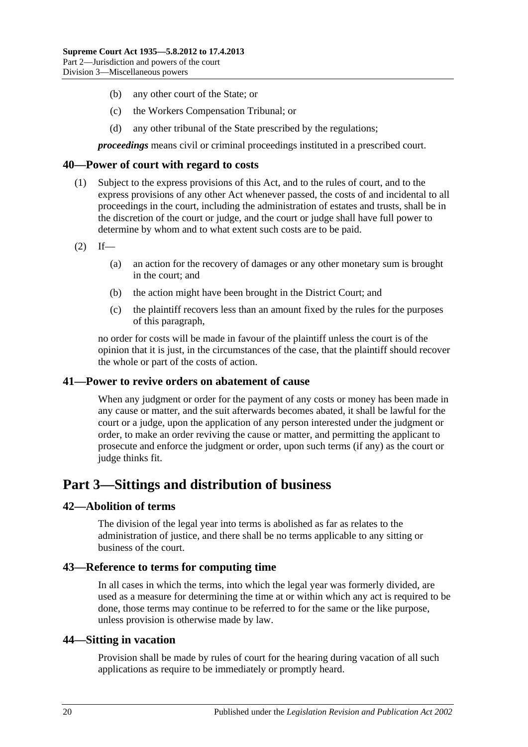(b) any other court of the State; or

(c) the Workers Compensation Tribunal; or

(d) any other tribunal of the State prescribed by the regulations;

***proceedings*** means civil or criminal proceedings instituted in a prescribed court.

### 40—Power of court with regard to costs

(1) Subject to the express provisions of this Act, and to the rules of court, and to the express provisions of any other Act whenever passed, the costs of and incidental to all proceedings in the court, including the administration of estates and trusts, shall be in the discretion of the court or judge, and the court or judge shall have full power to determine by whom and to what extent such costs are to be paid.

(2) If—

(a) an action for the recovery of damages or any other monetary sum is brought in the court; and

(b) the action might have been brought in the District Court; and

(c) the plaintiff recovers less than an amount fixed by the rules for the purposes of this paragraph,

no order for costs will be made in favour of the plaintiff unless the court is of the opinion that it is just, in the circumstances of the case, that the plaintiff should recover the whole or part of the costs of action.

### 41—Power to revive orders on abatement of cause

When any judgment or order for the payment of any costs or money has been made in any cause or matter, and the suit afterwards becomes abated, it shall be lawful for the court or a judge, upon the application of any person interested under the judgment or order, to make an order reviving the cause or matter, and permitting the applicant to prosecute and enforce the judgment or order, upon such terms (if any) as the court or judge thinks fit.

## Part 3—Sittings and distribution of business

### 42—Abolition of terms

The division of the legal year into terms is abolished as far as relates to the administration of justice, and there shall be no terms applicable to any sitting or business of the court.

### 43—Reference to terms for computing time

In all cases in which the terms, into which the legal year was formerly divided, are used as a measure for determining the time at or within which any act is required to be done, those terms may continue to be referred to for the same or the like purpose, unless provision is otherwise made by law.

### 44—Sitting in vacation

Provision shall be made by rules of court for the hearing during vacation of all such applications as require to be immediately or promptly heard.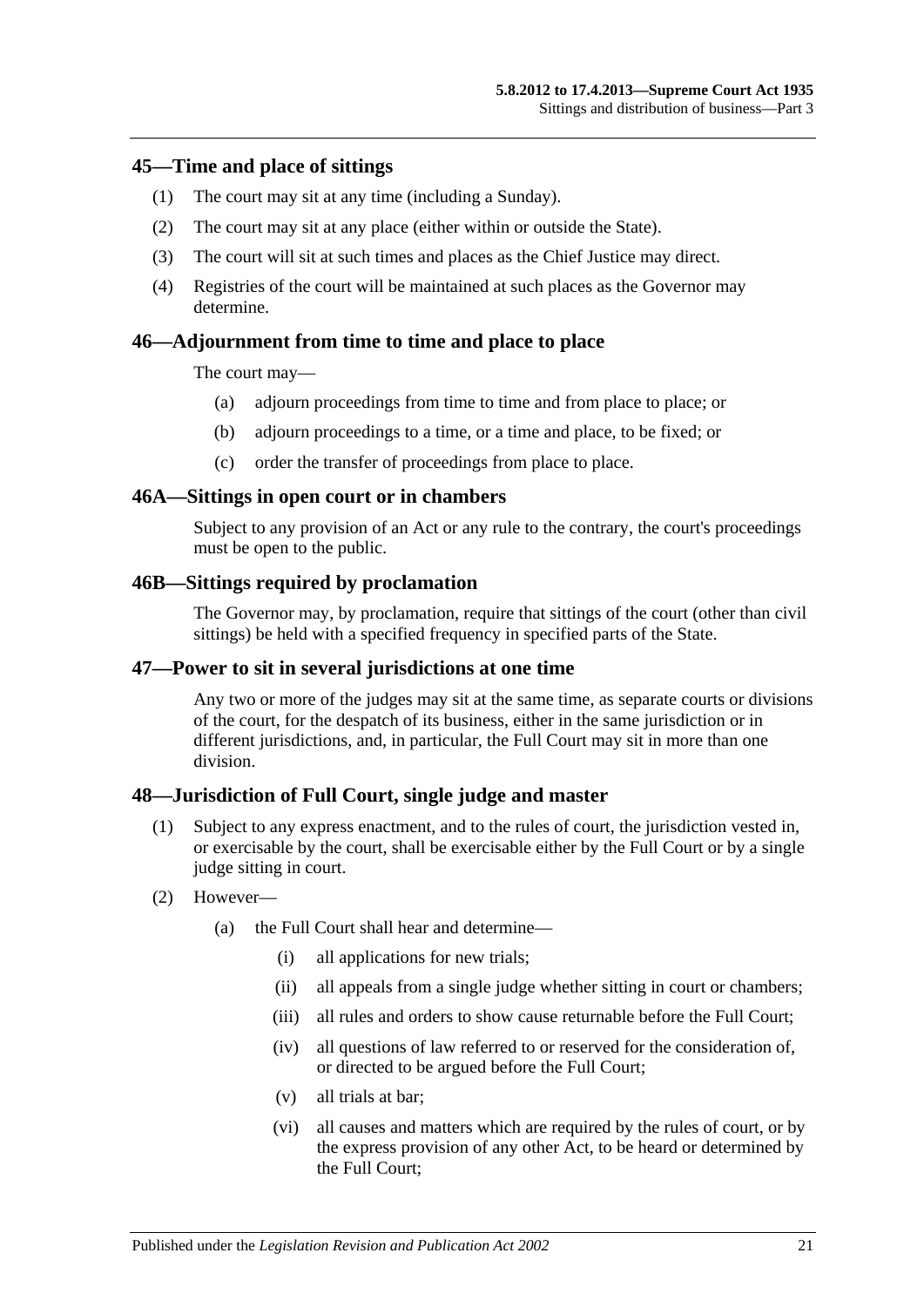## 45—Time and place of sittings

(1) The court may sit at any time (including a Sunday).

(2) The court may sit at any place (either within or outside the State).

(3) The court will sit at such times and places as the Chief Justice may direct.

(4) Registries of the court will be maintained at such places as the Governor may determine.

## 46—Adjournment from time to time and place to place

The court may—

- (a) adjourn proceedings from time to time and from place to place; or
- (b) adjourn proceedings to a time, or a time and place, to be fixed; or
- (c) order the transfer of proceedings from place to place.

## 46A—Sittings in open court or in chambers

Subject to any provision of an Act or any rule to the contrary, the court's proceedings must be open to the public.

## 46B—Sittings required by proclamation

The Governor may, by proclamation, require that sittings of the court (other than civil sittings) be held with a specified frequency in specified parts of the State.

## 47—Power to sit in several jurisdictions at one time

Any two or more of the judges may sit at the same time, as separate courts or divisions of the court, for the despatch of its business, either in the same jurisdiction or in different jurisdictions, and, in particular, the Full Court may sit in more than one division.

## 48—Jurisdiction of Full Court, single judge and master

(1) Subject to any express enactment, and to the rules of court, the jurisdiction vested in, or exercisable by the court, shall be exercisable either by the Full Court or by a single judge sitting in court.

(2) However—

- (a) the Full Court shall hear and determine—
  - (i) all applications for new trials;
  - (ii) all appeals from a single judge whether sitting in court or chambers;
  - (iii) all rules and orders to show cause returnable before the Full Court;
  - (iv) all questions of law referred to or reserved for the consideration of, or directed to be argued before the Full Court;
  - (v) all trials at bar;
  - (vi) all causes and matters which are required by the rules of court, or by the express provision of any other Act, to be heard or determined by the Full Court;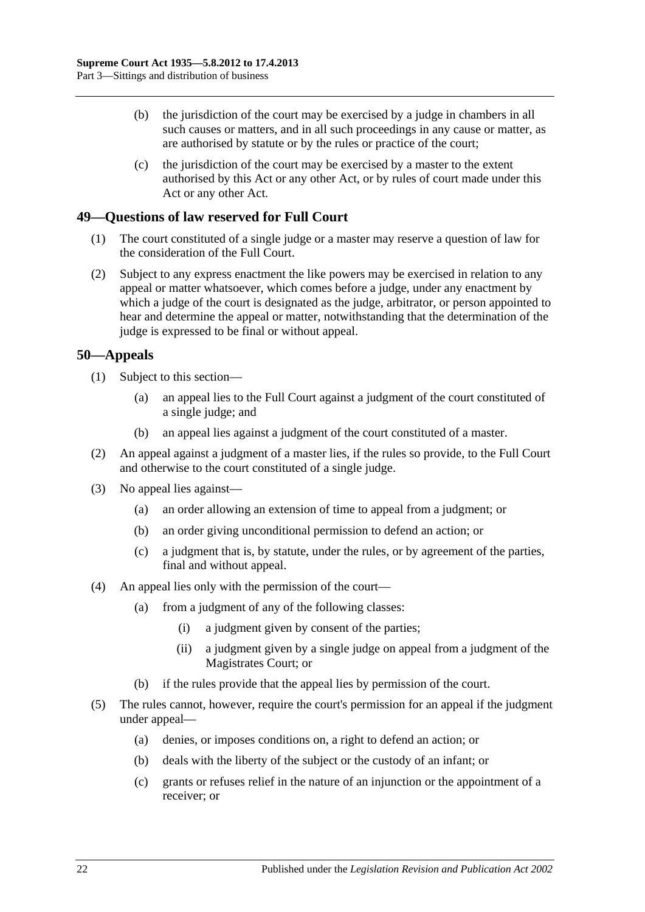(b) the jurisdiction of the court may be exercised by a judge in chambers in all such causes or matters, and in all such proceedings in any cause or matter, as are authorised by statute or by the rules or practice of the court;

(c) the jurisdiction of the court may be exercised by a master to the extent authorised by this Act or any other Act, or by rules of court made under this Act or any other Act.

## 49—Questions of law reserved for Full Court

(1) The court constituted of a single judge or a master may reserve a question of law for the consideration of the Full Court.

(2) Subject to any express enactment the like powers may be exercised in relation to any appeal or matter whatsoever, which comes before a judge, under any enactment by which a judge of the court is designated as the judge, arbitrator, or person appointed to hear and determine the appeal or matter, notwithstanding that the determination of the judge is expressed to be final or without appeal.

## 50—Appeals

(1) Subject to this section—

- (a) an appeal lies to the Full Court against a judgment of the court constituted of a single judge; and
- (b) an appeal lies against a judgment of the court constituted of a master.

(2) An appeal against a judgment of a master lies, if the rules so provide, to the Full Court and otherwise to the court constituted of a single judge.

(3) No appeal lies against—

- (a) an order allowing an extension of time to appeal from a judgment; or
- (b) an order giving unconditional permission to defend an action; or
- (c) a judgment that is, by statute, under the rules, or by agreement of the parties, final and without appeal.

(4) An appeal lies only with the permission of the court—

- (a) from a judgment of any of the following classes:
    - (i) a judgment given by consent of the parties;
    - (ii) a judgment given by a single judge on appeal from a judgment of the Magistrates Court; or
- (b) if the rules provide that the appeal lies by permission of the court.

(5) The rules cannot, however, require the court's permission for an appeal if the judgment under appeal—

- (a) denies, or imposes conditions on, a right to defend an action; or
- (b) deals with the liberty of the subject or the custody of an infant; or
- (c) grants or refuses relief in the nature of an injunction or the appointment of a receiver; or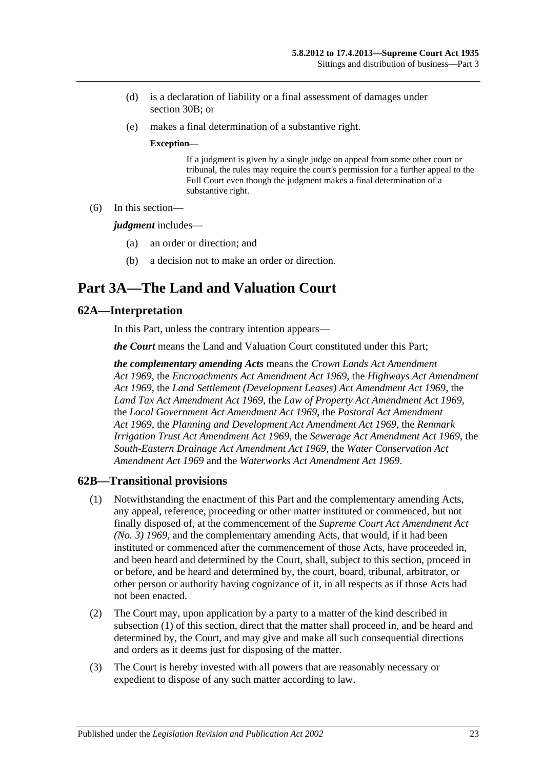(d) is a declaration of liability or a final assessment of damages under section 30B; or

(e) makes a final determination of a substantive right.

**Exception—**

If a judgment is given by a single judge on appeal from some other court or tribunal, the rules may require the court's permission for a further appeal to the Full Court even though the judgment makes a final determination of a substantive right.

(6) In this section—

***judgment*** includes—

(a) an order or direction; and

(b) a decision not to make an order or direction.

# Part 3A—The Land and Valuation Court

## 62A—Interpretation

In this Part, unless the contrary intention appears—

***the Court*** means the Land and Valuation Court constituted under this Part;

***the complementary amending Acts*** means the *Crown Lands Act Amendment Act 1969*, the *Encroachments Act Amendment Act 1969*, the *Highways Act Amendment Act 1969*, the *Land Settlement (Development Leases) Act Amendment Act 1969*, the *Land Tax Act Amendment Act 1969*, the *Law of Property Act Amendment Act 1969*, the *Local Government Act Amendment Act 1969*, the *Pastoral Act Amendment Act 1969*, the *Planning and Development Act Amendment Act 1969*, the *Renmark Irrigation Trust Act Amendment Act 1969*, the *Sewerage Act Amendment Act 1969*, the *South-Eastern Drainage Act Amendment Act 1969*, the *Water Conservation Act Amendment Act 1969* and the *Waterworks Act Amendment Act 1969*.

## 62B—Transitional provisions

(1) Notwithstanding the enactment of this Part and the complementary amending Acts, any appeal, reference, proceeding or other matter instituted or commenced, but not finally disposed of, at the commencement of the *Supreme Court Act Amendment Act (No. 3) 1969*, and the complementary amending Acts, that would, if it had been instituted or commenced after the commencement of those Acts, have proceeded in, and been heard and determined by the Court, shall, subject to this section, proceed in or before, and be heard and determined by, the court, board, tribunal, arbitrator, or other person or authority having cognizance of it, in all respects as if those Acts had not been enacted.

(2) The Court may, upon application by a party to a matter of the kind described in subsection (1) of this section, direct that the matter shall proceed in, and be heard and determined by, the Court, and may give and make all such consequential directions and orders as it deems just for disposing of the matter.

(3) The Court is hereby invested with all powers that are reasonably necessary or expedient to dispose of any such matter according to law.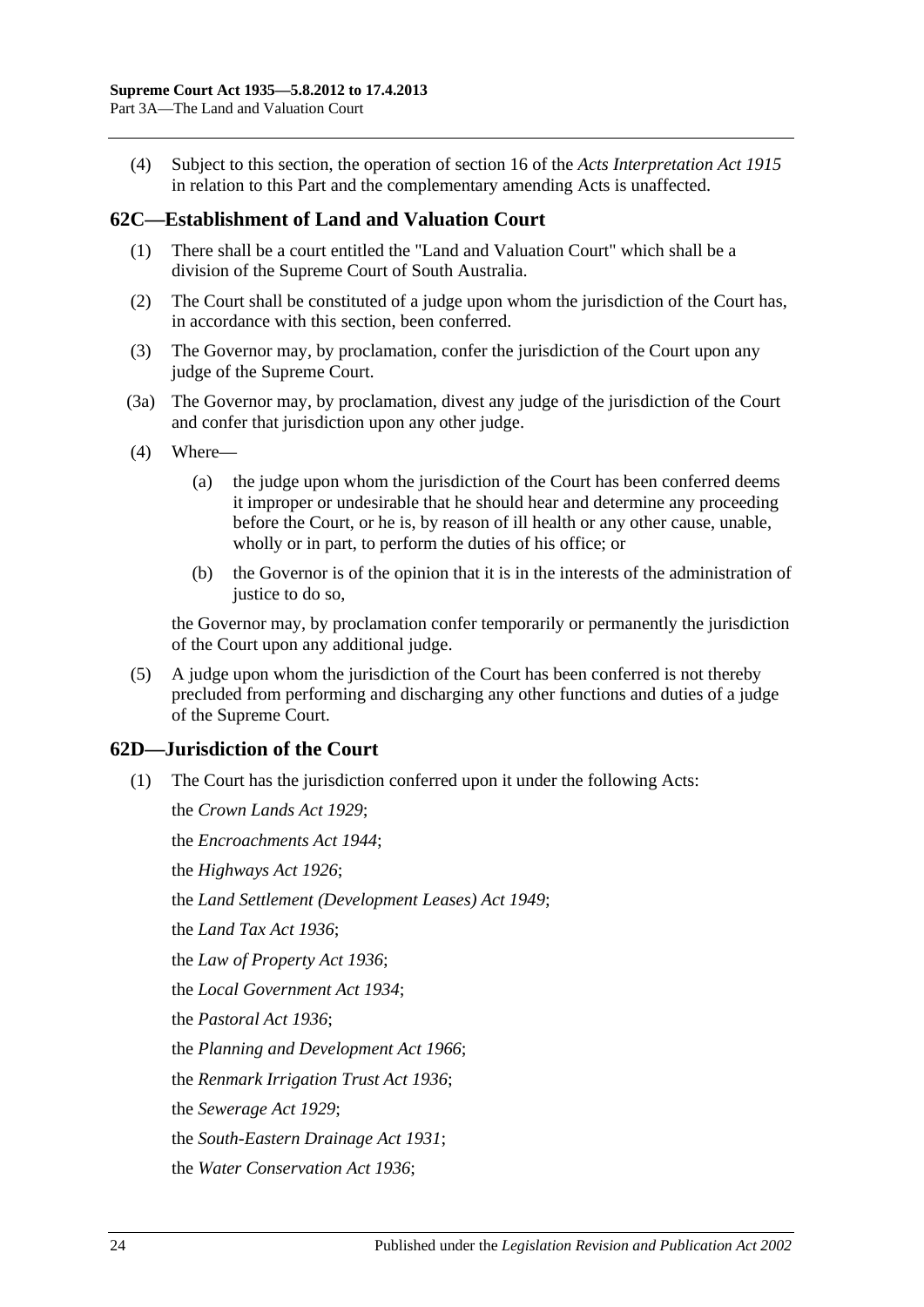(4) Subject to this section, the operation of section 16 of the *Acts Interpretation Act 1915* in relation to this Part and the complementary amending Acts is unaffected.

## 62C—Establishment of Land and Valuation Court

(1) There shall be a court entitled the "Land and Valuation Court" which shall be a division of the Supreme Court of South Australia.

(2) The Court shall be constituted of a judge upon whom the jurisdiction of the Court has, in accordance with this section, been conferred.

(3) The Governor may, by proclamation, confer the jurisdiction of the Court upon any judge of the Supreme Court.

(3a) The Governor may, by proclamation, divest any judge of the jurisdiction of the Court and confer that jurisdiction upon any other judge.

(4) Where—

(a) the judge upon whom the jurisdiction of the Court has been conferred deems it improper or undesirable that he should hear and determine any proceeding before the Court, or he is, by reason of ill health or any other cause, unable, wholly or in part, to perform the duties of his office; or

(b) the Governor is of the opinion that it is in the interests of the administration of justice to do so,

the Governor may, by proclamation confer temporarily or permanently the jurisdiction of the Court upon any additional judge.

(5) A judge upon whom the jurisdiction of the Court has been conferred is not thereby precluded from performing and discharging any other functions and duties of a judge of the Supreme Court.

## 62D—Jurisdiction of the Court

(1) The Court has the jurisdiction conferred upon it under the following Acts:

the *Crown Lands Act 1929*;

the *Encroachments Act 1944*;

the *Highways Act 1926*;

the *Land Settlement (Development Leases) Act 1949*;

the *Land Tax Act 1936*;

the *Law of Property Act 1936*;

the *Local Government Act 1934*;

the *Pastoral Act 1936*;

the *Planning and Development Act 1966*;

the *Renmark Irrigation Trust Act 1936*;

the *Sewerage Act 1929*;

the *South-Eastern Drainage Act 1931*;

the *Water Conservation Act 1936*;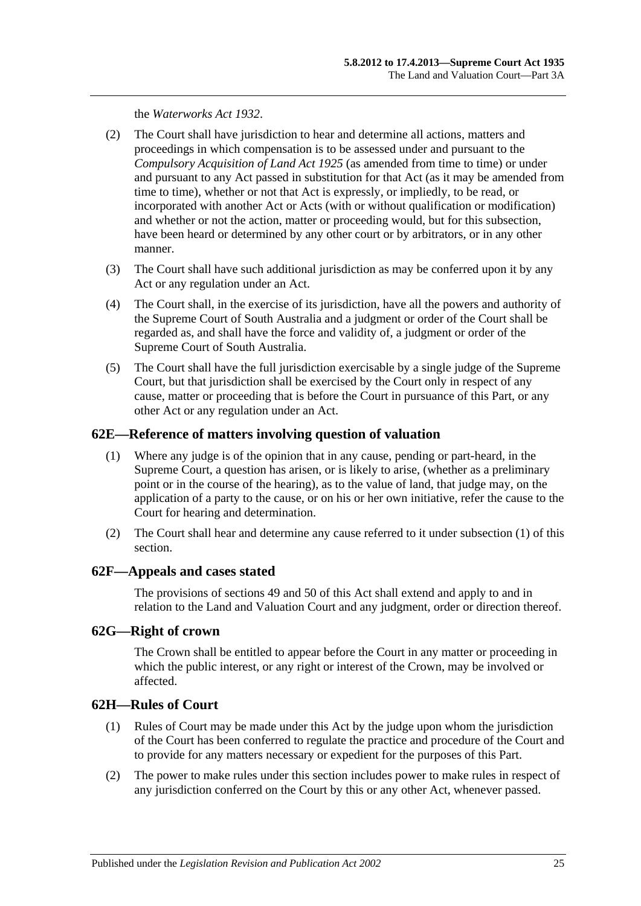the *Waterworks Act 1932*.

(2) The Court shall have jurisdiction to hear and determine all actions, matters and proceedings in which compensation is to be assessed under and pursuant to the *Compulsory Acquisition of Land Act 1925* (as amended from time to time) or under and pursuant to any Act passed in substitution for that Act (as it may be amended from time to time), whether or not that Act is expressly, or impliedly, to be read, or incorporated with another Act or Acts (with or without qualification or modification) and whether or not the action, matter or proceeding would, but for this subsection, have been heard or determined by any other court or by arbitrators, or in any other manner.

(3) The Court shall have such additional jurisdiction as may be conferred upon it by any Act or any regulation under an Act.

(4) The Court shall, in the exercise of its jurisdiction, have all the powers and authority of the Supreme Court of South Australia and a judgment or order of the Court shall be regarded as, and shall have the force and validity of, a judgment or order of the Supreme Court of South Australia.

(5) The Court shall have the full jurisdiction exercisable by a single judge of the Supreme Court, but that jurisdiction shall be exercised by the Court only in respect of any cause, matter or proceeding that is before the Court in pursuance of this Part, or any other Act or any regulation under an Act.

## 62E—Reference of matters involving question of valuation

(1) Where any judge is of the opinion that in any cause, pending or part-heard, in the Supreme Court, a question has arisen, or is likely to arise, (whether as a preliminary point or in the course of the hearing), as to the value of land, that judge may, on the application of a party to the cause, or on his or her own initiative, refer the cause to the Court for hearing and determination.

(2) The Court shall hear and determine any cause referred to it under subsection (1) of this section.

## 62F—Appeals and cases stated

The provisions of sections 49 and 50 of this Act shall extend and apply to and in relation to the Land and Valuation Court and any judgment, order or direction thereof.

## 62G—Right of crown

The Crown shall be entitled to appear before the Court in any matter or proceeding in which the public interest, or any right or interest of the Crown, may be involved or affected.

## 62H—Rules of Court

(1) Rules of Court may be made under this Act by the judge upon whom the jurisdiction of the Court has been conferred to regulate the practice and procedure of the Court and to provide for any matters necessary or expedient for the purposes of this Part.

(2) The power to make rules under this section includes power to make rules in respect of any jurisdiction conferred on the Court by this or any other Act, whenever passed.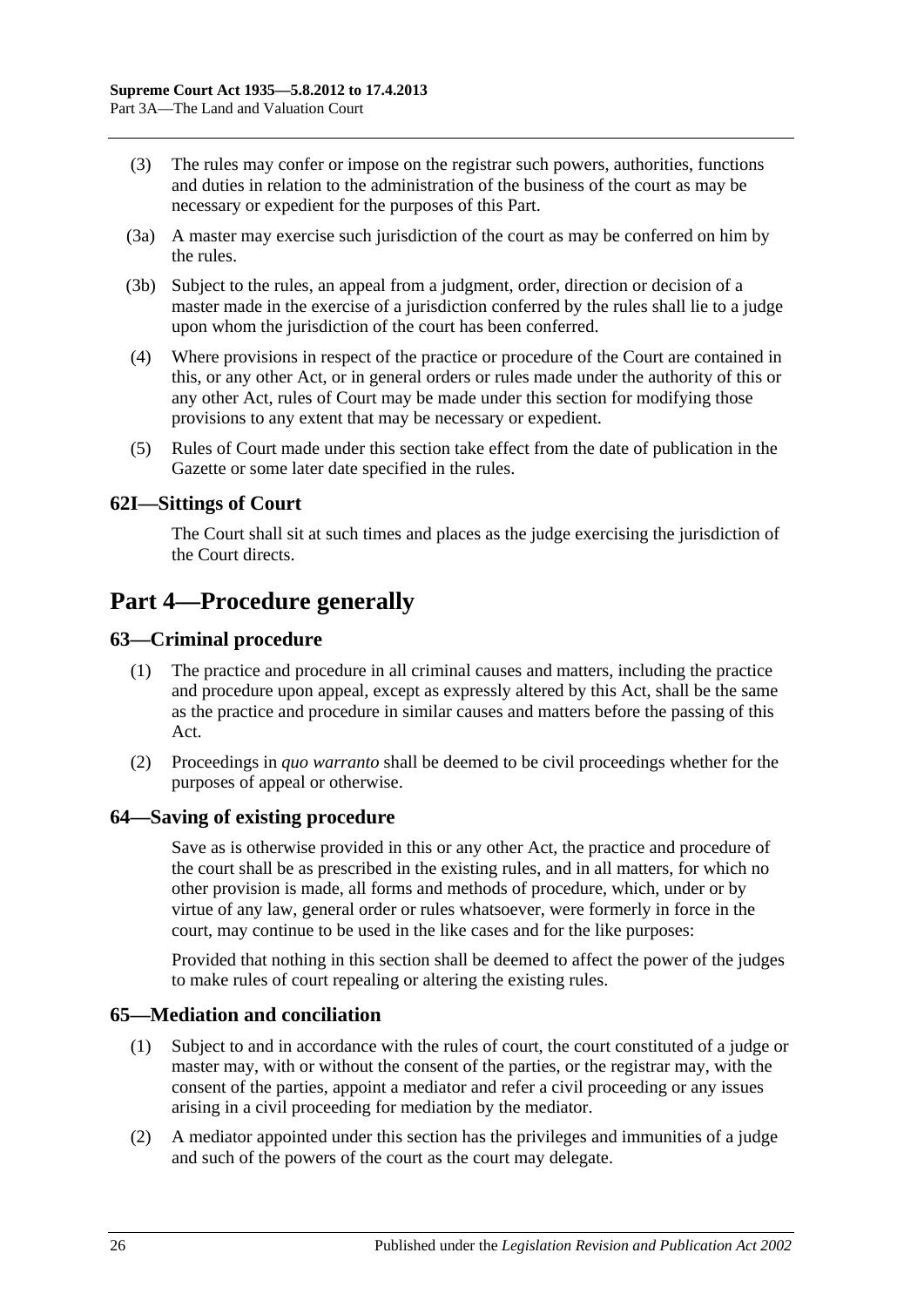(3) The rules may confer or impose on the registrar such powers, authorities, functions and duties in relation to the administration of the business of the court as may be necessary or expedient for the purposes of this Part.

(3a) A master may exercise such jurisdiction of the court as may be conferred on him by the rules.

(3b) Subject to the rules, an appeal from a judgment, order, direction or decision of a master made in the exercise of a jurisdiction conferred by the rules shall lie to a judge upon whom the jurisdiction of the court has been conferred.

(4) Where provisions in respect of the practice or procedure of the Court are contained in this, or any other Act, or in general orders or rules made under the authority of this or any other Act, rules of Court may be made under this section for modifying those provisions to any extent that may be necessary or expedient.

(5) Rules of Court made under this section take effect from the date of publication in the Gazette or some later date specified in the rules.

### 62I—Sittings of Court

The Court shall sit at such times and places as the judge exercising the jurisdiction of the Court directs.

## Part 4—Procedure generally

### 63—Criminal procedure

(1) The practice and procedure in all criminal causes and matters, including the practice and procedure upon appeal, except as expressly altered by this Act, shall be the same as the practice and procedure in similar causes and matters before the passing of this Act.

(2) Proceedings in *quo warranto* shall be deemed to be civil proceedings whether for the purposes of appeal or otherwise.

### 64—Saving of existing procedure

Save as is otherwise provided in this or any other Act, the practice and procedure of the court shall be as prescribed in the existing rules, and in all matters, for which no other provision is made, all forms and methods of procedure, which, under or by virtue of any law, general order or rules whatsoever, were formerly in force in the court, may continue to be used in the like cases and for the like purposes:

Provided that nothing in this section shall be deemed to affect the power of the judges to make rules of court repealing or altering the existing rules.

### 65—Mediation and conciliation

(1) Subject to and in accordance with the rules of court, the court constituted of a judge or master may, with or without the consent of the parties, or the registrar may, with the consent of the parties, appoint a mediator and refer a civil proceeding or any issues arising in a civil proceeding for mediation by the mediator.

(2) A mediator appointed under this section has the privileges and immunities of a judge and such of the powers of the court as the court may delegate.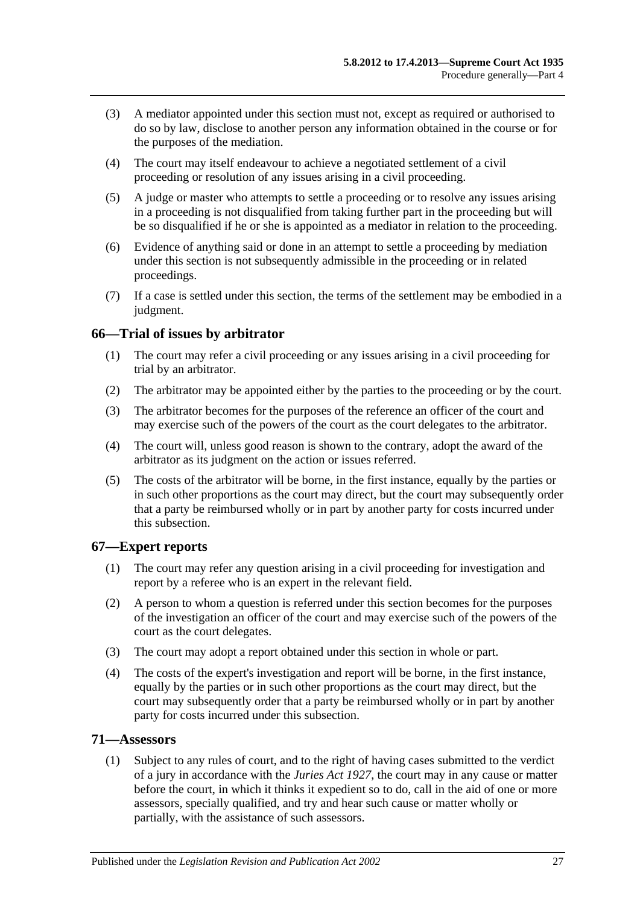(3) A mediator appointed under this section must not, except as required or authorised to do so by law, disclose to another person any information obtained in the course or for the purposes of the mediation.

(4) The court may itself endeavour to achieve a negotiated settlement of a civil proceeding or resolution of any issues arising in a civil proceeding.

(5) A judge or master who attempts to settle a proceeding or to resolve any issues arising in a proceeding is not disqualified from taking further part in the proceeding but will be so disqualified if he or she is appointed as a mediator in relation to the proceeding.

(6) Evidence of anything said or done in an attempt to settle a proceeding by mediation under this section is not subsequently admissible in the proceeding or in related proceedings.

(7) If a case is settled under this section, the terms of the settlement may be embodied in a judgment.

## 66—Trial of issues by arbitrator

(1) The court may refer a civil proceeding or any issues arising in a civil proceeding for trial by an arbitrator.

(2) The arbitrator may be appointed either by the parties to the proceeding or by the court.

(3) The arbitrator becomes for the purposes of the reference an officer of the court and may exercise such of the powers of the court as the court delegates to the arbitrator.

(4) The court will, unless good reason is shown to the contrary, adopt the award of the arbitrator as its judgment on the action or issues referred.

(5) The costs of the arbitrator will be borne, in the first instance, equally by the parties or in such other proportions as the court may direct, but the court may subsequently order that a party be reimbursed wholly or in part by another party for costs incurred under this subsection.

## 67—Expert reports

(1) The court may refer any question arising in a civil proceeding for investigation and report by a referee who is an expert in the relevant field.

(2) A person to whom a question is referred under this section becomes for the purposes of the investigation an officer of the court and may exercise such of the powers of the court as the court delegates.

(3) The court may adopt a report obtained under this section in whole or part.

(4) The costs of the expert's investigation and report will be borne, in the first instance, equally by the parties or in such other proportions as the court may direct, but the court may subsequently order that a party be reimbursed wholly or in part by another party for costs incurred under this subsection.

## 71—Assessors

(1) Subject to any rules of court, and to the right of having cases submitted to the verdict of a jury in accordance with the *Juries Act 1927*, the court may in any cause or matter before the court, in which it thinks it expedient so to do, call in the aid of one or more assessors, specially qualified, and try and hear such cause or matter wholly or partially, with the assistance of such assessors.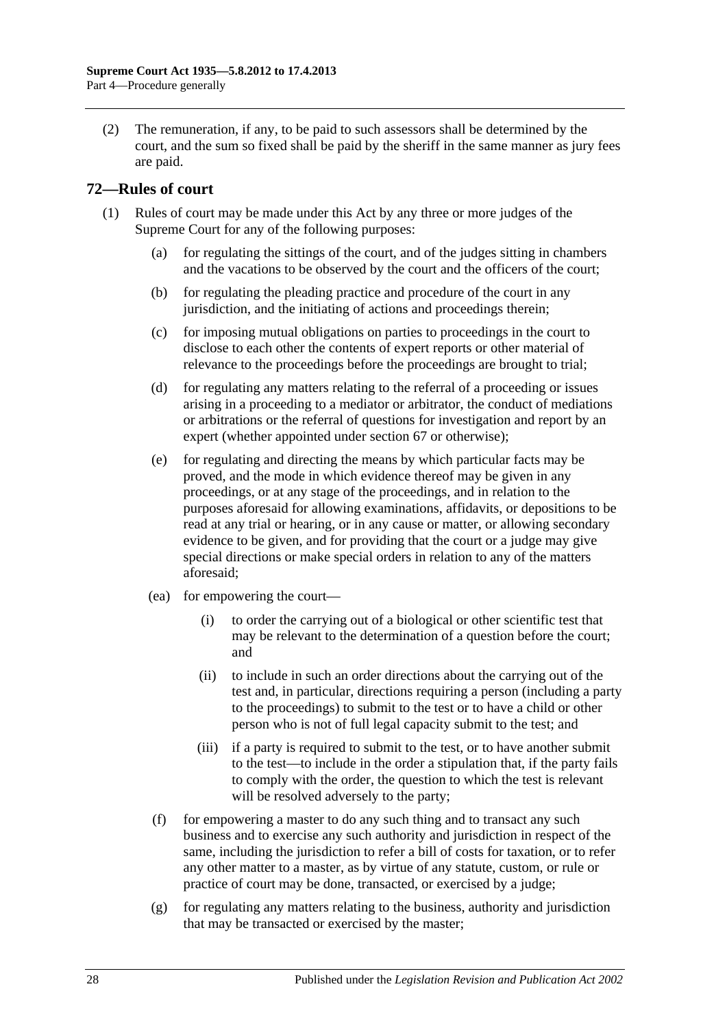(2) The remuneration, if any, to be paid to such assessors shall be determined by the court, and the sum so fixed shall be paid by the sheriff in the same manner as jury fees are paid.

## 72—Rules of court

(1) Rules of court may be made under this Act by any three or more judges of the Supreme Court for any of the following purposes:

(a) for regulating the sittings of the court, and of the judges sitting in chambers and the vacations to be observed by the court and the officers of the court;

(b) for regulating the pleading practice and procedure of the court in any jurisdiction, and the initiating of actions and proceedings therein;

(c) for imposing mutual obligations on parties to proceedings in the court to disclose to each other the contents of expert reports or other material of relevance to the proceedings before the proceedings are brought to trial;

(d) for regulating any matters relating to the referral of a proceeding or issues arising in a proceeding to a mediator or arbitrator, the conduct of mediations or arbitrations or the referral of questions for investigation and report by an expert (whether appointed under section 67 or otherwise);

(e) for regulating and directing the means by which particular facts may be proved, and the mode in which evidence thereof may be given in any proceedings, or at any stage of the proceedings, and in relation to the purposes aforesaid for allowing examinations, affidavits, or depositions to be read at any trial or hearing, or in any cause or matter, or allowing secondary evidence to be given, and for providing that the court or a judge may give special directions or make special orders in relation to any of the matters aforesaid;

(ea) for empowering the court—

(i) to order the carrying out of a biological or other scientific test that may be relevant to the determination of a question before the court; and

(ii) to include in such an order directions about the carrying out of the test and, in particular, directions requiring a person (including a party to the proceedings) to submit to the test or to have a child or other person who is not of full legal capacity submit to the test; and

(iii) if a party is required to submit to the test, or to have another submit to the test—to include in the order a stipulation that, if the party fails to comply with the order, the question to which the test is relevant will be resolved adversely to the party;

(f) for empowering a master to do any such thing and to transact any such business and to exercise any such authority and jurisdiction in respect of the same, including the jurisdiction to refer a bill of costs for taxation, or to refer any other matter to a master, as by virtue of any statute, custom, or rule or practice of court may be done, transacted, or exercised by a judge;

(g) for regulating any matters relating to the business, authority and jurisdiction that may be transacted or exercised by the master;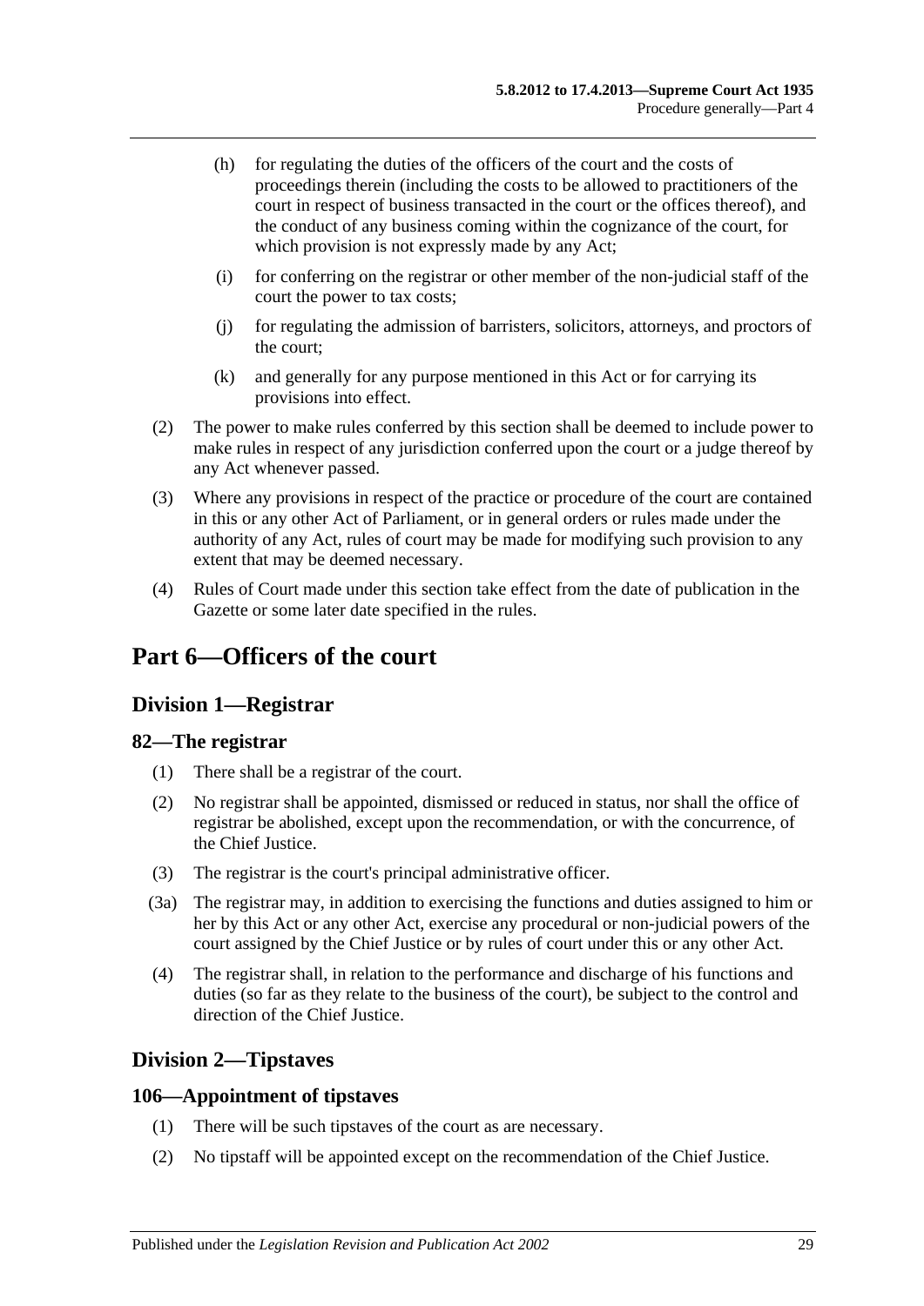(h) for regulating the duties of the officers of the court and the costs of proceedings therein (including the costs to be allowed to practitioners of the court in respect of business transacted in the court or the offices thereof), and the conduct of any business coming within the cognizance of the court, for which provision is not expressly made by any Act;

(i) for conferring on the registrar or other member of the non-judicial staff of the court the power to tax costs;

(j) for regulating the admission of barristers, solicitors, attorneys, and proctors of the court;

(k) and generally for any purpose mentioned in this Act or for carrying its provisions into effect.

(2) The power to make rules conferred by this section shall be deemed to include power to make rules in respect of any jurisdiction conferred upon the court or a judge thereof by any Act whenever passed.

(3) Where any provisions in respect of the practice or procedure of the court are contained in this or any other Act of Parliament, or in general orders or rules made under the authority of any Act, rules of court may be made for modifying such provision to any extent that may be deemed necessary.

(4) Rules of Court made under this section take effect from the date of publication in the Gazette or some later date specified in the rules.

# Part 6—Officers of the court

## Division 1—Registrar

### 82—The registrar

(1) There shall be a registrar of the court.

(2) No registrar shall be appointed, dismissed or reduced in status, nor shall the office of registrar be abolished, except upon the recommendation, or with the concurrence, of the Chief Justice.

(3) The registrar is the court's principal administrative officer.

(3a) The registrar may, in addition to exercising the functions and duties assigned to him or her by this Act or any other Act, exercise any procedural or non-judicial powers of the court assigned by the Chief Justice or by rules of court under this or any other Act.

(4) The registrar shall, in relation to the performance and discharge of his functions and duties (so far as they relate to the business of the court), be subject to the control and direction of the Chief Justice.

## Division 2—Tipstaves

### 106—Appointment of tipstaves

(1) There will be such tipstaves of the court as are necessary.

(2) No tipstaff will be appointed except on the recommendation of the Chief Justice.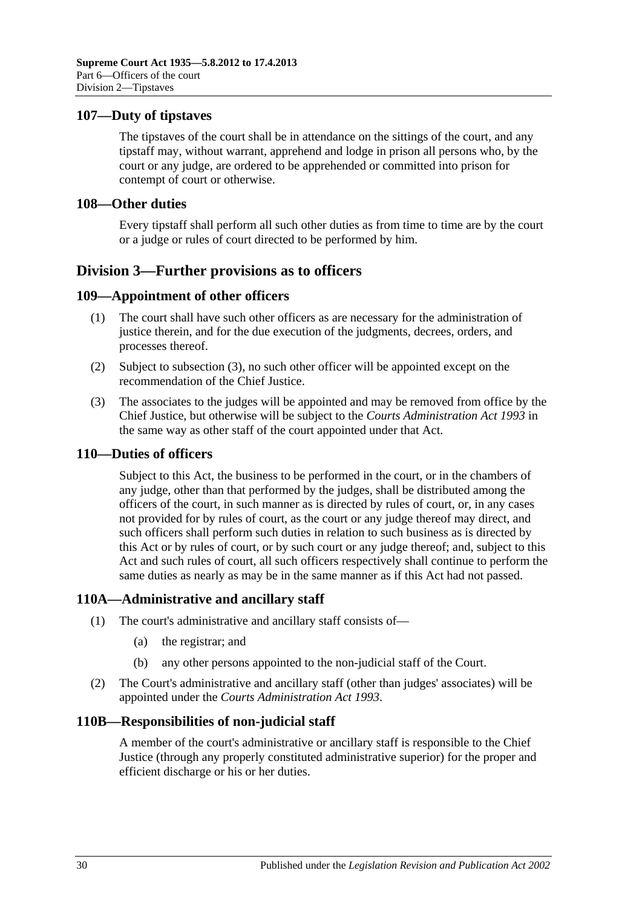## 107—Duty of tipstaves

The tipstaves of the court shall be in attendance on the sittings of the court, and any tipstaff may, without warrant, apprehend and lodge in prison all persons who, by the court or any judge, are ordered to be apprehended or committed into prison for contempt of court or otherwise.

## 108—Other duties

Every tipstaff shall perform all such other duties as from time to time are by the court or a judge or rules of court directed to be performed by him.

# Division 3—Further provisions as to officers

## 109—Appointment of other officers

(1) The court shall have such other officers as are necessary for the administration of justice therein, and for the due execution of the judgments, decrees, orders, and processes thereof.

(2) Subject to subsection (3), no such other officer will be appointed except on the recommendation of the Chief Justice.

(3) The associates to the judges will be appointed and may be removed from office by the Chief Justice, but otherwise will be subject to the *Courts Administration Act 1993* in the same way as other staff of the court appointed under that Act.

## 110—Duties of officers

Subject to this Act, the business to be performed in the court, or in the chambers of any judge, other than that performed by the judges, shall be distributed among the officers of the court, in such manner as is directed by rules of court, or, in any cases not provided for by rules of court, as the court or any judge thereof may direct, and such officers shall perform such duties in relation to such business as is directed by this Act or by rules of court, or by such court or any judge thereof; and, subject to this Act and such rules of court, all such officers respectively shall continue to perform the same duties as nearly as may be in the same manner as if this Act had not passed.

## 110A—Administrative and ancillary staff

(1) The court's administrative and ancillary staff consists of—

(a) the registrar; and

(b) any other persons appointed to the non-judicial staff of the Court.

(2) The Court's administrative and ancillary staff (other than judges' associates) will be appointed under the *Courts Administration Act 1993*.

## 110B—Responsibilities of non-judicial staff

A member of the court's administrative or ancillary staff is responsible to the Chief Justice (through any properly constituted administrative superior) for the proper and efficient discharge or his or her duties.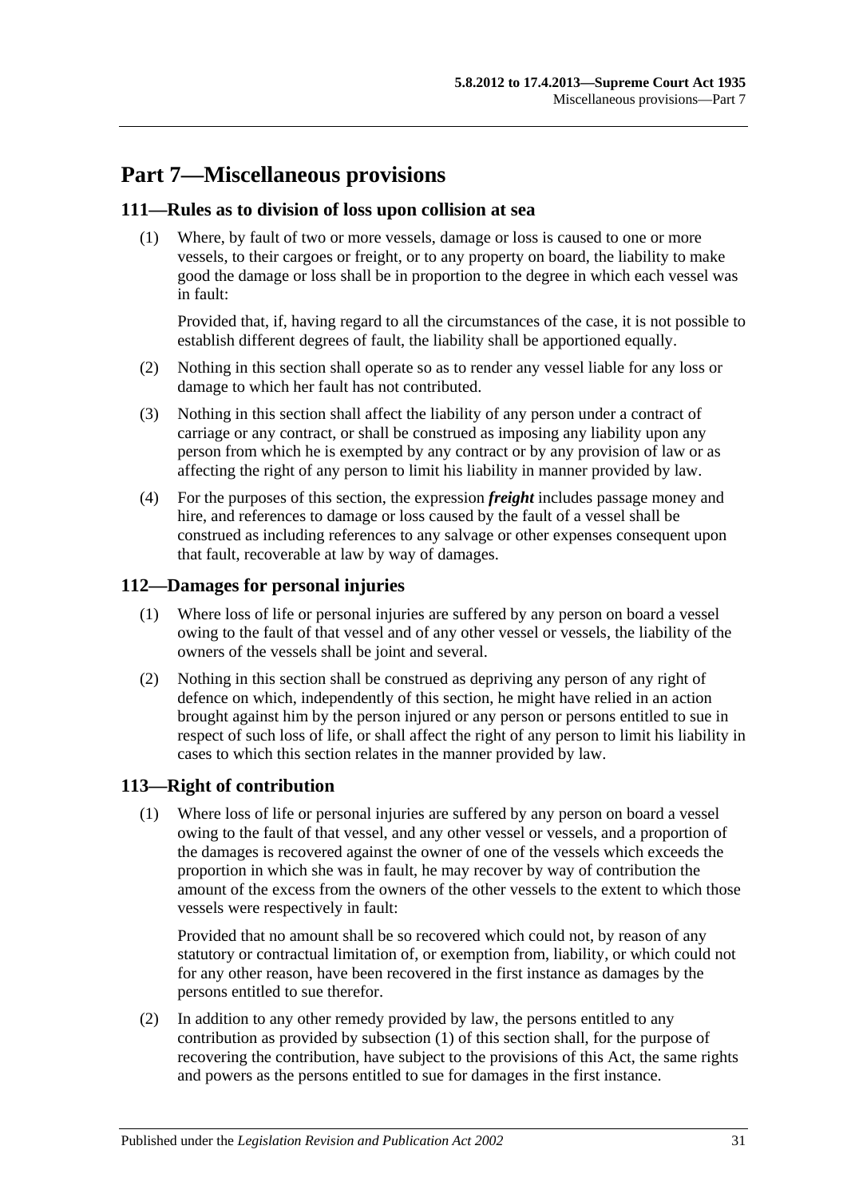# Part 7—Miscellaneous provisions

## 111—Rules as to division of loss upon collision at sea

(1) Where, by fault of two or more vessels, damage or loss is caused to one or more vessels, to their cargoes or freight, or to any property on board, the liability to make good the damage or loss shall be in proportion to the degree in which each vessel was in fault:

Provided that, if, having regard to all the circumstances of the case, it is not possible to establish different degrees of fault, the liability shall be apportioned equally.

(2) Nothing in this section shall operate so as to render any vessel liable for any loss or damage to which her fault has not contributed.

(3) Nothing in this section shall affect the liability of any person under a contract of carriage or any contract, or shall be construed as imposing any liability upon any person from which he is exempted by any contract or by any provision of law or as affecting the right of any person to limit his liability in manner provided by law.

(4) For the purposes of this section, the expression ***freight*** includes passage money and hire, and references to damage or loss caused by the fault of a vessel shall be construed as including references to any salvage or other expenses consequent upon that fault, recoverable at law by way of damages.

## 112—Damages for personal injuries

(1) Where loss of life or personal injuries are suffered by any person on board a vessel owing to the fault of that vessel and of any other vessel or vessels, the liability of the owners of the vessels shall be joint and several.

(2) Nothing in this section shall be construed as depriving any person of any right of defence on which, independently of this section, he might have relied in an action brought against him by the person injured or any person or persons entitled to sue in respect of such loss of life, or shall affect the right of any person to limit his liability in cases to which this section relates in the manner provided by law.

## 113—Right of contribution

(1) Where loss of life or personal injuries are suffered by any person on board a vessel owing to the fault of that vessel, and any other vessel or vessels, and a proportion of the damages is recovered against the owner of one of the vessels which exceeds the proportion in which she was in fault, he may recover by way of contribution the amount of the excess from the owners of the other vessels to the extent to which those vessels were respectively in fault:

Provided that no amount shall be so recovered which could not, by reason of any statutory or contractual limitation of, or exemption from, liability, or which could not for any other reason, have been recovered in the first instance as damages by the persons entitled to sue therefor.

(2) In addition to any other remedy provided by law, the persons entitled to any contribution as provided by subsection (1) of this section shall, for the purpose of recovering the contribution, have subject to the provisions of this Act, the same rights and powers as the persons entitled to sue for damages in the first instance.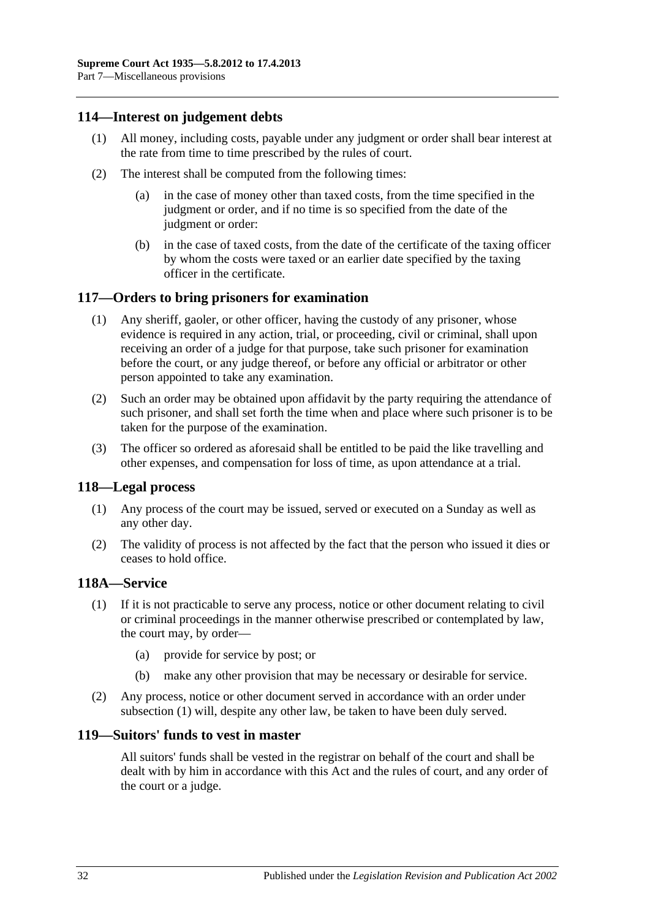## 114—Interest on judgement debts

(1) All money, including costs, payable under any judgment or order shall bear interest at the rate from time to time prescribed by the rules of court.

(2) The interest shall be computed from the following times:

(a) in the case of money other than taxed costs, from the time specified in the judgment or order, and if no time is so specified from the date of the judgment or order:

(b) in the case of taxed costs, from the date of the certificate of the taxing officer by whom the costs were taxed or an earlier date specified by the taxing officer in the certificate.

## 117—Orders to bring prisoners for examination

(1) Any sheriff, gaoler, or other officer, having the custody of any prisoner, whose evidence is required in any action, trial, or proceeding, civil or criminal, shall upon receiving an order of a judge for that purpose, take such prisoner for examination before the court, or any judge thereof, or before any official or arbitrator or other person appointed to take any examination.

(2) Such an order may be obtained upon affidavit by the party requiring the attendance of such prisoner, and shall set forth the time when and place where such prisoner is to be taken for the purpose of the examination.

(3) The officer so ordered as aforesaid shall be entitled to be paid the like travelling and other expenses, and compensation for loss of time, as upon attendance at a trial.

## 118—Legal process

(1) Any process of the court may be issued, served or executed on a Sunday as well as any other day.

(2) The validity of process is not affected by the fact that the person who issued it dies or ceases to hold office.

## 118A—Service

(1) If it is not practicable to serve any process, notice or other document relating to civil or criminal proceedings in the manner otherwise prescribed or contemplated by law, the court may, by order—

(a) provide for service by post; or

(b) make any other provision that may be necessary or desirable for service.

(2) Any process, notice or other document served in accordance with an order under subsection (1) will, despite any other law, be taken to have been duly served.

## 119—Suitors' funds to vest in master

All suitors' funds shall be vested in the registrar on behalf of the court and shall be dealt with by him in accordance with this Act and the rules of court, and any order of the court or a judge.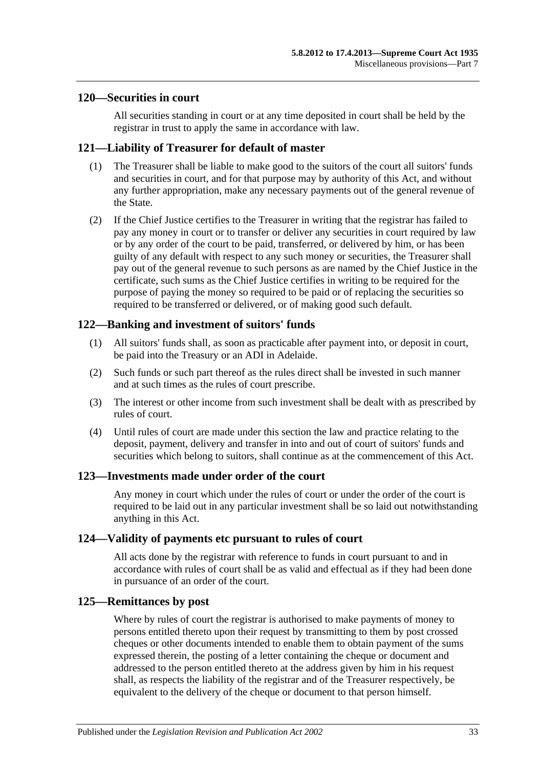## 120—Securities in court

All securities standing in court or at any time deposited in court shall be held by the registrar in trust to apply the same in accordance with law.

## 121—Liability of Treasurer for default of master

(1) The Treasurer shall be liable to make good to the suitors of the court all suitors' funds and securities in court, and for that purpose may by authority of this Act, and without any further appropriation, make any necessary payments out of the general revenue of the State.

(2) If the Chief Justice certifies to the Treasurer in writing that the registrar has failed to pay any money in court or to transfer or deliver any securities in court required by law or by any order of the court to be paid, transferred, or delivered by him, or has been guilty of any default with respect to any such money or securities, the Treasurer shall pay out of the general revenue to such persons as are named by the Chief Justice in the certificate, such sums as the Chief Justice certifies in writing to be required for the purpose of paying the money so required to be paid or of replacing the securities so required to be transferred or delivered, or of making good such default.

## 122—Banking and investment of suitors' funds

(1) All suitors' funds shall, as soon as practicable after payment into, or deposit in court, be paid into the Treasury or an ADI in Adelaide.

(2) Such funds or such part thereof as the rules direct shall be invested in such manner and at such times as the rules of court prescribe.

(3) The interest or other income from such investment shall be dealt with as prescribed by rules of court.

(4) Until rules of court are made under this section the law and practice relating to the deposit, payment, delivery and transfer in into and out of court of suitors' funds and securities which belong to suitors, shall continue as at the commencement of this Act.

## 123—Investments made under order of the court

Any money in court which under the rules of court or under the order of the court is required to be laid out in any particular investment shall be so laid out notwithstanding anything in this Act.

## 124—Validity of payments etc pursuant to rules of court

All acts done by the registrar with reference to funds in court pursuant to and in accordance with rules of court shall be as valid and effectual as if they had been done in pursuance of an order of the court.

## 125—Remittances by post

Where by rules of court the registrar is authorised to make payments of money to persons entitled thereto upon their request by transmitting to them by post crossed cheques or other documents intended to enable them to obtain payment of the sums expressed therein, the posting of a letter containing the cheque or document and addressed to the person entitled thereto at the address given by him in his request shall, as respects the liability of the registrar and of the Treasurer respectively, be equivalent to the delivery of the cheque or document to that person himself.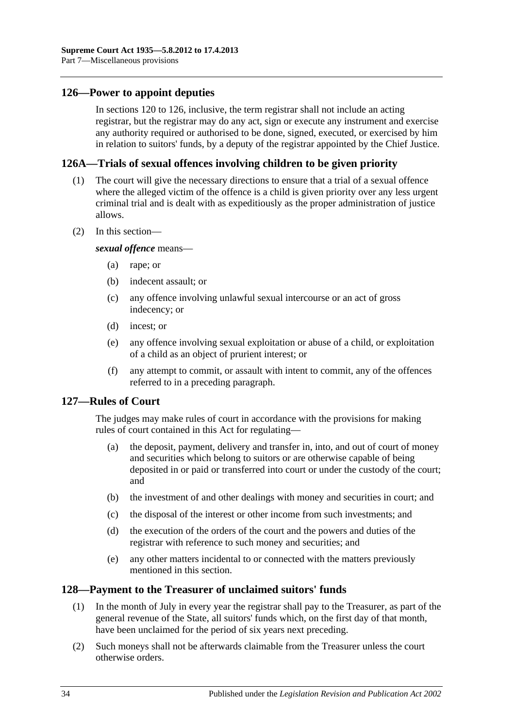## 126—Power to appoint deputies

In sections 120 to 126, inclusive, the term registrar shall not include an acting registrar, but the registrar may do any act, sign or execute any instrument and exercise any authority required or authorised to be done, signed, executed, or exercised by him in relation to suitors' funds, by a deputy of the registrar appointed by the Chief Justice.

## 126A—Trials of sexual offences involving children to be given priority

(1) The court will give the necessary directions to ensure that a trial of a sexual offence where the alleged victim of the offence is a child is given priority over any less urgent criminal trial and is dealt with as expeditiously as the proper administration of justice allows.

(2) In this section—

***sexual offence*** means—

- (a) rape; or
- (b) indecent assault; or
- (c) any offence involving unlawful sexual intercourse or an act of gross indecency; or
- (d) incest; or
- (e) any offence involving sexual exploitation or abuse of a child, or exploitation of a child as an object of prurient interest; or
- (f) any attempt to commit, or assault with intent to commit, any of the offences referred to in a preceding paragraph.

## 127—Rules of Court

The judges may make rules of court in accordance with the provisions for making rules of court contained in this Act for regulating—

- (a) the deposit, payment, delivery and transfer in, into, and out of court of money and securities which belong to suitors or are otherwise capable of being deposited in or paid or transferred into court or under the custody of the court; and
- (b) the investment of and other dealings with money and securities in court; and
- (c) the disposal of the interest or other income from such investments; and
- (d) the execution of the orders of the court and the powers and duties of the registrar with reference to such money and securities; and
- (e) any other matters incidental to or connected with the matters previously mentioned in this section.

## 128—Payment to the Treasurer of unclaimed suitors' funds

(1) In the month of July in every year the registrar shall pay to the Treasurer, as part of the general revenue of the State, all suitors' funds which, on the first day of that month, have been unclaimed for the period of six years next preceding.

(2) Such moneys shall not be afterwards claimable from the Treasurer unless the court otherwise orders.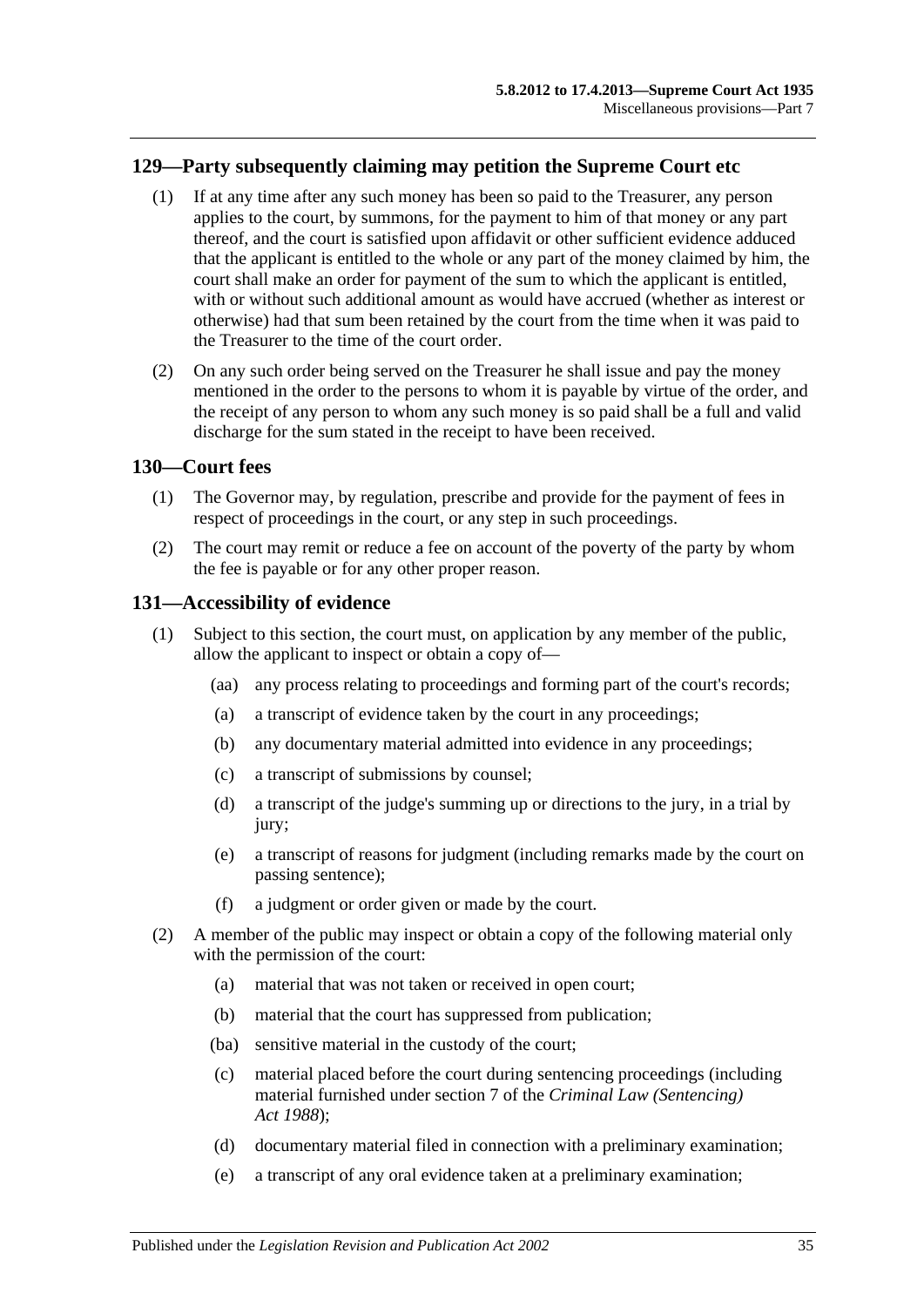## 129—Party subsequently claiming may petition the Supreme Court etc

(1) If at any time after any such money has been so paid to the Treasurer, any person applies to the court, by summons, for the payment to him of that money or any part thereof, and the court is satisfied upon affidavit or other sufficient evidence adduced that the applicant is entitled to the whole or any part of the money claimed by him, the court shall make an order for payment of the sum to which the applicant is entitled, with or without such additional amount as would have accrued (whether as interest or otherwise) had that sum been retained by the court from the time when it was paid to the Treasurer to the time of the court order.

(2) On any such order being served on the Treasurer he shall issue and pay the money mentioned in the order to the persons to whom it is payable by virtue of the order, and the receipt of any person to whom any such money is so paid shall be a full and valid discharge for the sum stated in the receipt to have been received.

## 130—Court fees

(1) The Governor may, by regulation, prescribe and provide for the payment of fees in respect of proceedings in the court, or any step in such proceedings.

(2) The court may remit or reduce a fee on account of the poverty of the party by whom the fee is payable or for any other proper reason.

## 131—Accessibility of evidence

(1) Subject to this section, the court must, on application by any member of the public, allow the applicant to inspect or obtain a copy of—

- (aa) any process relating to proceedings and forming part of the court's records;
- (a) a transcript of evidence taken by the court in any proceedings;
- (b) any documentary material admitted into evidence in any proceedings;
- (c) a transcript of submissions by counsel;
- (d) a transcript of the judge's summing up or directions to the jury, in a trial by jury;
- (e) a transcript of reasons for judgment (including remarks made by the court on passing sentence);
- (f) a judgment or order given or made by the court.

(2) A member of the public may inspect or obtain a copy of the following material only with the permission of the court:

- (a) material that was not taken or received in open court;
- (b) material that the court has suppressed from publication;
- (ba) sensitive material in the custody of the court;
- (c) material placed before the court during sentencing proceedings (including material furnished under section 7 of the *Criminal Law (Sentencing) Act 1988*);
- (d) documentary material filed in connection with a preliminary examination;
- (e) a transcript of any oral evidence taken at a preliminary examination;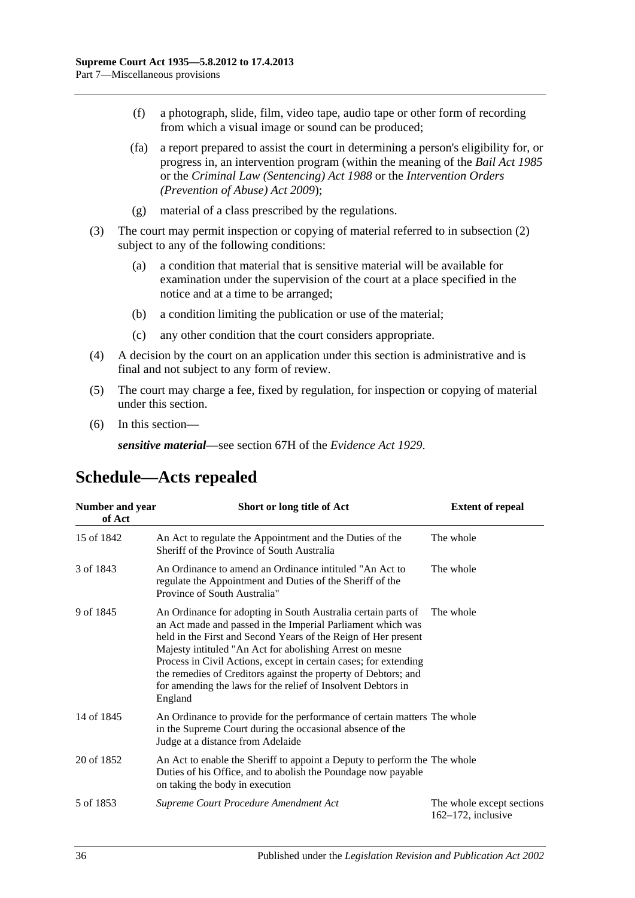(f) a photograph, slide, film, video tape, audio tape or other form of recording from which a visual image or sound can be produced;

(fa) a report prepared to assist the court in determining a person's eligibility for, or progress in, an intervention program (within the meaning of the *Bail Act 1985* or the *Criminal Law (Sentencing) Act 1988* or the *Intervention Orders (Prevention of Abuse) Act 2009*);

(g) material of a class prescribed by the regulations.

(3) The court may permit inspection or copying of material referred to in subsection (2) subject to any of the following conditions:

(a) a condition that material that is sensitive material will be available for examination under the supervision of the court at a place specified in the notice and at a time to be arranged;

(b) a condition limiting the publication or use of the material;

(c) any other condition that the court considers appropriate.

(4) A decision by the court on an application under this section is administrative and is final and not subject to any form of review.

(5) The court may charge a fee, fixed by regulation, for inspection or copying of material under this section.

(6) In this section—

***sensitive material***—see section 67H of the *Evidence Act 1929*.

# Schedule—Acts repealed

| Number and year of Act | Short or long title of Act | Extent of repeal |
|---|---|---|
| 15 of 1842 | An Act to regulate the Appointment and the Duties of the Sheriff of the Province of South Australia | The whole |
| 3 of 1843 | An Ordinance to amend an Ordinance intituled "An Act to regulate the Appointment and Duties of the Sheriff of the Province of South Australia" | The whole |
| 9 of 1845 | An Ordinance for adopting in South Australia certain parts of an Act made and passed in the Imperial Parliament which was held in the First and Second Years of the Reign of Her present Majesty intituled "An Act for abolishing Arrest on mesne Process in Civil Actions, except in certain cases; for extending the remedies of Creditors against the property of Debtors; and for amending the laws for the relief of Insolvent Debtors in England | The whole |
| 14 of 1845 | An Ordinance to provide for the performance of certain matters in the Supreme Court during the occasional absence of the Judge at a distance from Adelaide | The whole |
| 20 of 1852 | An Act to enable the Sheriff to appoint a Deputy to perform the Duties of his Office, and to abolish the Poundage now payable on taking the body in execution | The whole |
| 5 of 1853 | *Supreme Court Procedure Amendment Act* | The whole except sections 162–172, inclusive |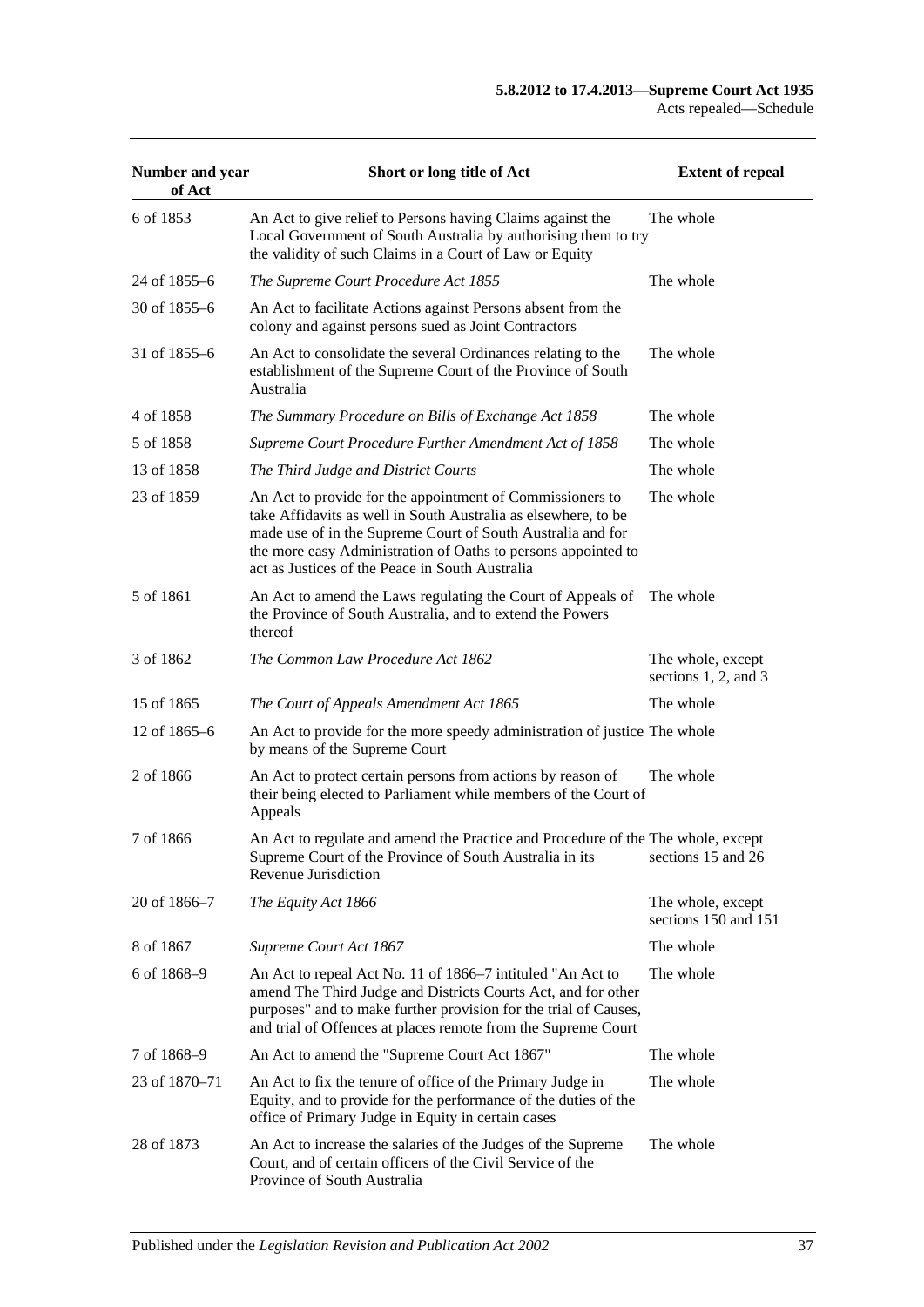| Number and year of Act | Short or long title of Act | Extent of repeal |
|---|---|---|
| 6 of 1853 | An Act to give relief to Persons having Claims against the Local Government of South Australia by authorising them to try the validity of such Claims in a Court of Law or Equity | The whole |
| 24 of 1855–6 | *The Supreme Court Procedure Act 1855* | The whole |
| 30 of 1855–6 | An Act to facilitate Actions against Persons absent from the colony and against persons sued as Joint Contractors | |
| 31 of 1855–6 | An Act to consolidate the several Ordinances relating to the establishment of the Supreme Court of the Province of South Australia | The whole |
| 4 of 1858 | *The Summary Procedure on Bills of Exchange Act 1858* | The whole |
| 5 of 1858 | *Supreme Court Procedure Further Amendment Act of 1858* | The whole |
| 13 of 1858 | *The Third Judge and District Courts* | The whole |
| 23 of 1859 | An Act to provide for the appointment of Commissioners to take Affidavits as well in South Australia as elsewhere, to be made use of in the Supreme Court of South Australia and for the more easy Administration of Oaths to persons appointed to act as Justices of the Peace in South Australia | The whole |
| 5 of 1861 | An Act to amend the Laws regulating the Court of Appeals of the Province of South Australia, and to extend the Powers thereof | The whole |
| 3 of 1862 | *The Common Law Procedure Act 1862* | The whole, except sections 1, 2, and 3 |
| 15 of 1865 | *The Court of Appeals Amendment Act 1865* | The whole |
| 12 of 1865–6 | An Act to provide for the more speedy administration of justice by means of the Supreme Court | The whole |
| 2 of 1866 | An Act to protect certain persons from actions by reason of their being elected to Parliament while members of the Court of Appeals | The whole |
| 7 of 1866 | An Act to regulate and amend the Practice and Procedure of the Supreme Court of the Province of South Australia in its Revenue Jurisdiction | The whole, except sections 15 and 26 |
| 20 of 1866–7 | *The Equity Act 1866* | The whole, except sections 150 and 151 |
| 8 of 1867 | *Supreme Court Act 1867* | The whole |
| 6 of 1868–9 | An Act to repeal Act No. 11 of 1866–7 intituled "An Act to amend The Third Judge and Districts Courts Act, and for other purposes" and to make further provision for the trial of Causes, and trial of Offences at places remote from the Supreme Court | The whole |
| 7 of 1868–9 | An Act to amend the "Supreme Court Act 1867" | The whole |
| 23 of 1870–71 | An Act to fix the tenure of office of the Primary Judge in Equity, and to provide for the performance of the duties of the office of Primary Judge in Equity in certain cases | The whole |
| 28 of 1873 | An Act to increase the salaries of the Judges of the Supreme Court, and of certain officers of the Civil Service of the Province of South Australia | The whole |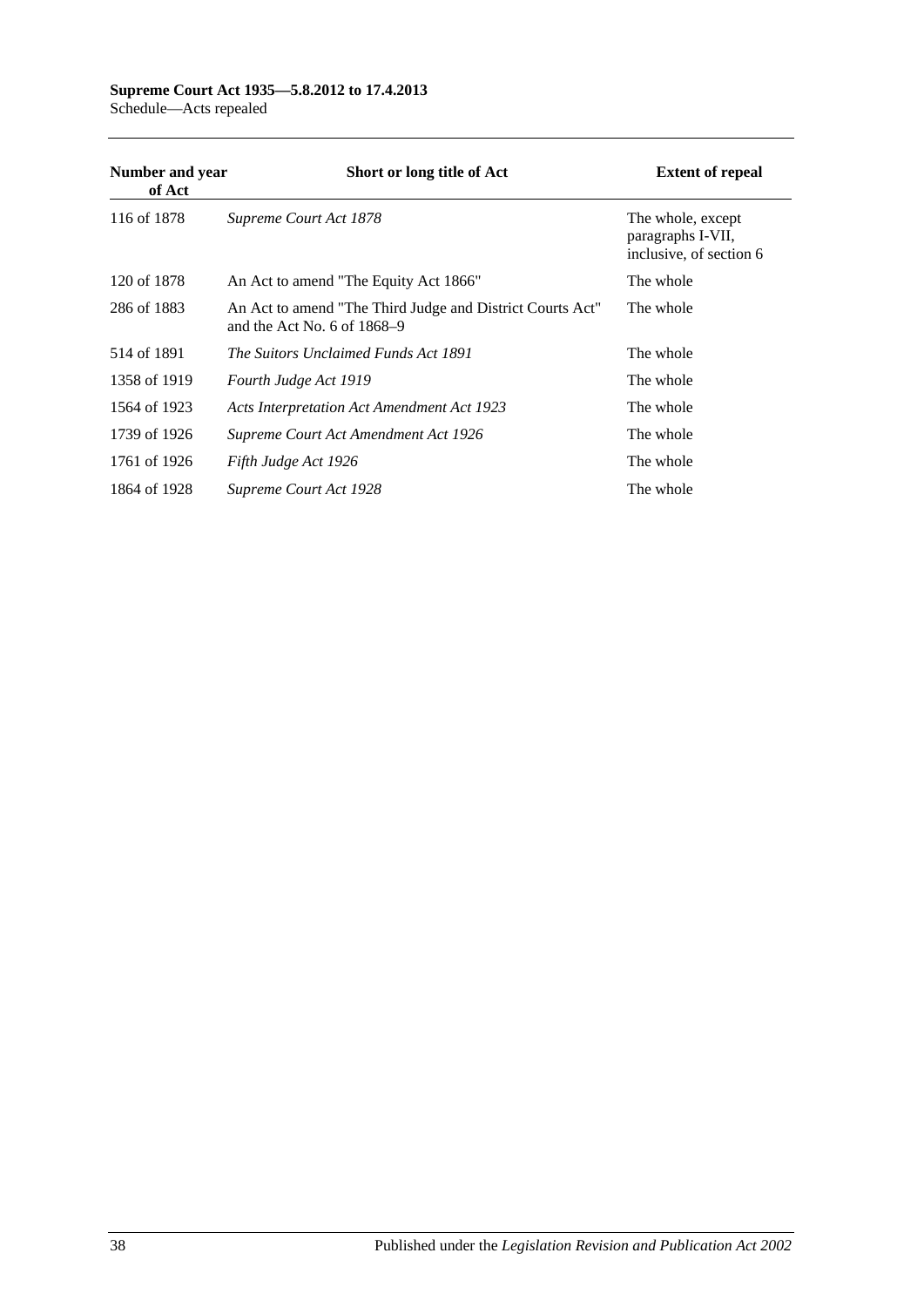| Number and year of Act | Short or long title of Act | Extent of repeal |
|---|---|---|
| 116 of 1878 | *Supreme Court Act 1878* | The whole, except paragraphs I-VII, inclusive, of section 6 |
| 120 of 1878 | An Act to amend "The Equity Act 1866" | The whole |
| 286 of 1883 | An Act to amend "The Third Judge and District Courts Act" and the Act No. 6 of 1868–9 | The whole |
| 514 of 1891 | *The Suitors Unclaimed Funds Act 1891* | The whole |
| 1358 of 1919 | *Fourth Judge Act 1919* | The whole |
| 1564 of 1923 | *Acts Interpretation Act Amendment Act 1923* | The whole |
| 1739 of 1926 | *Supreme Court Act Amendment Act 1926* | The whole |
| 1761 of 1926 | *Fifth Judge Act 1926* | The whole |
| 1864 of 1928 | *Supreme Court Act 1928* | The whole |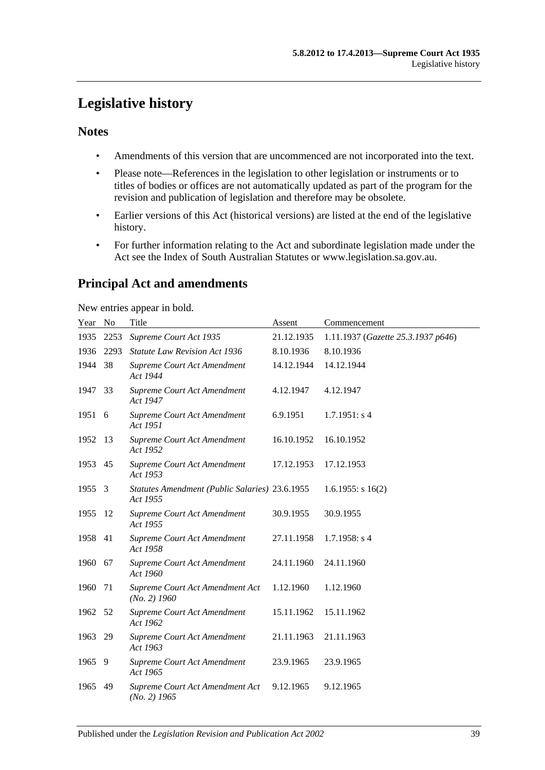# Legislative history

## Notes

- Amendments of this version that are uncommenced are not incorporated into the text.
- Please note—References in the legislation to other legislation or instruments or to titles of bodies or offices are not automatically updated as part of the program for the revision and publication of legislation and therefore may be obsolete.
- Earlier versions of this Act (historical versions) are listed at the end of the legislative history.
- For further information relating to the Act and subordinate legislation made under the Act see the Index of South Australian Statutes or www.legislation.sa.gov.au.

## Principal Act and amendments

New entries appear in bold.

| Year | No | Title | Assent | Commencement |
|---|---|---|---|---|
| 1935 | 2253 | *Supreme Court Act 1935* | 21.12.1935 | 1.11.1937 (*Gazette 25.3.1937 p646*) |
| 1936 | 2293 | *Statute Law Revision Act 1936* | 8.10.1936 | 8.10.1936 |
| 1944 | 38 | *Supreme Court Act Amendment Act 1944* | 14.12.1944 | 14.12.1944 |
| 1947 | 33 | *Supreme Court Act Amendment Act 1947* | 4.12.1947 | 4.12.1947 |
| 1951 | 6 | *Supreme Court Act Amendment Act 1951* | 6.9.1951 | 1.7.1951: s 4 |
| 1952 | 13 | *Supreme Court Act Amendment Act 1952* | 16.10.1952 | 16.10.1952 |
| 1953 | 45 | *Supreme Court Act Amendment Act 1953* | 17.12.1953 | 17.12.1953 |
| 1955 | 3 | *Statutes Amendment (Public Salaries) Act 1955* | 23.6.1955 | 1.6.1955: s 16(2) |
| 1955 | 12 | *Supreme Court Act Amendment Act 1955* | 30.9.1955 | 30.9.1955 |
| 1958 | 41 | *Supreme Court Act Amendment Act 1958* | 27.11.1958 | 1.7.1958: s 4 |
| 1960 | 67 | *Supreme Court Act Amendment Act 1960* | 24.11.1960 | 24.11.1960 |
| 1960 | 71 | *Supreme Court Act Amendment Act (No. 2) 1960* | 1.12.1960 | 1.12.1960 |
| 1962 | 52 | *Supreme Court Act Amendment Act 1962* | 15.11.1962 | 15.11.1962 |
| 1963 | 29 | *Supreme Court Act Amendment Act 1963* | 21.11.1963 | 21.11.1963 |
| 1965 | 9 | *Supreme Court Act Amendment Act 1965* | 23.9.1965 | 23.9.1965 |
| 1965 | 49 | *Supreme Court Act Amendment Act (No. 2) 1965* | 9.12.1965 | 9.12.1965 |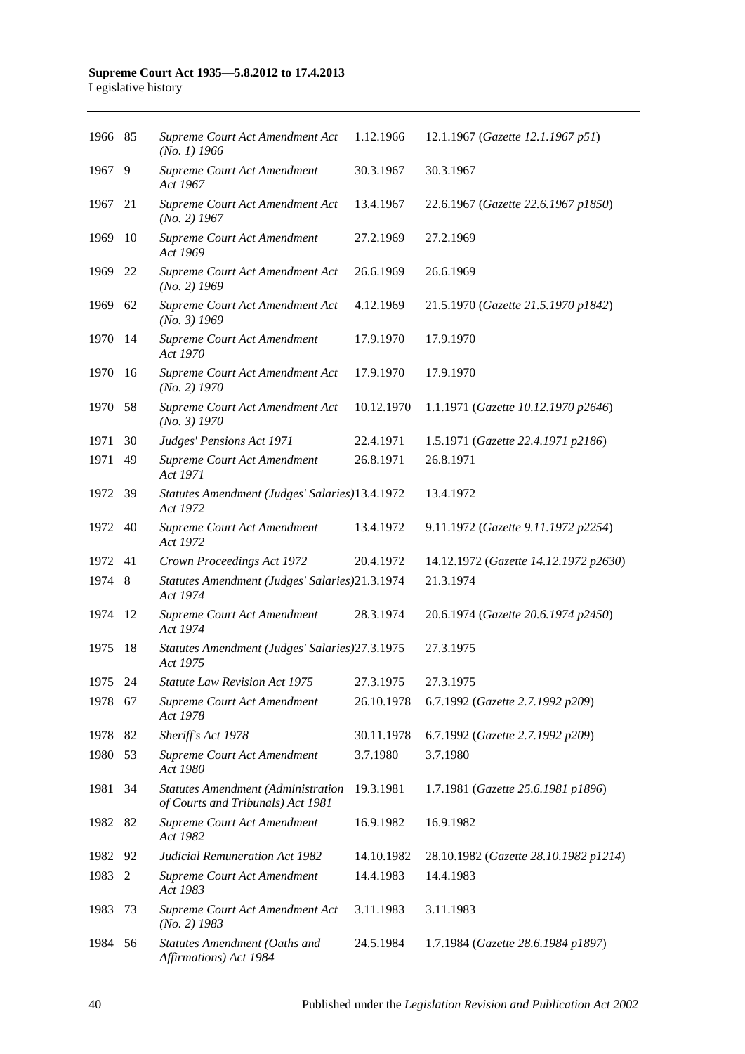| | | | | |
|---|---|---|---|---|
| 1966 | 85 | *Supreme Court Act Amendment Act (No. 1) 1966* | 1.12.1966 | 12.1.1967 (*Gazette 12.1.1967 p51*) |
| 1967 | 9 | *Supreme Court Act Amendment Act 1967* | 30.3.1967 | 30.3.1967 |
| 1967 | 21 | *Supreme Court Act Amendment Act (No. 2) 1967* | 13.4.1967 | 22.6.1967 (*Gazette 22.6.1967 p1850*) |
| 1969 | 10 | *Supreme Court Act Amendment Act 1969* | 27.2.1969 | 27.2.1969 |
| 1969 | 22 | *Supreme Court Act Amendment Act (No. 2) 1969* | 26.6.1969 | 26.6.1969 |
| 1969 | 62 | *Supreme Court Act Amendment Act (No. 3) 1969* | 4.12.1969 | 21.5.1970 (*Gazette 21.5.1970 p1842*) |
| 1970 | 14 | *Supreme Court Act Amendment Act 1970* | 17.9.1970 | 17.9.1970 |
| 1970 | 16 | *Supreme Court Act Amendment Act (No. 2) 1970* | 17.9.1970 | 17.9.1970 |
| 1970 | 58 | *Supreme Court Act Amendment Act (No. 3) 1970* | 10.12.1970 | 1.1.1971 (*Gazette 10.12.1970 p2646*) |
| 1971 | 30 | *Judges' Pensions Act 1971* | 22.4.1971 | 1.5.1971 (*Gazette 22.4.1971 p2186*) |
| 1971 | 49 | *Supreme Court Act Amendment Act 1971* | 26.8.1971 | 26.8.1971 |
| 1972 | 39 | *Statutes Amendment (Judges' Salaries) Act 1972* | 13.4.1972 | 13.4.1972 |
| 1972 | 40 | *Supreme Court Act Amendment Act 1972* | 13.4.1972 | 9.11.1972 (*Gazette 9.11.1972 p2254*) |
| 1972 | 41 | *Crown Proceedings Act 1972* | 20.4.1972 | 14.12.1972 (*Gazette 14.12.1972 p2630*) |
| 1974 | 8 | *Statutes Amendment (Judges' Salaries) Act 1974* | 21.3.1974 | 21.3.1974 |
| 1974 | 12 | *Supreme Court Act Amendment Act 1974* | 28.3.1974 | 20.6.1974 (*Gazette 20.6.1974 p2450*) |
| 1975 | 18 | *Statutes Amendment (Judges' Salaries) Act 1975* | 27.3.1975 | 27.3.1975 |
| 1975 | 24 | *Statute Law Revision Act 1975* | 27.3.1975 | 27.3.1975 |
| 1978 | 67 | *Supreme Court Act Amendment Act 1978* | 26.10.1978 | 6.7.1992 (*Gazette 2.7.1992 p209*) |
| 1978 | 82 | *Sheriff's Act 1978* | 30.11.1978 | 6.7.1992 (*Gazette 2.7.1992 p209*) |
| 1980 | 53 | *Supreme Court Act Amendment Act 1980* | 3.7.1980 | 3.7.1980 |
| 1981 | 34 | *Statutes Amendment (Administration of Courts and Tribunals) Act 1981* | 19.3.1981 | 1.7.1981 (*Gazette 25.6.1981 p1896*) |
| 1982 | 82 | *Supreme Court Act Amendment Act 1982* | 16.9.1982 | 16.9.1982 |
| 1982 | 92 | *Judicial Remuneration Act 1982* | 14.10.1982 | 28.10.1982 (*Gazette 28.10.1982 p1214*) |
| 1983 | 2 | *Supreme Court Act Amendment Act 1983* | 14.4.1983 | 14.4.1983 |
| 1983 | 73 | *Supreme Court Act Amendment Act (No. 2) 1983* | 3.11.1983 | 3.11.1983 |
| 1984 | 56 | *Statutes Amendment (Oaths and Affirmations) Act 1984* | 24.5.1984 | 1.7.1984 (*Gazette 28.6.1984 p1897*) |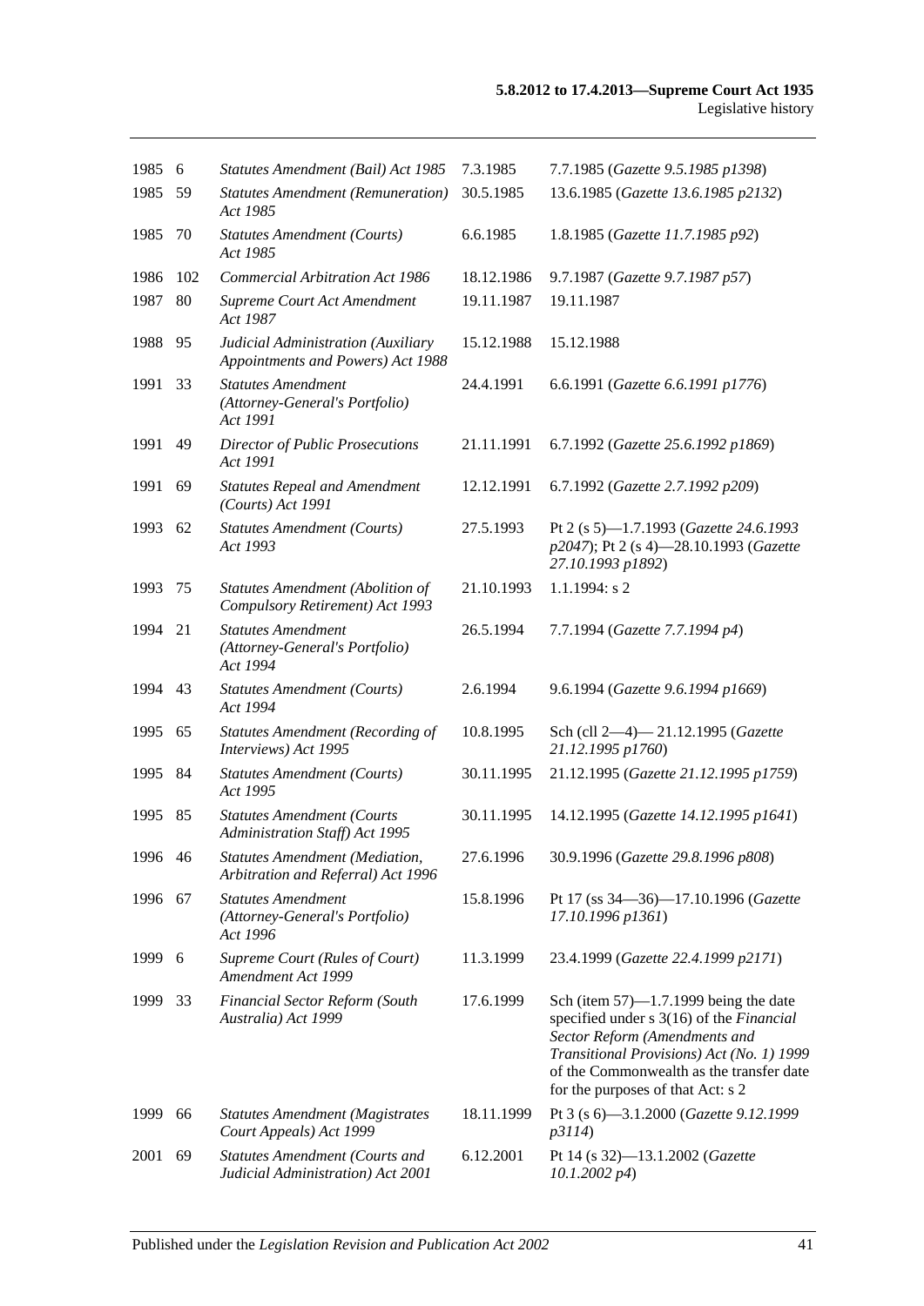| | | | | |
|---|---|---|---|---|
| 1985 | 6 | *Statutes Amendment (Bail) Act 1985* | 7.3.1985 | 7.7.1985 (*Gazette 9.5.1985 p1398*) |
| 1985 | 59 | *Statutes Amendment (Remuneration) Act 1985* | 30.5.1985 | 13.6.1985 (*Gazette 13.6.1985 p2132*) |
| 1985 | 70 | *Statutes Amendment (Courts) Act 1985* | 6.6.1985 | 1.8.1985 (*Gazette 11.7.1985 p92*) |
| 1986 | 102 | *Commercial Arbitration Act 1986* | 18.12.1986 | 9.7.1987 (*Gazette 9.7.1987 p57*) |
| 1987 | 80 | *Supreme Court Act Amendment Act 1987* | 19.11.1987 | 19.11.1987 |
| 1988 | 95 | *Judicial Administration (Auxiliary Appointments and Powers) Act 1988* | 15.12.1988 | 15.12.1988 |
| 1991 | 33 | *Statutes Amendment (Attorney-General's Portfolio) Act 1991* | 24.4.1991 | 6.6.1991 (*Gazette 6.6.1991 p1776*) |
| 1991 | 49 | *Director of Public Prosecutions Act 1991* | 21.11.1991 | 6.7.1992 (*Gazette 25.6.1992 p1869*) |
| 1991 | 69 | *Statutes Repeal and Amendment (Courts) Act 1991* | 12.12.1991 | 6.7.1992 (*Gazette 2.7.1992 p209*) |
| 1993 | 62 | *Statutes Amendment (Courts) Act 1993* | 27.5.1993 | Pt 2 (s 5)—1.7.1993 (*Gazette 24.6.1993 p2047*); Pt 2 (s 4)—28.10.1993 (*Gazette 27.10.1993 p1892*) |
| 1993 | 75 | *Statutes Amendment (Abolition of Compulsory Retirement) Act 1993* | 21.10.1993 | 1.1.1994: s 2 |
| 1994 | 21 | *Statutes Amendment (Attorney-General's Portfolio) Act 1994* | 26.5.1994 | 7.7.1994 (*Gazette 7.7.1994 p4*) |
| 1994 | 43 | *Statutes Amendment (Courts) Act 1994* | 2.6.1994 | 9.6.1994 (*Gazette 9.6.1994 p1669*) |
| 1995 | 65 | *Statutes Amendment (Recording of Interviews) Act 1995* | 10.8.1995 | Sch (cll 2—4)— 21.12.1995 (*Gazette 21.12.1995 p1760*) |
| 1995 | 84 | *Statutes Amendment (Courts) Act 1995* | 30.11.1995 | 21.12.1995 (*Gazette 21.12.1995 p1759*) |
| 1995 | 85 | *Statutes Amendment (Courts Administration Staff) Act 1995* | 30.11.1995 | 14.12.1995 (*Gazette 14.12.1995 p1641*) |
| 1996 | 46 | *Statutes Amendment (Mediation, Arbitration and Referral) Act 1996* | 27.6.1996 | 30.9.1996 (*Gazette 29.8.1996 p808*) |
| 1996 | 67 | *Statutes Amendment (Attorney-General's Portfolio) Act 1996* | 15.8.1996 | Pt 17 (ss 34—36)—17.10.1996 (*Gazette 17.10.1996 p1361*) |
| 1999 | 6 | *Supreme Court (Rules of Court) Amendment Act 1999* | 11.3.1999 | 23.4.1999 (*Gazette 22.4.1999 p2171*) |
| 1999 | 33 | *Financial Sector Reform (South Australia) Act 1999* | 17.6.1999 | Sch (item 57)—1.7.1999 being the date specified under s 3(16) of the *Financial Sector Reform (Amendments and Transitional Provisions) Act (No. 1) 1999* of the Commonwealth as the transfer date for the purposes of that Act: s 2 |
| 1999 | 66 | *Statutes Amendment (Magistrates Court Appeals) Act 1999* | 18.11.1999 | Pt 3 (s 6)—3.1.2000 (*Gazette 9.12.1999 p3114*) |
| 2001 | 69 | *Statutes Amendment (Courts and Judicial Administration) Act 2001* | 6.12.2001 | Pt 14 (s 32)—13.1.2002 (*Gazette 10.1.2002 p4*) |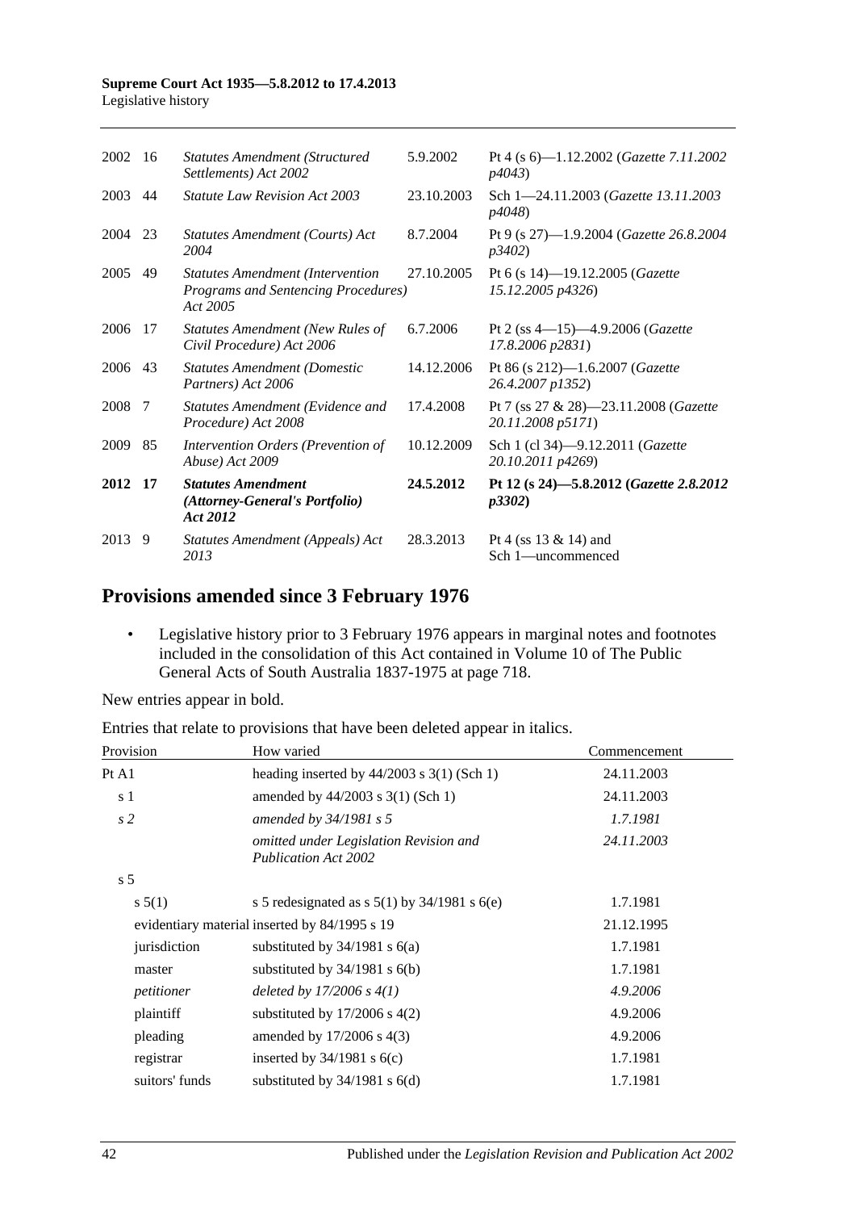| | | | | |
|---|---|---|---|---|
| 2002 | 16 | *Statutes Amendment (Structured Settlements) Act 2002* | 5.9.2002 | Pt 4 (s 6)—1.12.2002 (*Gazette 7.11.2002 p4043*) |
| 2003 | 44 | *Statute Law Revision Act 2003* | 23.10.2003 | Sch 1—24.11.2003 (*Gazette 13.11.2003 p4048*) |
| 2004 | 23 | *Statutes Amendment (Courts) Act 2004* | 8.7.2004 | Pt 9 (s 27)—1.9.2004 (*Gazette 26.8.2004 p3402*) |
| 2005 | 49 | *Statutes Amendment (Intervention Programs and Sentencing Procedures) Act 2005* | 27.10.2005 | Pt 6 (s 14)—19.12.2005 (*Gazette 15.12.2005 p4326*) |
| 2006 | 17 | *Statutes Amendment (New Rules of Civil Procedure) Act 2006* | 6.7.2006 | Pt 2 (ss 4—15)—4.9.2006 (*Gazette 17.8.2006 p2831*) |
| 2006 | 43 | *Statutes Amendment (Domestic Partners) Act 2006* | 14.12.2006 | Pt 86 (s 212)—1.6.2007 (*Gazette 26.4.2007 p1352*) |
| 2008 | 7 | *Statutes Amendment (Evidence and Procedure) Act 2008* | 17.4.2008 | Pt 7 (ss 27 & 28)—23.11.2008 (*Gazette 20.11.2008 p5171*) |
| 2009 | 85 | *Intervention Orders (Prevention of Abuse) Act 2009* | 10.12.2009 | Sch 1 (cl 34)—9.12.2011 (*Gazette 20.10.2011 p4269*) |
| **2012** | **17** | ***Statutes Amendment (Attorney-General's Portfolio) Act 2012*** | **24.5.2012** | **Pt 12 (s 24)—5.8.2012 (*Gazette 2.8.2012 p3302*)** |
| 2013 | 9 | *Statutes Amendment (Appeals) Act 2013* | 28.3.2013 | Pt 4 (ss 13 & 14) and Sch 1—uncommenced |

## Provisions amended since 3 February 1976

- Legislative history prior to 3 February 1976 appears in marginal notes and footnotes included in the consolidation of this Act contained in Volume 10 of The Public General Acts of South Australia 1837-1975 at page 718.

New entries appear in bold.

Entries that relate to provisions that have been deleted appear in italics.

| Provision | How varied | Commencement |
|---|---|---|
| Pt A1 | heading inserted by 44/2003 s 3(1) (Sch 1) | 24.11.2003 |
| s 1 | amended by 44/2003 s 3(1) (Sch 1) | 24.11.2003 |
| *s 2* | *amended by 34/1981 s 5* | *1.7.1981* |
| | *omitted under Legislation Revision and Publication Act 2002* | *24.11.2003* |
| s 5 | | |
| s 5(1) | s 5 redesignated as s 5(1) by 34/1981 s 6(e) | 1.7.1981 |
| evidentiary material | inserted by 84/1995 s 19 | 21.12.1995 |
| jurisdiction | substituted by 34/1981 s 6(a) | 1.7.1981 |
| master | substituted by 34/1981 s 6(b) | 1.7.1981 |
| *petitioner* | *deleted by 17/2006 s 4(1)* | *4.9.2006* |
| plaintiff | substituted by 17/2006 s 4(2) | 4.9.2006 |
| pleading | amended by 17/2006 s 4(3) | 4.9.2006 |
| registrar | inserted by 34/1981 s 6(c) | 1.7.1981 |
| suitors' funds | substituted by 34/1981 s 6(d) | 1.7.1981 |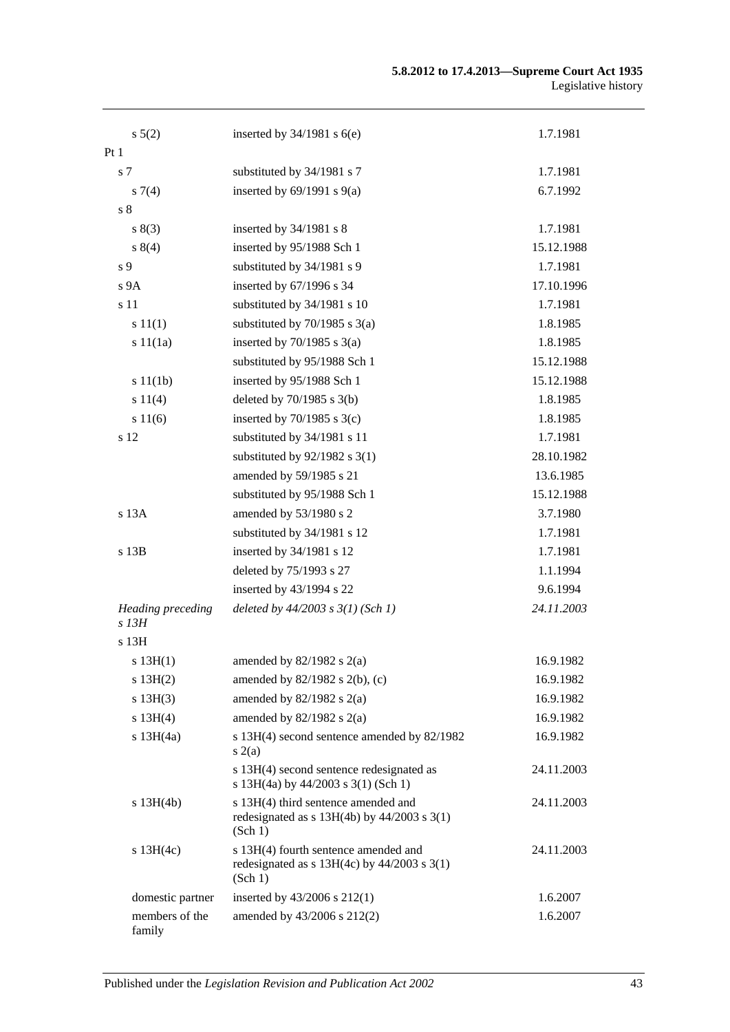| | | |
|---|---|---|
| s 5(2) | inserted by 34/1981 s 6(e) | 1.7.1981 |
| Pt 1 | | |
| s 7 | substituted by 34/1981 s 7 | 1.7.1981 |
| s 7(4) | inserted by 69/1991 s 9(a) | 6.7.1992 |
| s 8 | | |
| s 8(3) | inserted by 34/1981 s 8 | 1.7.1981 |
| s 8(4) | inserted by 95/1988 Sch 1 | 15.12.1988 |
| s 9 | substituted by 34/1981 s 9 | 1.7.1981 |
| s 9A | inserted by 67/1996 s 34 | 17.10.1996 |
| s 11 | substituted by 34/1981 s 10 | 1.7.1981 |
| s 11(1) | substituted by 70/1985 s 3(a) | 1.8.1985 |
| s 11(1a) | inserted by 70/1985 s 3(a) | 1.8.1985 |
| | substituted by 95/1988 Sch 1 | 15.12.1988 |
| s 11(1b) | inserted by 95/1988 Sch 1 | 15.12.1988 |
| s 11(4) | deleted by 70/1985 s 3(b) | 1.8.1985 |
| s 11(6) | inserted by 70/1985 s 3(c) | 1.8.1985 |
| s 12 | substituted by 34/1981 s 11 | 1.7.1981 |
| | substituted by 92/1982 s 3(1) | 28.10.1982 |
| | amended by 59/1985 s 21 | 13.6.1985 |
| | substituted by 95/1988 Sch 1 | 15.12.1988 |
| s 13A | amended by 53/1980 s 2 | 3.7.1980 |
| | substituted by 34/1981 s 12 | 1.7.1981 |
| s 13B | inserted by 34/1981 s 12 | 1.7.1981 |
| | deleted by 75/1993 s 27 | 1.1.1994 |
| | inserted by 43/1994 s 22 | 9.6.1994 |
| *Heading preceding s 13H* | *deleted by 44/2003 s 3(1) (Sch 1)* | *24.11.2003* |
| s 13H | | |
| s 13H(1) | amended by 82/1982 s 2(a) | 16.9.1982 |
| s 13H(2) | amended by 82/1982 s 2(b), (c) | 16.9.1982 |
| s 13H(3) | amended by 82/1982 s 2(a) | 16.9.1982 |
| s 13H(4) | amended by 82/1982 s 2(a) | 16.9.1982 |
| s 13H(4a) | s 13H(4) second sentence amended by 82/1982 s 2(a) | 16.9.1982 |
| | s 13H(4) second sentence redesignated as s 13H(4a) by 44/2003 s 3(1) (Sch 1) | 24.11.2003 |
| s 13H(4b) | s 13H(4) third sentence amended and redesignated as s 13H(4b) by 44/2003 s 3(1) (Sch 1) | 24.11.2003 |
| s 13H(4c) | s 13H(4) fourth sentence amended and redesignated as s 13H(4c) by 44/2003 s 3(1) (Sch 1) | 24.11.2003 |
| domestic partner | inserted by 43/2006 s 212(1) | 1.6.2007 |
| members of the family | amended by 43/2006 s 212(2) | 1.6.2007 |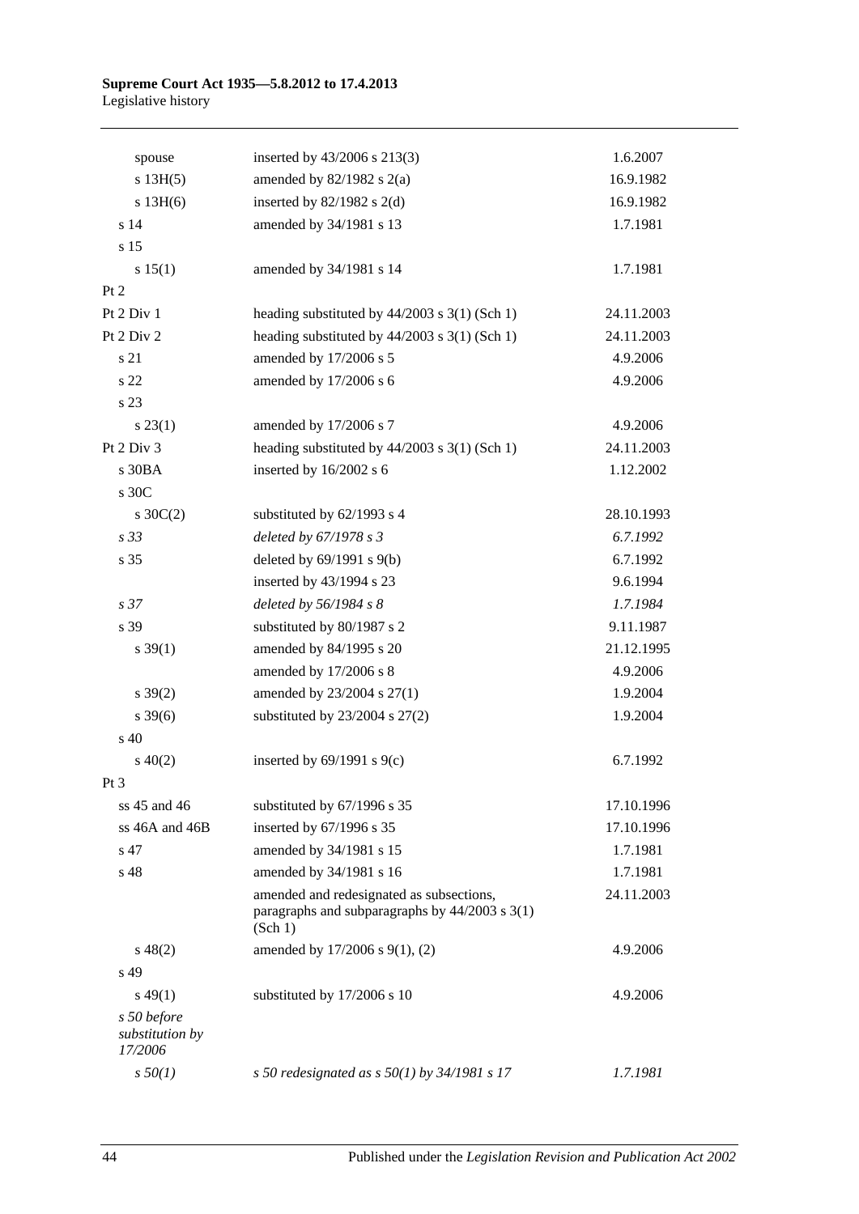| | | |
|---|---|---|
| spouse | inserted by 43/2006 s 213(3) | 1.6.2007 |
| s 13H(5) | amended by 82/1982 s 2(a) | 16.9.1982 |
| s 13H(6) | inserted by 82/1982 s 2(d) | 16.9.1982 |
| s 14 | amended by 34/1981 s 13 | 1.7.1981 |
| s 15 | | |
| s 15(1) | amended by 34/1981 s 14 | 1.7.1981 |
| Pt 2 | | |
| Pt 2 Div 1 | heading substituted by 44/2003 s 3(1) (Sch 1) | 24.11.2003 |
| Pt 2 Div 2 | heading substituted by 44/2003 s 3(1) (Sch 1) | 24.11.2003 |
| s 21 | amended by 17/2006 s 5 | 4.9.2006 |
| s 22 | amended by 17/2006 s 6 | 4.9.2006 |
| s 23 | | |
| s 23(1) | amended by 17/2006 s 7 | 4.9.2006 |
| Pt 2 Div 3 | heading substituted by 44/2003 s 3(1) (Sch 1) | 24.11.2003 |
| s 30BA | inserted by 16/2002 s 6 | 1.12.2002 |
| s 30C | | |
| s 30C(2) | substituted by 62/1993 s 4 | 28.10.1993 |
| *s 33* | *deleted by 67/1978 s 3* | *6.7.1992* |
| s 35 | deleted by 69/1991 s 9(b) | 6.7.1992 |
| | inserted by 43/1994 s 23 | 9.6.1994 |
| *s 37* | *deleted by 56/1984 s 8* | *1.7.1984* |
| s 39 | substituted by 80/1987 s 2 | 9.11.1987 |
| s 39(1) | amended by 84/1995 s 20 | 21.12.1995 |
| | amended by 17/2006 s 8 | 4.9.2006 |
| s 39(2) | amended by 23/2004 s 27(1) | 1.9.2004 |
| s 39(6) | substituted by 23/2004 s 27(2) | 1.9.2004 |
| s 40 | | |
| s 40(2) | inserted by 69/1991 s 9(c) | 6.7.1992 |
| Pt 3 | | |
| ss 45 and 46 | substituted by 67/1996 s 35 | 17.10.1996 |
| ss 46A and 46B | inserted by 67/1996 s 35 | 17.10.1996 |
| s 47 | amended by 34/1981 s 15 | 1.7.1981 |
| s 48 | amended by 34/1981 s 16 | 1.7.1981 |
| | amended and redesignated as subsections, paragraphs and subparagraphs by 44/2003 s 3(1) (Sch 1) | 24.11.2003 |
| s 48(2) | amended by 17/2006 s 9(1), (2) | 4.9.2006 |
| s 49 | | |
| s 49(1) | substituted by 17/2006 s 10 | 4.9.2006 |
| *s 50 before substitution by 17/2006* | | |
| *s 50(1)* | *s 50 redesignated as s 50(1) by 34/1981 s 17* | *1.7.1981* |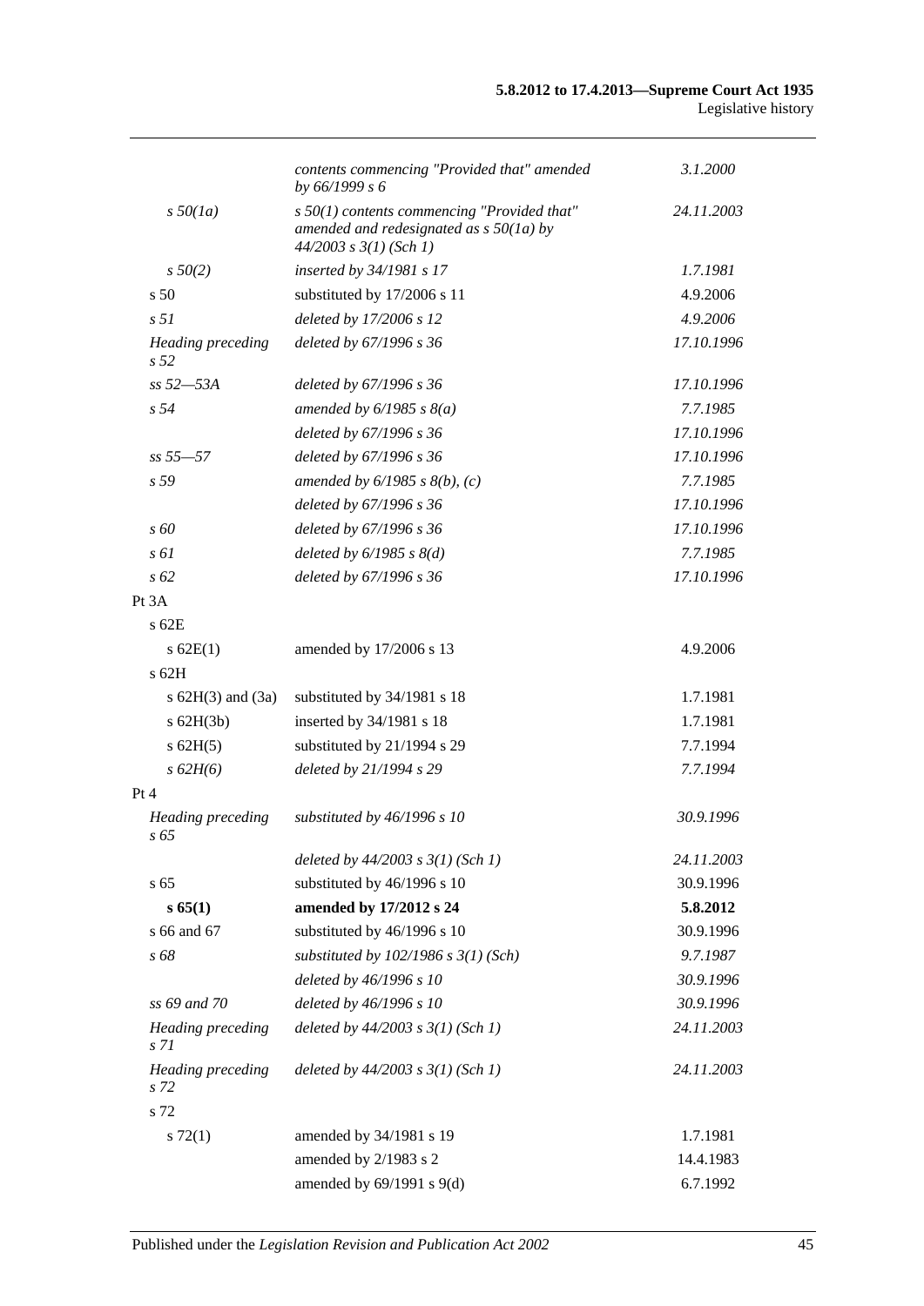| | | |
|---|---|---|
| | *contents commencing "Provided that" amended by 66/1999 s 6* | *3.1.2000* |
| *s 50(1a)* | *s 50(1) contents commencing "Provided that" amended and redesignated as s 50(1a) by 44/2003 s 3(1) (Sch 1)* | *24.11.2003* |
| *s 50(2)* | *inserted by 34/1981 s 17* | *1.7.1981* |
| s 50 | substituted by 17/2006 s 11 | 4.9.2006 |
| *s 51* | *deleted by 17/2006 s 12* | *4.9.2006* |
| *Heading preceding s 52* | *deleted by 67/1996 s 36* | *17.10.1996* |
| *ss 52—53A* | *deleted by 67/1996 s 36* | *17.10.1996* |
| *s 54* | *amended by 6/1985 s 8(a)* | *7.7.1985* |
| | *deleted by 67/1996 s 36* | *17.10.1996* |
| *ss 55—57* | *deleted by 67/1996 s 36* | *17.10.1996* |
| *s 59* | *amended by 6/1985 s 8(b), (c)* | *7.7.1985* |
| | *deleted by 67/1996 s 36* | *17.10.1996* |
| *s 60* | *deleted by 67/1996 s 36* | *17.10.1996* |
| *s 61* | *deleted by 6/1985 s 8(d)* | *7.7.1985* |
| *s 62* | *deleted by 67/1996 s 36* | *17.10.1996* |
| Pt 3A | | |
| s 62E | | |
| s 62E(1) | amended by 17/2006 s 13 | 4.9.2006 |
| s 62H | | |
| s 62H(3) and (3a) | substituted by 34/1981 s 18 | 1.7.1981 |
| s 62H(3b) | inserted by 34/1981 s 18 | 1.7.1981 |
| s 62H(5) | substituted by 21/1994 s 29 | 7.7.1994 |
| *s 62H(6)* | *deleted by 21/1994 s 29* | *7.7.1994* |
| Pt 4 | | |
| *Heading preceding s 65* | *substituted by 46/1996 s 10* | *30.9.1996* |
| | *deleted by 44/2003 s 3(1) (Sch 1)* | *24.11.2003* |
| s 65 | substituted by 46/1996 s 10 | 30.9.1996 |
| **s 65(1)** | **amended by 17/2012 s 24** | **5.8.2012** |
| s 66 and 67 | substituted by 46/1996 s 10 | 30.9.1996 |
| *s 68* | *substituted by 102/1986 s 3(1) (Sch)* | *9.7.1987* |
| | *deleted by 46/1996 s 10* | *30.9.1996* |
| *ss 69 and 70* | *deleted by 46/1996 s 10* | *30.9.1996* |
| *Heading preceding s 71* | *deleted by 44/2003 s 3(1) (Sch 1)* | *24.11.2003* |
| *Heading preceding s 72* | *deleted by 44/2003 s 3(1) (Sch 1)* | *24.11.2003* |
| s 72 | | |
| s 72(1) | amended by 34/1981 s 19 | 1.7.1981 |
| | amended by 2/1983 s 2 | 14.4.1983 |
| | amended by 69/1991 s 9(d) | 6.7.1992 |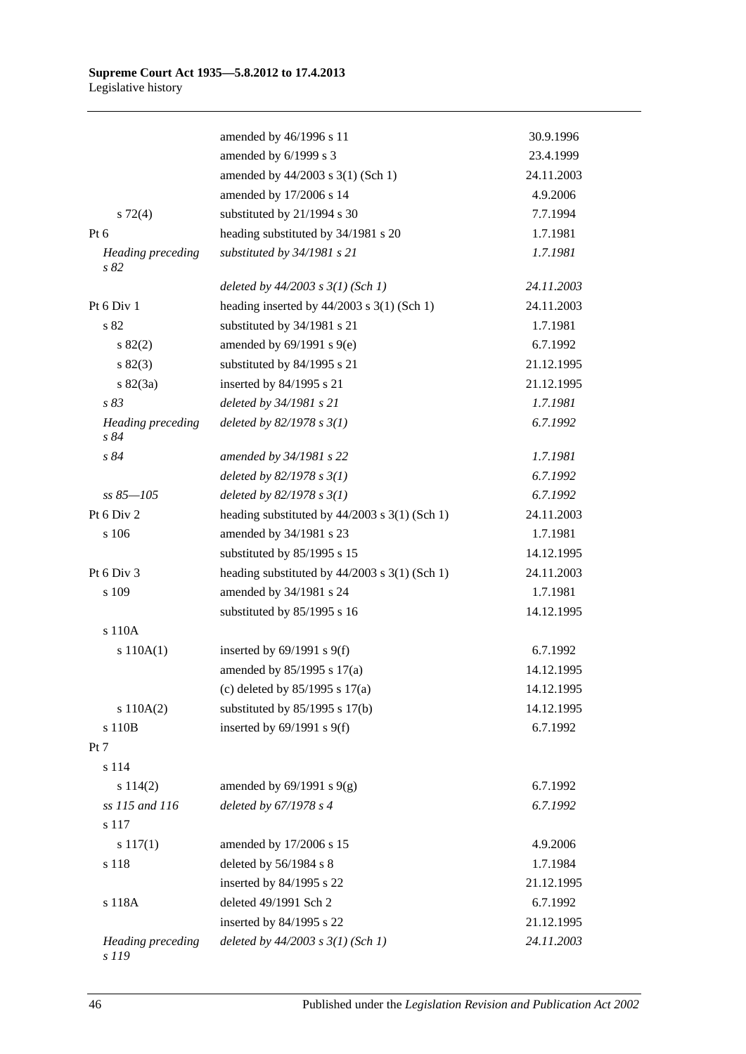| | | |
|---|---|---|
| | amended by 46/1996 s 11 | 30.9.1996 |
| | amended by 6/1999 s 3 | 23.4.1999 |
| | amended by 44/2003 s 3(1) (Sch 1) | 24.11.2003 |
| | amended by 17/2006 s 14 | 4.9.2006 |
| s 72(4) | substituted by 21/1994 s 30 | 7.7.1994 |
| Pt 6 | heading substituted by 34/1981 s 20 | 1.7.1981 |
| *Heading preceding s 82* | *substituted by 34/1981 s 21* | *1.7.1981* |
| | *deleted by 44/2003 s 3(1) (Sch 1)* | *24.11.2003* |
| Pt 6 Div 1 | heading inserted by 44/2003 s 3(1) (Sch 1) | 24.11.2003 |
| s 82 | substituted by 34/1981 s 21 | 1.7.1981 |
| s 82(2) | amended by 69/1991 s 9(e) | 6.7.1992 |
| s 82(3) | substituted by 84/1995 s 21 | 21.12.1995 |
| s 82(3a) | inserted by 84/1995 s 21 | 21.12.1995 |
| *s 83* | *deleted by 34/1981 s 21* | *1.7.1981* |
| *Heading preceding s 84* | *deleted by 82/1978 s 3(1)* | *6.7.1992* |
| *s 84* | *amended by 34/1981 s 22* | *1.7.1981* |
| | *deleted by 82/1978 s 3(1)* | *6.7.1992* |
| *ss 85—105* | *deleted by 82/1978 s 3(1)* | *6.7.1992* |
| Pt 6 Div 2 | heading substituted by 44/2003 s 3(1) (Sch 1) | 24.11.2003 |
| s 106 | amended by 34/1981 s 23 | 1.7.1981 |
| | substituted by 85/1995 s 15 | 14.12.1995 |
| Pt 6 Div 3 | heading substituted by 44/2003 s 3(1) (Sch 1) | 24.11.2003 |
| s 109 | amended by 34/1981 s 24 | 1.7.1981 |
| | substituted by 85/1995 s 16 | 14.12.1995 |
| s 110A | | |
| s 110A(1) | inserted by 69/1991 s 9(f) | 6.7.1992 |
| | amended by 85/1995 s 17(a) | 14.12.1995 |
| | (c) deleted by 85/1995 s 17(a) | 14.12.1995 |
| s 110A(2) | substituted by 85/1995 s 17(b) | 14.12.1995 |
| s 110B | inserted by 69/1991 s 9(f) | 6.7.1992 |
| Pt 7 | | |
| s 114 | | |
| s 114(2) | amended by 69/1991 s 9(g) | 6.7.1992 |
| *ss 115 and 116* | *deleted by 67/1978 s 4* | *6.7.1992* |
| s 117 | | |
| s 117(1) | amended by 17/2006 s 15 | 4.9.2006 |
| s 118 | deleted by 56/1984 s 8 | 1.7.1984 |
| | inserted by 84/1995 s 22 | 21.12.1995 |
| s 118A | deleted 49/1991 Sch 2 | 6.7.1992 |
| | inserted by 84/1995 s 22 | 21.12.1995 |
| *Heading preceding s 119* | *deleted by 44/2003 s 3(1) (Sch 1)* | *24.11.2003* |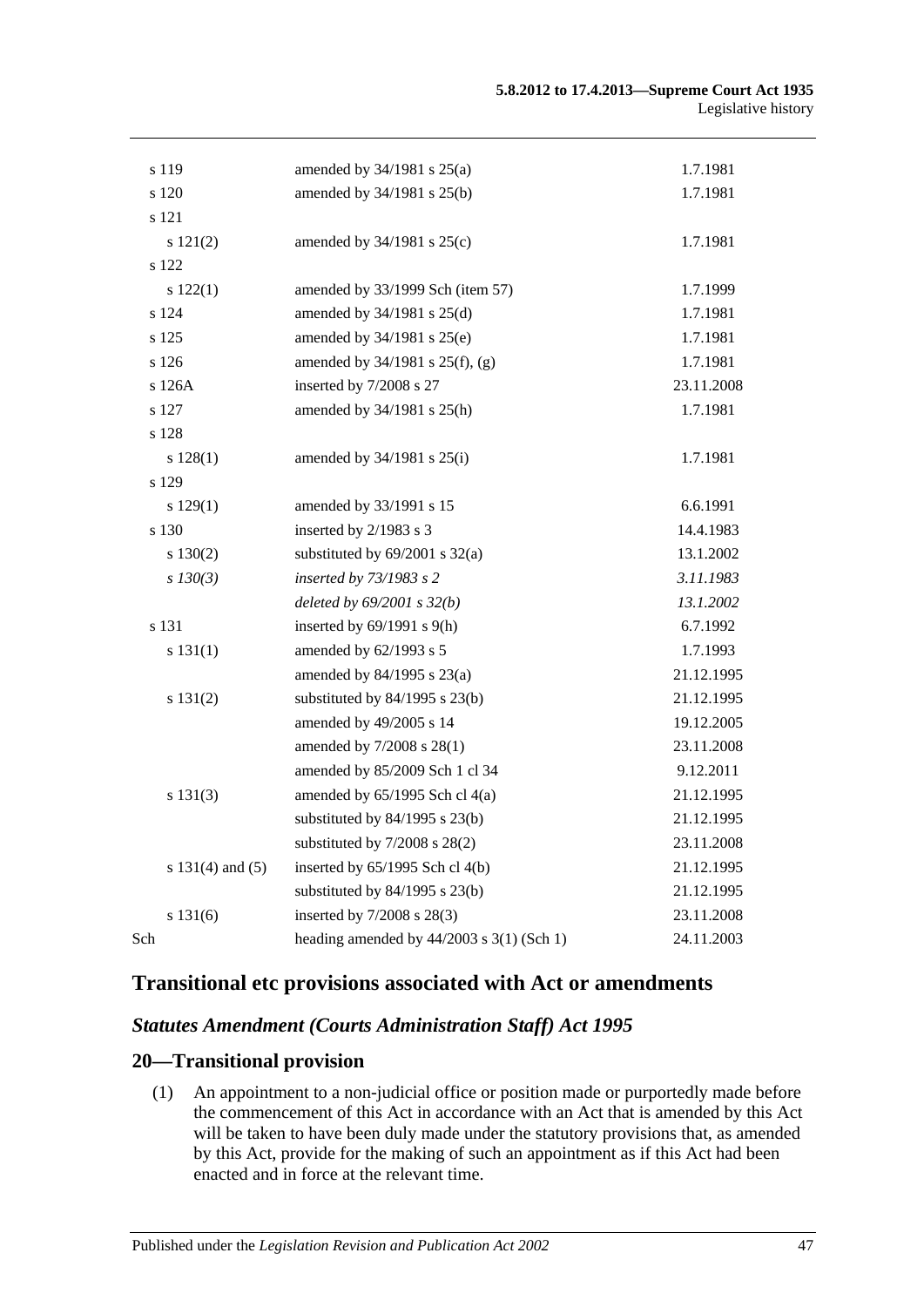| | | |
|---|---|---|
| s 119 | amended by 34/1981 s 25(a) | 1.7.1981 |
| s 120 | amended by 34/1981 s 25(b) | 1.7.1981 |
| s 121 | | |
| s 121(2) | amended by 34/1981 s 25(c) | 1.7.1981 |
| s 122 | | |
| s 122(1) | amended by 33/1999 Sch (item 57) | 1.7.1999 |
| s 124 | amended by 34/1981 s 25(d) | 1.7.1981 |
| s 125 | amended by 34/1981 s 25(e) | 1.7.1981 |
| s 126 | amended by 34/1981 s 25(f), (g) | 1.7.1981 |
| s 126A | inserted by 7/2008 s 27 | 23.11.2008 |
| s 127 | amended by 34/1981 s 25(h) | 1.7.1981 |
| s 128 | | |
| s 128(1) | amended by 34/1981 s 25(i) | 1.7.1981 |
| s 129 | | |
| s 129(1) | amended by 33/1991 s 15 | 6.6.1991 |
| s 130 | inserted by 2/1983 s 3 | 14.4.1983 |
| s 130(2) | substituted by 69/2001 s 32(a) | 13.1.2002 |
| *s 130(3)* | *inserted by 73/1983 s 2* | *3.11.1983* |
| | *deleted by 69/2001 s 32(b)* | *13.1.2002* |
| s 131 | inserted by 69/1991 s 9(h) | 6.7.1992 |
| s 131(1) | amended by 62/1993 s 5 | 1.7.1993 |
| | amended by 84/1995 s 23(a) | 21.12.1995 |
| s 131(2) | substituted by 84/1995 s 23(b) | 21.12.1995 |
| | amended by 49/2005 s 14 | 19.12.2005 |
| | amended by 7/2008 s 28(1) | 23.11.2008 |
| | amended by 85/2009 Sch 1 cl 34 | 9.12.2011 |
| s 131(3) | amended by 65/1995 Sch cl 4(a) | 21.12.1995 |
| | substituted by 84/1995 s 23(b) | 21.12.1995 |
| | substituted by 7/2008 s 28(2) | 23.11.2008 |
| s 131(4) and (5) | inserted by 65/1995 Sch cl 4(b) | 21.12.1995 |
| | substituted by 84/1995 s 23(b) | 21.12.1995 |
| s 131(6) | inserted by 7/2008 s 28(3) | 23.11.2008 |
| Sch | heading amended by 44/2003 s 3(1) (Sch 1) | 24.11.2003 |

## Transitional etc provisions associated with Act or amendments

### *Statutes Amendment (Courts Administration Staff) Act 1995*

### 20—Transitional provision

(1) An appointment to a non-judicial office or position made or purportedly made before the commencement of this Act in accordance with an Act that is amended by this Act will be taken to have been duly made under the statutory provisions that, as amended by this Act, provide for the making of such an appointment as if this Act had been enacted and in force at the relevant time.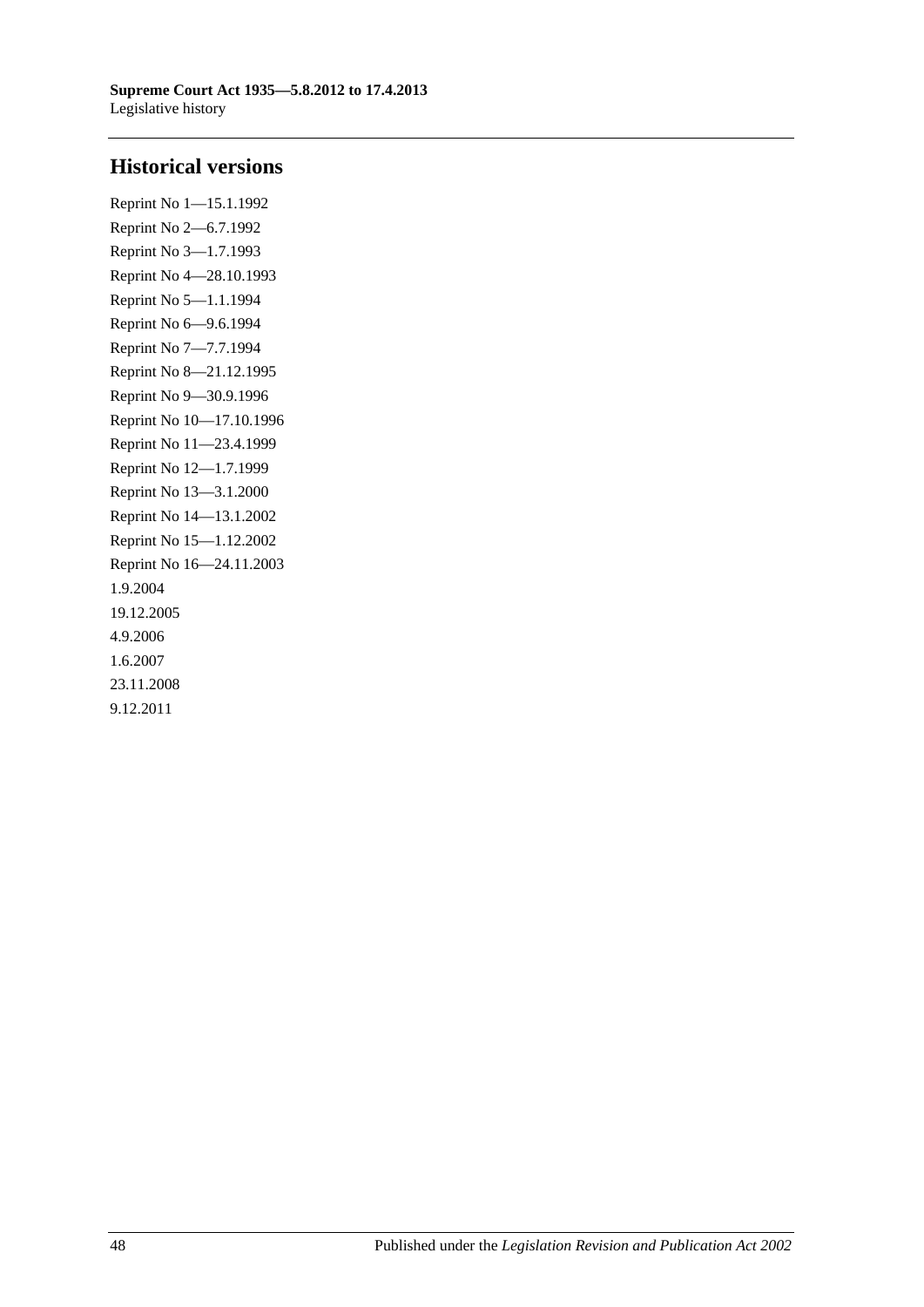## Historical versions

Reprint No 1—15.1.1992
Reprint No 2—6.7.1992
Reprint No 3—1.7.1993
Reprint No 4—28.10.1993
Reprint No 5—1.1.1994
Reprint No 6—9.6.1994
Reprint No 7—7.7.1994
Reprint No 8—21.12.1995
Reprint No 9—30.9.1996
Reprint No 10—17.10.1996
Reprint No 11—23.4.1999
Reprint No 12—1.7.1999
Reprint No 13—3.1.2000
Reprint No 14—13.1.2002
Reprint No 15—1.12.2002
Reprint No 16—24.11.2003
1.9.2004
19.12.2005
4.9.2006
1.6.2007
23.11.2008
9.12.2011